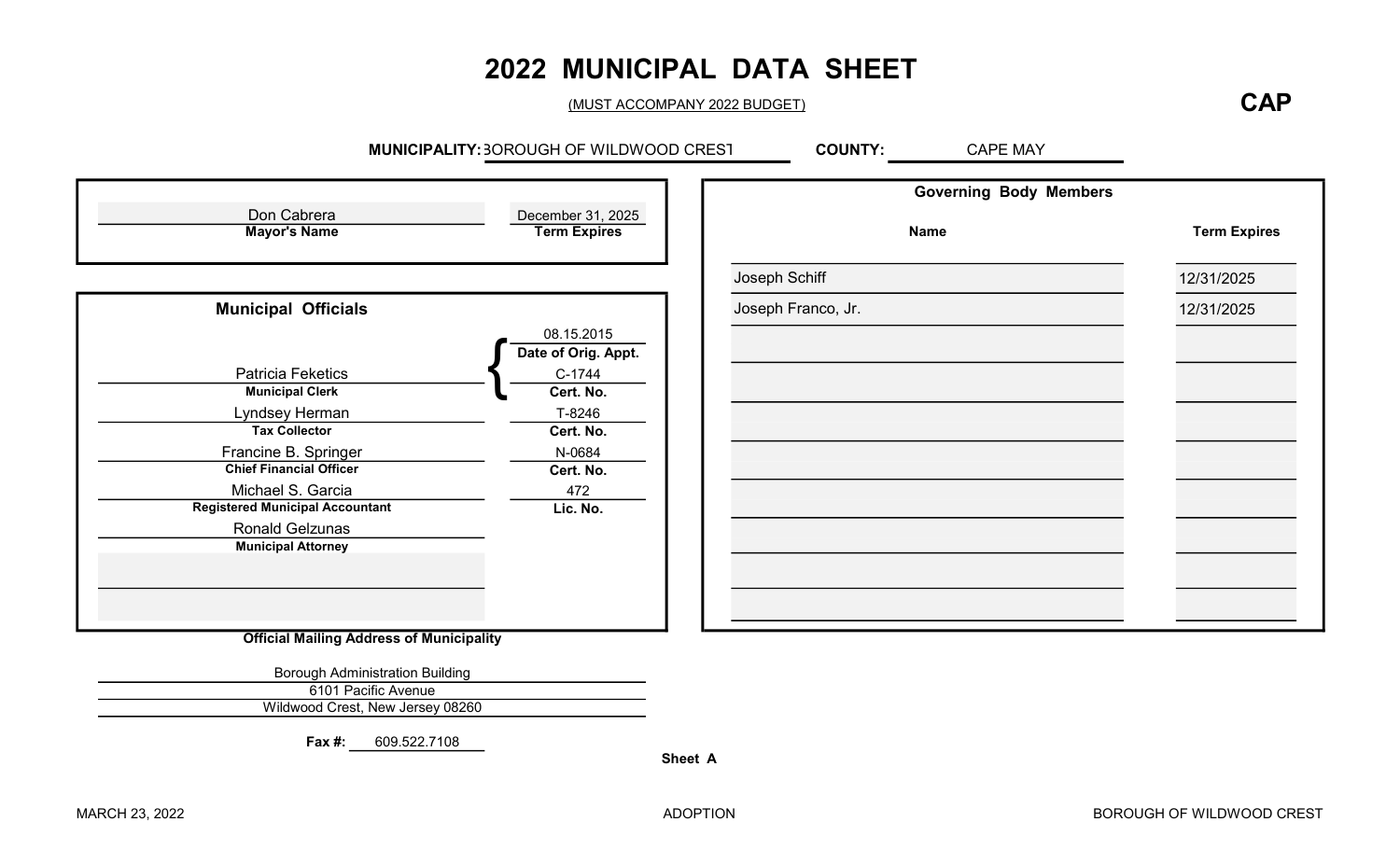# 2022 MUNICIPAL DATA SHEET

(MUST ACCOMPANY 2022 BUDGET)

**CAP**

**MUNICIPALITY:** BOROUGH OF WILDWOOD CREST **COUNTY:** CAPE MAY

| Mayor's Name | Term Expires |
|---|---|
| Don Cabrera | December 31, 2025 |

## Municipal Officials

| Name | Title | | |
|---|---|---|---|
| | | Date of Orig. Appt. | 08.15.2015 |
| Patricia Feketics | Municipal Clerk | Cert. No. | C-1744 |
| Lyndsey Herman | Tax Collector | Cert. No. | T-8246 |
| Francine B. Springer | Chief Financial Officer | Cert. No. | N-0684 |
| Michael S. Garcia | Registered Municipal Accountant | Lic. No. | 472 |
| Ronald Gelzunas | Municipal Attorney | | |

## Governing Body Members

| Name | Term Expires |
|---|---|
| Joseph Schiff | 12/31/2025 |
| Joseph Franco, Jr. | 12/31/2025 |

**Official Mailing Address of Municipality**

Borough Administration Building
6101 Pacific Avenue
Wildwood Crest, New Jersey 08260

**Fax #:** 609.522.7108

**Sheet A**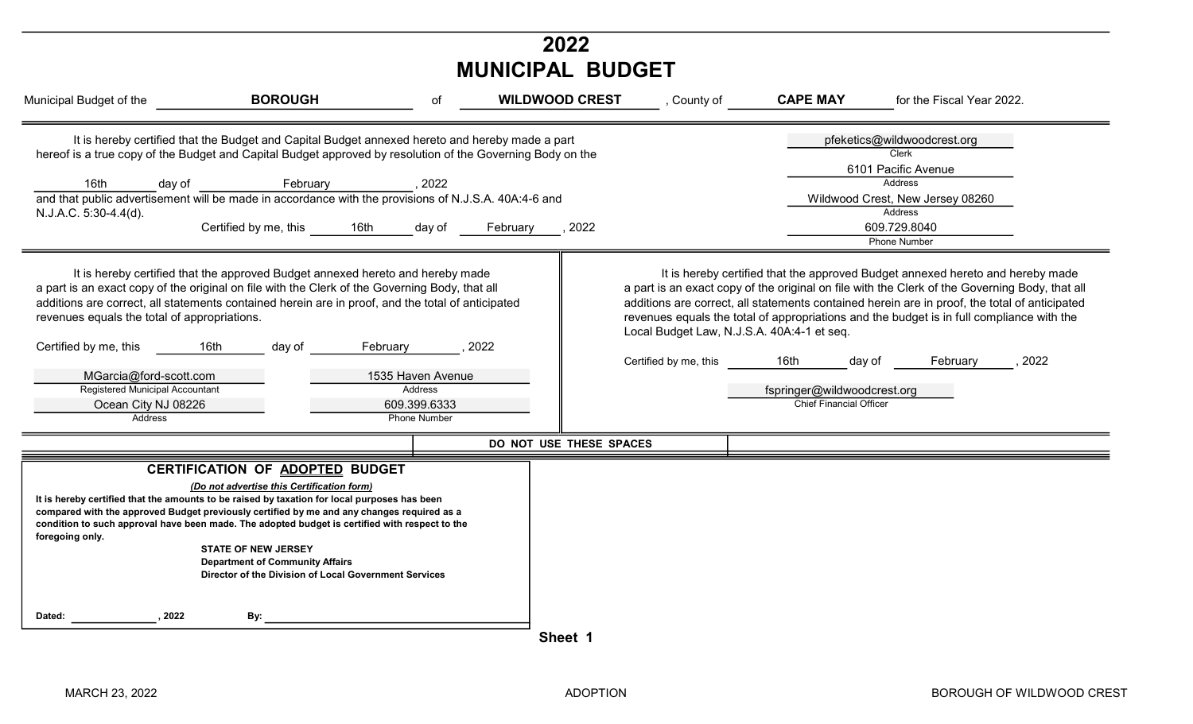# 2022
# MUNICIPAL BUDGET

Municipal Budget of the **BOROUGH** of **WILDWOOD CREST**, County of **CAPE MAY** for the Fiscal Year 2022.

---

It is hereby certified that the Budget and Capital Budget annexed hereto and hereby made a part hereof is a true copy of the Budget and Capital Budget approved by resolution of the Governing Body on the 16th day of February, 2022 and that public advertisement will be made in accordance with the provisions of N.J.S.A. 40A:4-6 and N.J.A.C. 5:30-4.4(d).

Certified by me, this 16th day of February, 2022

pfeketics@wildwoodcrest.org
Clerk

6101 Pacific Avenue
Address

Wildwood Crest, New Jersey 08260
Address

609.729.8040
Phone Number

---

It is hereby certified that the approved Budget annexed hereto and hereby made a part is an exact copy of the original on file with the Clerk of the Governing Body, that all additions are correct, all statements contained herein are in proof, and the total of anticipated revenues equals the total of appropriations.

Certified by me, this 16th day of February, 2022

MGarcia@ford-scott.com
Registered Municipal Accountant

1535 Haven Avenue
Address

Ocean City NJ 08226
Address

609.399.6333
Phone Number

---

It is hereby certified that the approved Budget annexed hereto and hereby made a part is an exact copy of the original on file with the Clerk of the Governing Body, that all additions are correct, all statements contained herein are in proof, the total of anticipated revenues equals the total of appropriations and the budget is in full compliance with the Local Budget Law, N.J.S.A. 40A:4-1 et seq.

Certified by me, this 16th day of February, 2022

fspringer@wildwoodcrest.org
Chief Financial Officer

---

**DO NOT USE THESE SPACES**

## CERTIFICATION OF ADOPTED BUDGET

***(Do not advertise this Certification form)***

**It is hereby certified that the amounts to be raised by taxation for local purposes has been compared with the approved Budget previously certified by me and any changes required as a condition to such approval have been made. The adopted budget is certified with respect to the foregoing only.**

**STATE OF NEW JERSEY**
**Department of Community Affairs**
**Director of the Division of Local Government Services**

**Dated: _______________, 2022** **By: ________________________________**

**Sheet 1**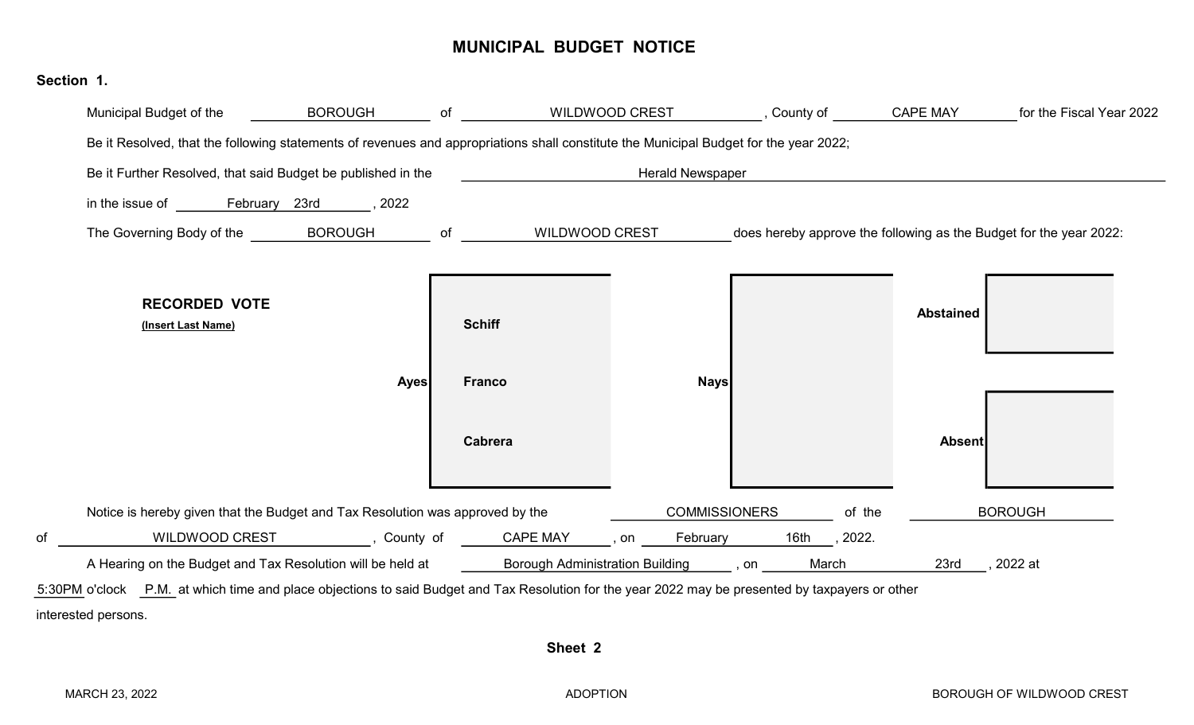# MUNICIPAL BUDGET NOTICE

**Section 1.**

Municipal Budget of the BOROUGH of WILDWOOD CREST, County of CAPE MAY for the Fiscal Year 2022

Be it Resolved, that the following statements of revenues and appropriations shall constitute the Municipal Budget for the year 2022;

Be it Further Resolved, that said Budget be published in the Herald Newspaper

in the issue of February 23rd, 2022

The Governing Body of the BOROUGH of WILDWOOD CREST does hereby approve the following as the Budget for the year 2022:

**RECORDED VOTE**
**(Insert Last Name)**

| | Names |
|---|---|
| **Ayes** | Schiff, Franco, Cabrera |
| **Nays** | |
| **Abstained** | |
| **Absent** | |

Notice is hereby given that the Budget and Tax Resolution was approved by the COMMISSIONERS of the BOROUGH of WILDWOOD CREST, County of CAPE MAY, on February 16th, 2022.

A Hearing on the Budget and Tax Resolution will be held at Borough Administration Building, on March 23rd, 2022 at 5:30PM o'clock P.M. at which time and place objections to said Budget and Tax Resolution for the year 2022 may be presented by taxpayers or other interested persons.

**Sheet 2**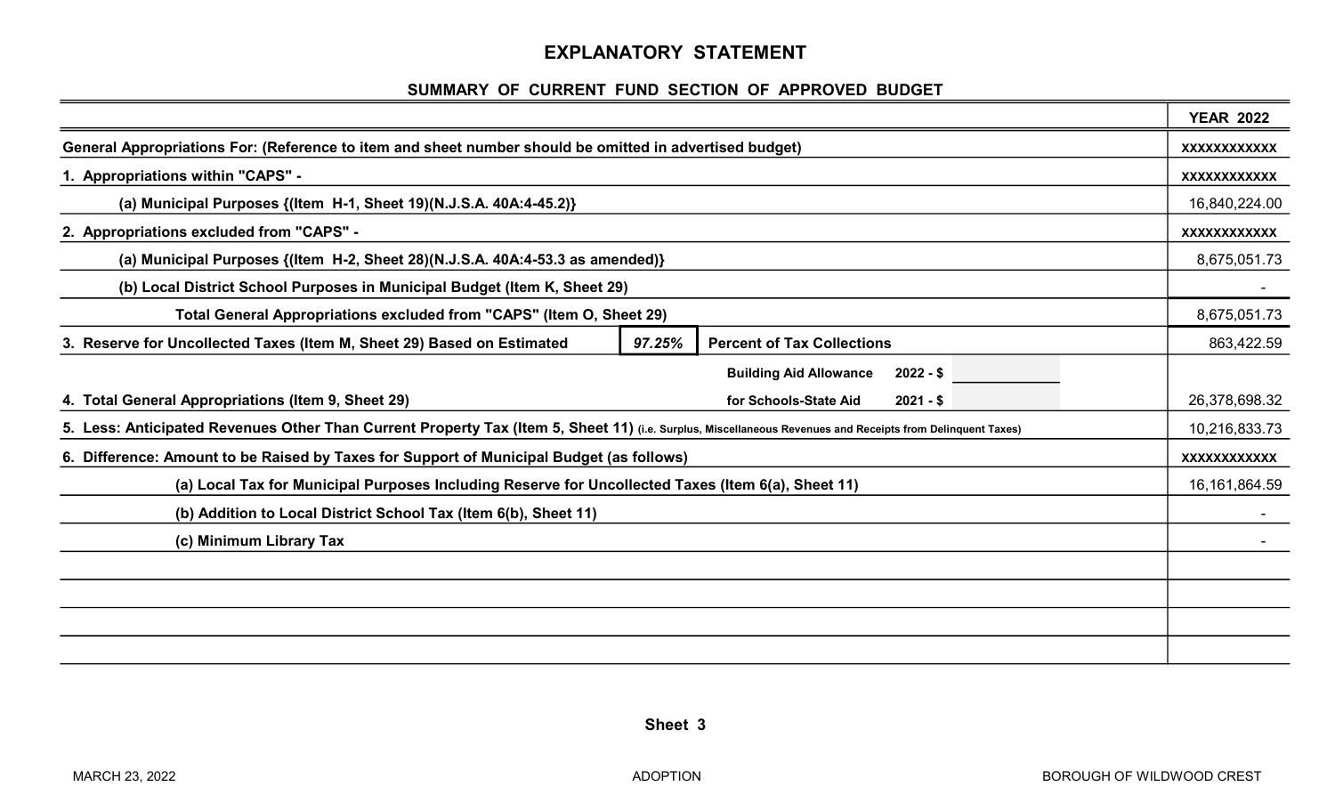# EXPLANATORY STATEMENT

## SUMMARY OF CURRENT FUND SECTION OF APPROVED BUDGET

| | YEAR 2022 |
|---|---|
| **General Appropriations For: (Reference to item and sheet number should be omitted in advertised budget)** | xxxxxxxxxxxx |
| **1. Appropriations within "CAPS" -** | xxxxxxxxxxxx |
| **(a) Municipal Purposes {(Item H-1, Sheet 19)(N.J.S.A. 40A:4-45.2)}** | 16,840,224.00 |
| **2. Appropriations excluded from "CAPS" -** | xxxxxxxxxxxx |
| **(a) Municipal Purposes {(Item H-2, Sheet 28)(N.J.S.A. 40A:4-53.3 as amended)}** | 8,675,051.73 |
| **(b) Local District School Purposes in Municipal Budget (Item K, Sheet 29)** | - |
| **Total General Appropriations excluded from "CAPS" (Item O, Sheet 29)** | 8,675,051.73 |
| **3. Reserve for Uncollected Taxes (Item M, Sheet 29) Based on Estimated** *97.25%* **Percent of Tax Collections** | 863,422.59 |
| **4. Total General Appropriations (Item 9, Sheet 29)** — **Building Aid Allowance for Schools-State Aid 2022 - $ ______ 2021 - $ ______** | 26,378,698.32 |
| **5. Less: Anticipated Revenues Other Than Current Property Tax (Item 5, Sheet 11)** (i.e. Surplus, Miscellaneous Revenues and Receipts from Delinquent Taxes) | 10,216,833.73 |
| **6. Difference: Amount to be Raised by Taxes for Support of Municipal Budget (as follows)** | xxxxxxxxxxxx |
| **(a) Local Tax for Municipal Purposes Including Reserve for Uncollected Taxes (Item 6(a), Sheet 11)** | 16,161,864.59 |
| **(b) Addition to Local District School Tax (Item 6(b), Sheet 11)** | - |
| **(c) Minimum Library Tax** | - |

**Sheet 3**

MARCH 23, 2022 ADOPTION BOROUGH OF WILDWOOD CREST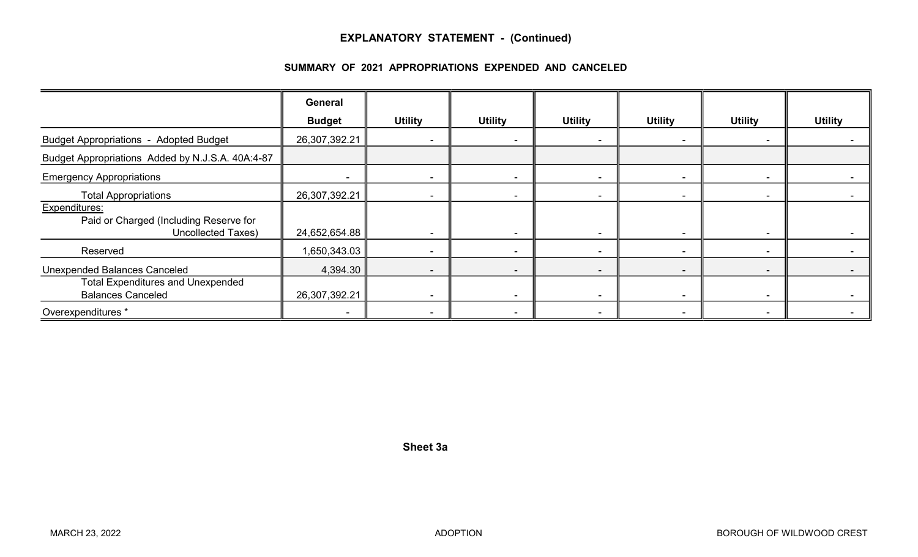## EXPLANATORY STATEMENT - (Continued)

### SUMMARY OF 2021 APPROPRIATIONS EXPENDED AND CANCELED

| | General Budget | Utility | Utility | Utility | Utility | Utility | Utility |
|---|---|---|---|---|---|---|---|
| Budget Appropriations - Adopted Budget | 26,307,392.21 | - | - | - | - | - | - |
| Budget Appropriations Added by N.J.S.A. 40A:4-87 | | | | | | | |
| Emergency Appropriations | - | - | - | - | - | - | - |
| Total Appropriations | 26,307,392.21 | - | - | - | - | - | - |
| Expenditures: Paid or Charged (Including Reserve for Uncollected Taxes) | 24,652,654.88 | - | - | - | - | - | - |
| Reserved | 1,650,343.03 | - | - | - | - | - | - |
| Unexpended Balances Canceled | 4,394.30 | - | - | - | - | - | - |
| Total Expenditures and Unexpended Balances Canceled | 26,307,392.21 | - | - | - | - | - | - |
| Overexpenditures * | - | - | - | - | - | - | - |

Sheet 3a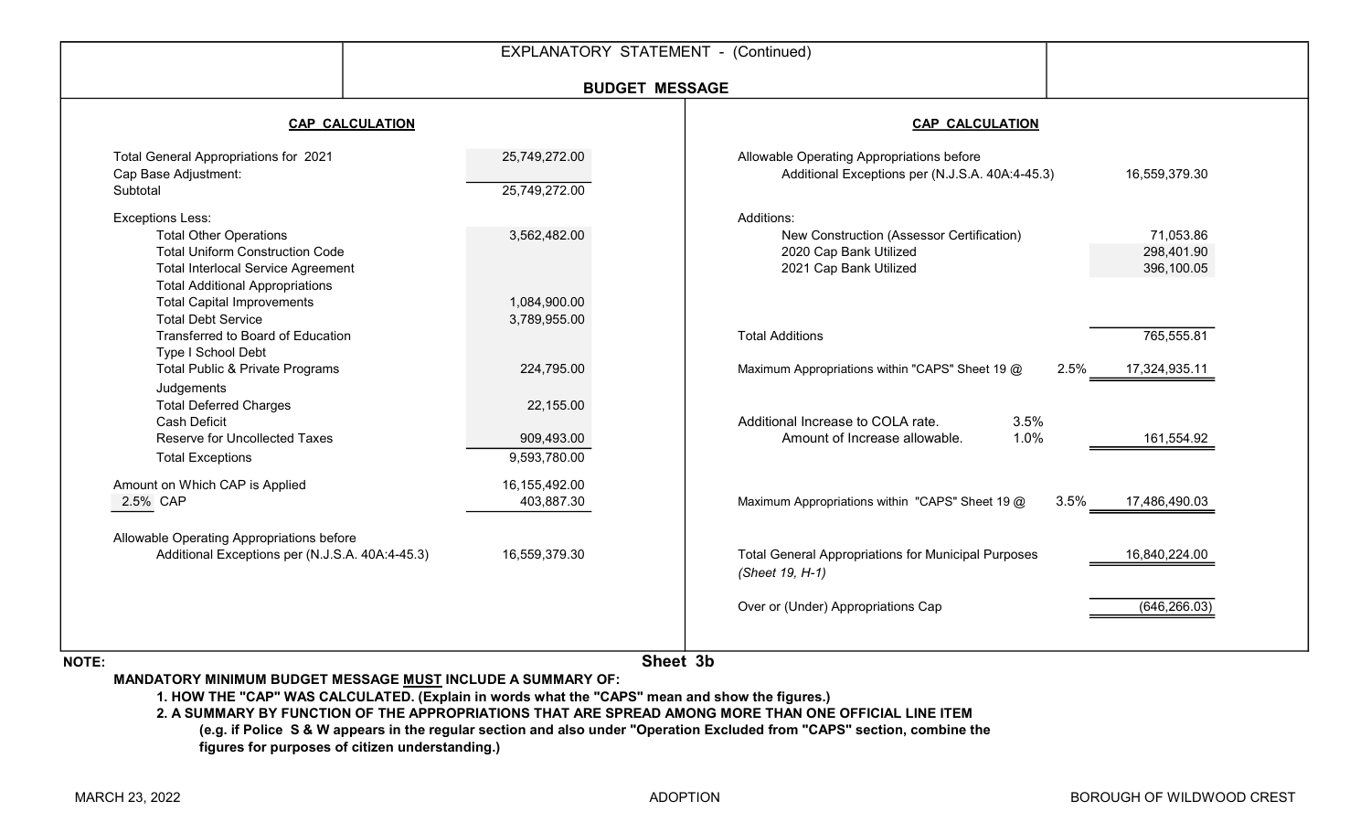## EXPLANATORY STATEMENT - (Continued)

### BUDGET MESSAGE

#### CAP CALCULATION

| | |
|---|---|
| Total General Appropriations for 2021 | 25,749,272.00 |
| Cap Base Adjustment: | |
| Subtotal | 25,749,272.00 |
| **Exceptions Less:** | |
| Total Other Operations | 3,562,482.00 |
| Total Uniform Construction Code | |
| Total Interlocal Service Agreement | |
| Total Additional Appropriations | |
| Total Capital Improvements | 1,084,900.00 |
| Total Debt Service | 3,789,955.00 |
| Transferred to Board of Education Type I School Debt | |
| Total Public & Private Programs | 224,795.00 |
| Judgements | |
| Total Deferred Charges | 22,155.00 |
| Cash Deficit | |
| Reserve for Uncollected Taxes | 909,493.00 |
| Total Exceptions | 9,593,780.00 |
| Amount on Which CAP is Applied | 16,155,492.00 |
| 2.5% CAP | 403,887.30 |
| Allowable Operating Appropriations before Additional Exceptions per (N.J.S.A. 40A:4-45.3) | 16,559,379.30 |

#### CAP CALCULATION

| | | | |
|---|---|---|---|
| Allowable Operating Appropriations before Additional Exceptions per (N.J.S.A. 40A:4-45.3) | | | 16,559,379.30 |
| **Additions:** | | | |
| New Construction (Assessor Certification) | | | 71,053.86 |
| 2020 Cap Bank Utilized | | | 298,401.90 |
| 2021 Cap Bank Utilized | | | 396,100.05 |
| Total Additions | | | 765,555.81 |
| Maximum Appropriations within "CAPS" Sheet 19 @ | | 2.5% | 17,324,935.11 |
| Additional Increase to COLA rate. | 3.5% | | |
| Amount of Increase allowable. | 1.0% | | 161,554.92 |
| Maximum Appropriations within "CAPS" Sheet 19 @ | | 3.5% | 17,486,490.03 |
| Total General Appropriations for Municipal Purposes *(Sheet 19, H-1)* | | | 16,840,224.00 |
| Over or (Under) Appropriations Cap | | | (646,266.03) |

Sheet 3b

**NOTE:**

**MANDATORY MINIMUM BUDGET MESSAGE MUST INCLUDE A SUMMARY OF:**

1. **HOW THE "CAP" WAS CALCULATED. (Explain in words what the "CAPS" mean and show the figures.)**
2. **A SUMMARY BY FUNCTION OF THE APPROPRIATIONS THAT ARE SPREAD AMONG MORE THAN ONE OFFICIAL LINE ITEM (e.g. if Police S & W appears in the regular section and also under "Operation Excluded from "CAPS" section, combine the figures for purposes of citizen understanding.)**

MARCH 23, 2022 ADOPTION BOROUGH OF WILDWOOD CREST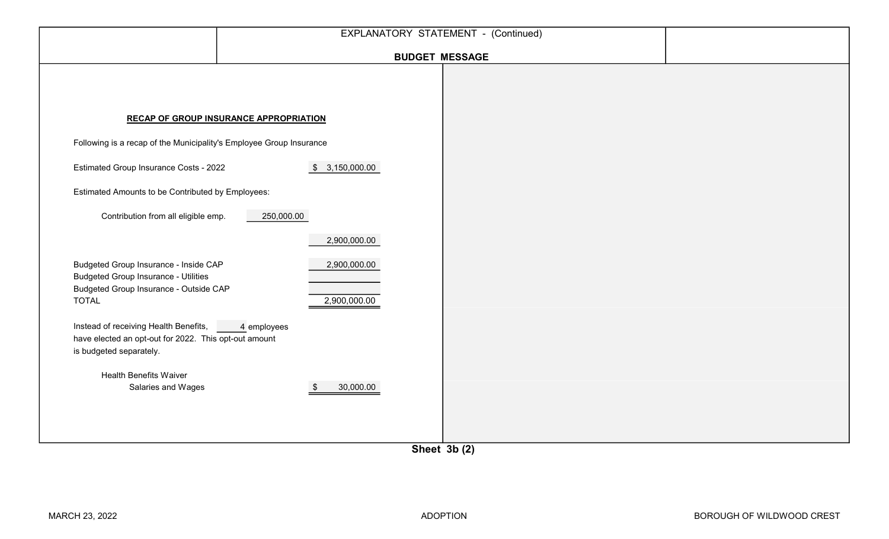EXPLANATORY STATEMENT - (Continued)

## BUDGET MESSAGE

### RECAP OF GROUP INSURANCE APPROPRIATION

Following is a recap of the Municipality's Employee Group Insurance

| | | |
|---|---|---|
| Estimated Group Insurance Costs - 2022 | | $ 3,150,000.00 |
| Estimated Amounts to be Contributed by Employees: | | |
| Contribution from all eligible emp. | 250,000.00 | |
| | | 2,900,000.00 |
| Budgeted Group Insurance - Inside CAP | | 2,900,000.00 |
| Budgeted Group Insurance - Utilities | | |
| Budgeted Group Insurance - Outside CAP | | |
| TOTAL | | 2,900,000.00 |

Instead of receiving Health Benefits, 4 employees have elected an opt-out for 2022. This opt-out amount is budgeted separately.

| | |
|---|---|
| Health Benefits Waiver Salaries and Wages | $ 30,000.00 |

Sheet 3b (2)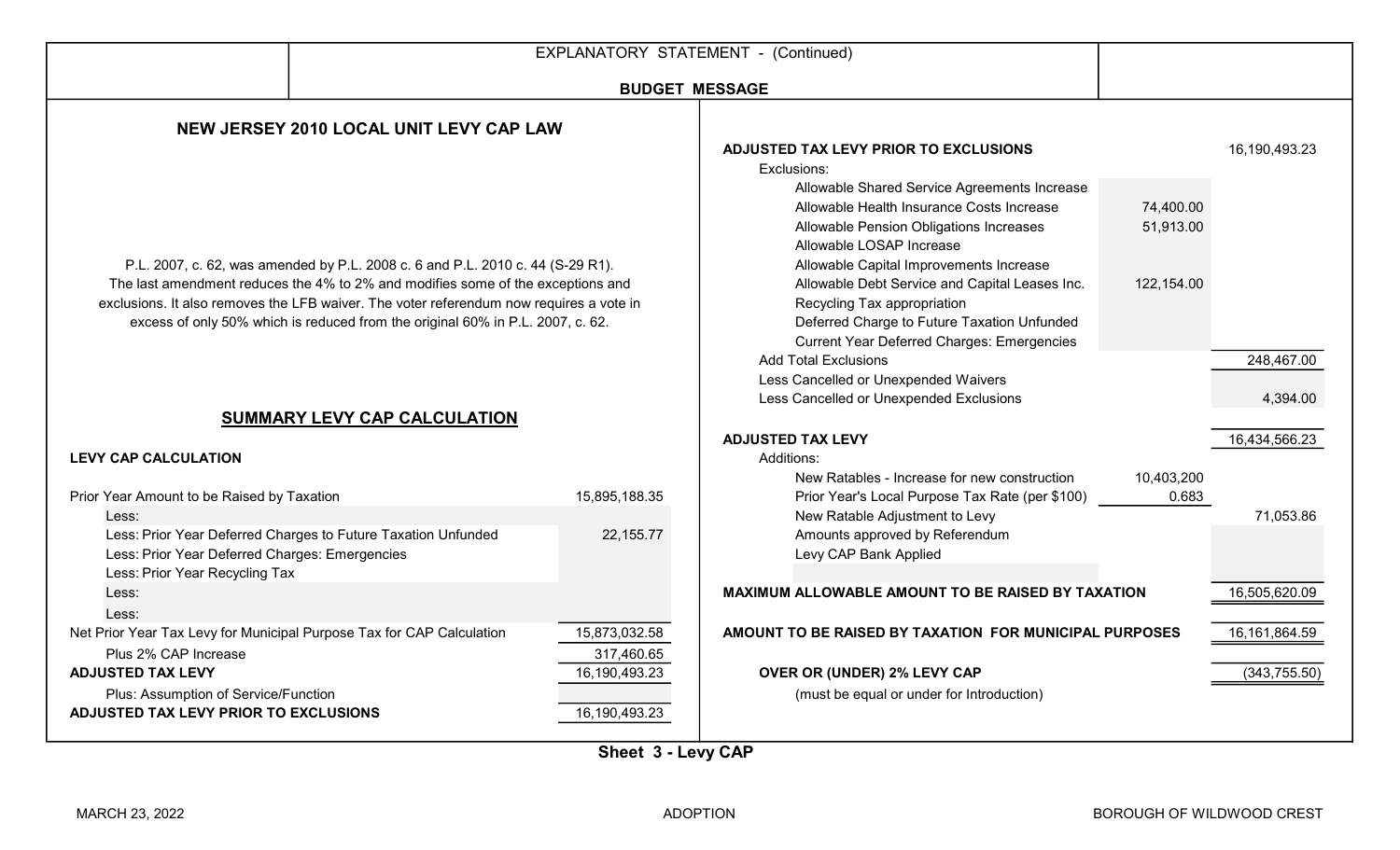EXPLANATORY STATEMENT - (Continued)

**BUDGET MESSAGE**

## NEW JERSEY 2010 LOCAL UNIT LEVY CAP LAW

P.L. 2007, c. 62, was amended by P.L. 2008 c. 6 and P.L. 2010 c. 44 (S-29 R1). The last amendment reduces the 4% to 2% and modifies some of the exceptions and exclusions. It also removes the LFB waiver. The voter referendum now requires a vote in excess of only 50% which is reduced from the original 60% in P.L. 2007, c. 62.

## SUMMARY LEVY CAP CALCULATION

**LEVY CAP CALCULATION**

| | |
|---|---|
| Prior Year Amount to be Raised by Taxation | 15,895,188.35 |
| Less: | |
| Less: Prior Year Deferred Charges to Future Taxation Unfunded | 22,155.77 |
| Less: Prior Year Deferred Charges: Emergencies | |
| Less: Prior Year Recycling Tax | |
| Less: | |
| Less: | |
| Net Prior Year Tax Levy for Municipal Purpose Tax for CAP Calculation | 15,873,032.58 |
| Plus 2% CAP Increase | 317,460.65 |
| **ADJUSTED TAX LEVY** | 16,190,493.23 |
| Plus: Assumption of Service/Function | |
| **ADJUSTED TAX LEVY PRIOR TO EXCLUSIONS** | 16,190,493.23 |

| | | |
|---|---|---|
| **ADJUSTED TAX LEVY PRIOR TO EXCLUSIONS** | | 16,190,493.23 |
| Exclusions: | | |
| Allowable Shared Service Agreements Increase | | |
| Allowable Health Insurance Costs Increase | 74,400.00 | |
| Allowable Pension Obligations Increases | 51,913.00 | |
| Allowable LOSAP Increase | | |
| Allowable Capital Improvements Increase | | |
| Allowable Debt Service and Capital Leases Inc. | 122,154.00 | |
| Recycling Tax appropriation | | |
| Deferred Charge to Future Taxation Unfunded | | |
| Current Year Deferred Charges: Emergencies | | |
| Add Total Exclusions | | 248,467.00 |
| Less Cancelled or Unexpended Waivers | | |
| Less Cancelled or Unexpended Exclusions | | 4,394.00 |
| **ADJUSTED TAX LEVY** | | 16,434,566.23 |
| Additions: | | |
| New Ratables - Increase for new construction | 10,403,200 | |
| Prior Year's Local Purpose Tax Rate (per $100) | 0.683 | |
| New Ratable Adjustment to Levy | | 71,053.86 |
| Amounts approved by Referendum | | |
| Levy CAP Bank Applied | | |
| **MAXIMUM ALLOWABLE AMOUNT TO BE RAISED BY TAXATION** | | 16,505,620.09 |
| **AMOUNT TO BE RAISED BY TAXATION FOR MUNICIPAL PURPOSES** | | 16,161,864.59 |
| **OVER OR (UNDER) 2% LEVY CAP** (must be equal or under for Introduction) | | (343,755.50) |

**Sheet 3 - Levy CAP**

MARCH 23, 2022 ADOPTION BOROUGH OF WILDWOOD CREST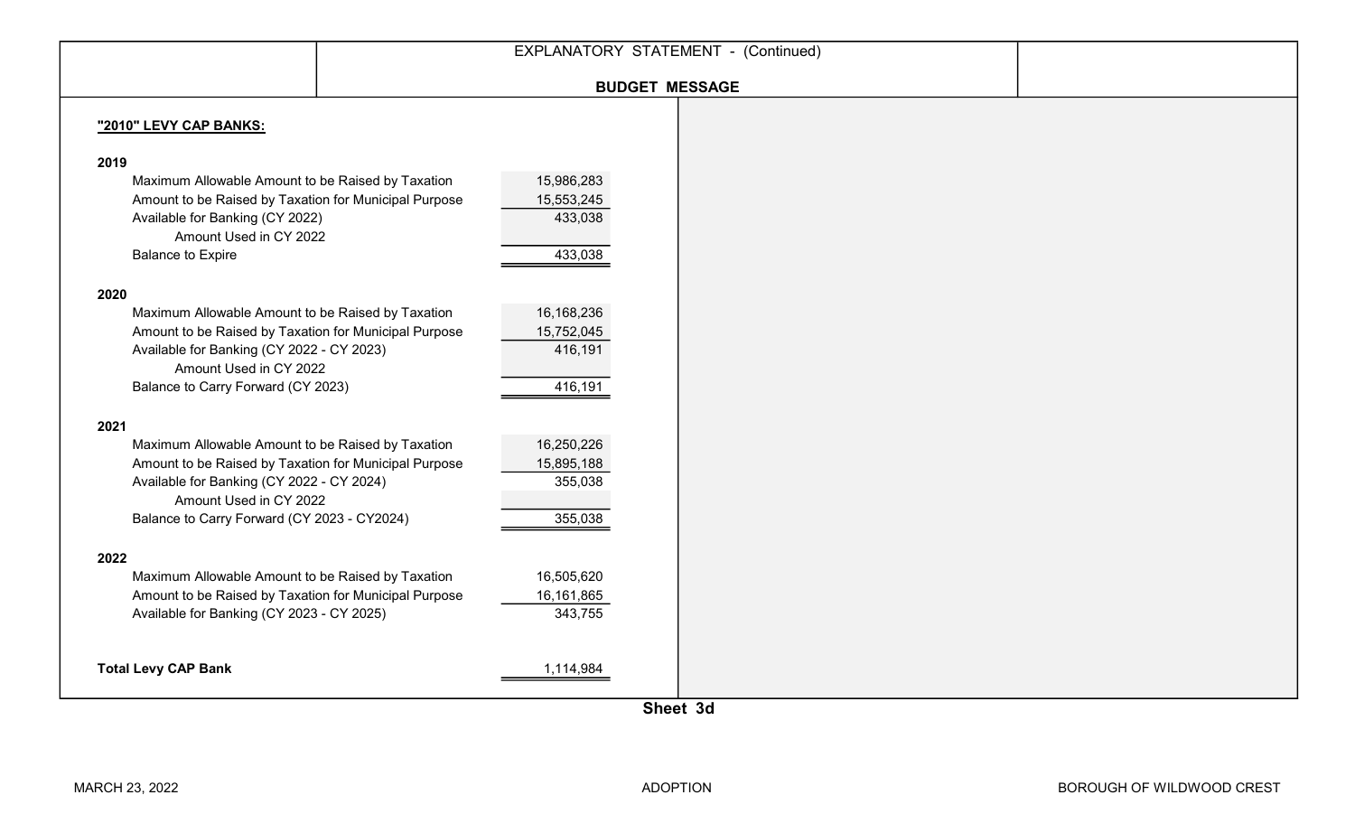EXPLANATORY STATEMENT - (Continued)

## BUDGET MESSAGE

**"2010" LEVY CAP BANKS:**

| | |
|---|---|
| **2019** | |
| Maximum Allowable Amount to be Raised by Taxation | 15,986,283 |
| Amount to be Raised by Taxation for Municipal Purpose | 15,553,245 |
| Available for Banking (CY 2022) | 433,038 |
| Amount Used in CY 2022 | |
| Balance to Expire | 433,038 |
| **2020** | |
| Maximum Allowable Amount to be Raised by Taxation | 16,168,236 |
| Amount to be Raised by Taxation for Municipal Purpose | 15,752,045 |
| Available for Banking (CY 2022 - CY 2023) | 416,191 |
| Amount Used in CY 2022 | |
| Balance to Carry Forward (CY 2023) | 416,191 |
| **2021** | |
| Maximum Allowable Amount to be Raised by Taxation | 16,250,226 |
| Amount to be Raised by Taxation for Municipal Purpose | 15,895,188 |
| Available for Banking (CY 2022 - CY 2024) | 355,038 |
| Amount Used in CY 2022 | |
| Balance to Carry Forward (CY 2023 - CY2024) | 355,038 |
| **2022** | |
| Maximum Allowable Amount to be Raised by Taxation | 16,505,620 |
| Amount to be Raised by Taxation for Municipal Purpose | 16,161,865 |
| Available for Banking (CY 2023 - CY 2025) | 343,755 |
| **Total Levy CAP Bank** | 1,114,984 |

**Sheet 3d**

MARCH 23, 2022 ADOPTION BOROUGH OF WILDWOOD CREST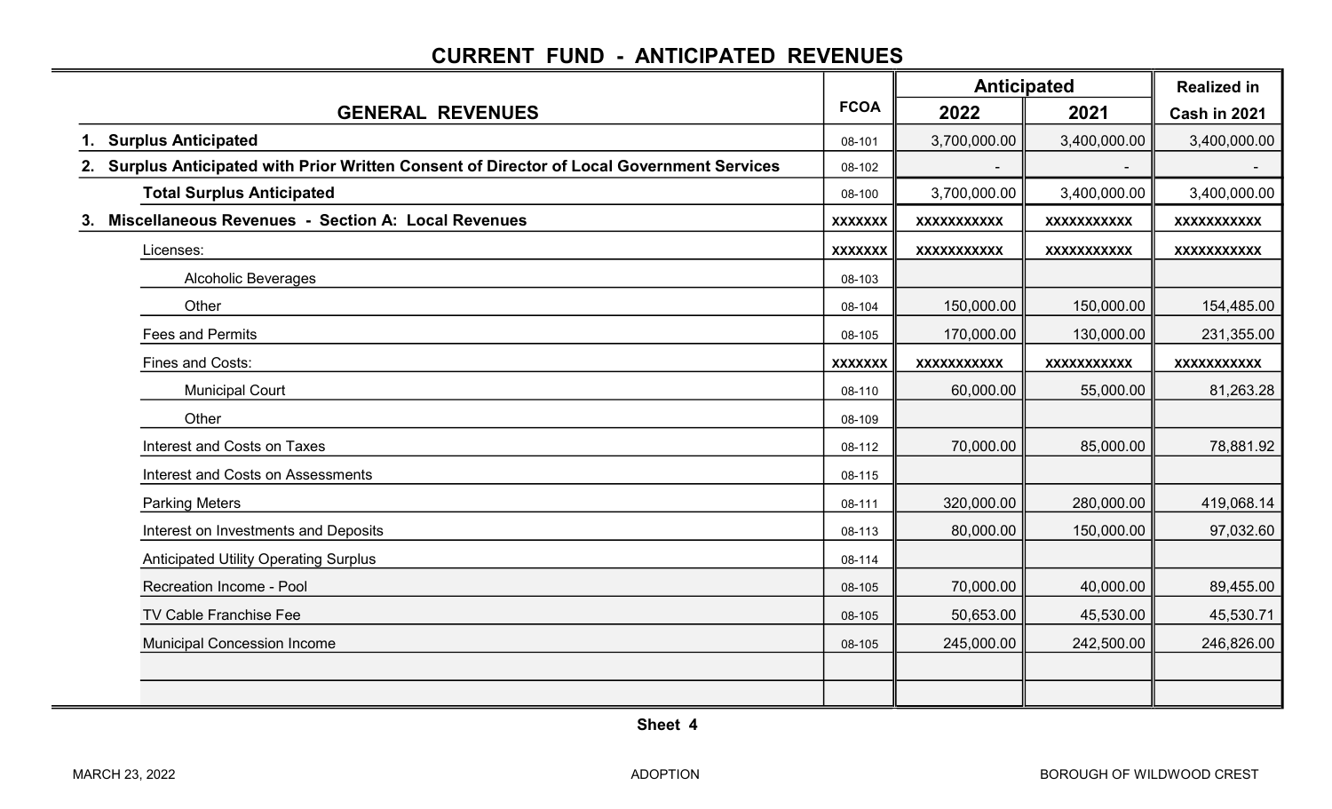# CURRENT FUND - ANTICIPATED REVENUES

| GENERAL REVENUES | FCOA | Anticipated 2022 | Anticipated 2021 | Realized in Cash in 2021 |
|---|---|---|---|---|
| **1. Surplus Anticipated** | 08-101 | 3,700,000.00 | 3,400,000.00 | 3,400,000.00 |
| **2. Surplus Anticipated with Prior Written Consent of Director of Local Government Services** | 08-102 | - | - | - |
| **Total Surplus Anticipated** | 08-100 | 3,700,000.00 | 3,400,000.00 | 3,400,000.00 |
| **3. Miscellaneous Revenues - Section A: Local Revenues** | xxxxxxx | xxxxxxxxxxx | xxxxxxxxxxx | xxxxxxxxxxx |
| Licenses: | xxxxxxx | xxxxxxxxxxx | xxxxxxxxxxx | xxxxxxxxxxx |
| Alcoholic Beverages | 08-103 | | | |
| Other | 08-104 | 150,000.00 | 150,000.00 | 154,485.00 |
| Fees and Permits | 08-105 | 170,000.00 | 130,000.00 | 231,355.00 |
| Fines and Costs: | xxxxxxx | xxxxxxxxxxx | xxxxxxxxxxx | xxxxxxxxxxx |
| Municipal Court | 08-110 | 60,000.00 | 55,000.00 | 81,263.28 |
| Other | 08-109 | | | |
| Interest and Costs on Taxes | 08-112 | 70,000.00 | 85,000.00 | 78,881.92 |
| Interest and Costs on Assessments | 08-115 | | | |
| Parking Meters | 08-111 | 320,000.00 | 280,000.00 | 419,068.14 |
| Interest on Investments and Deposits | 08-113 | 80,000.00 | 150,000.00 | 97,032.60 |
| Anticipated Utility Operating Surplus | 08-114 | | | |
| Recreation Income - Pool | 08-105 | 70,000.00 | 40,000.00 | 89,455.00 |
| TV Cable Franchise Fee | 08-105 | 50,653.00 | 45,530.00 | 45,530.71 |
| Municipal Concession Income | 08-105 | 245,000.00 | 242,500.00 | 246,826.00 |
| | | | | |
| | | | | |

Sheet 4

MARCH 23, 2022 ADOPTION BOROUGH OF WILDWOOD CREST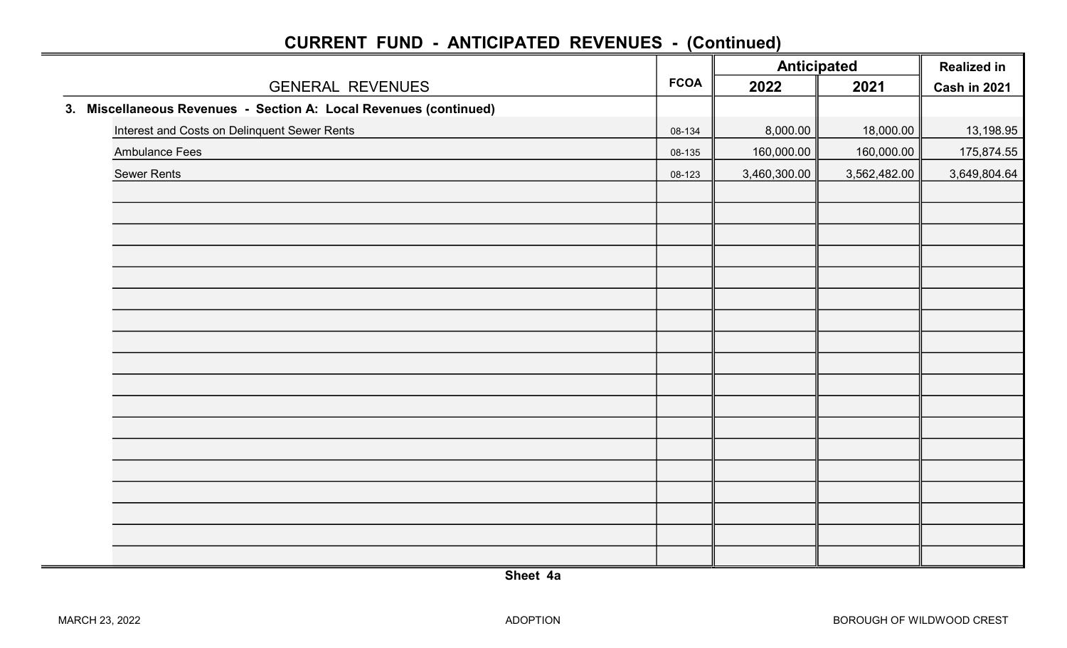# CURRENT FUND - ANTICIPATED REVENUES - (Continued)

| GENERAL REVENUES | FCOA | Anticipated 2022 | Anticipated 2021 | Realized in Cash in 2021 |
|---|---|---|---|---|
| **3. Miscellaneous Revenues - Section A: Local Revenues (continued)** | | | | |
| Interest and Costs on Delinquent Sewer Rents | 08-134 | 8,000.00 | 18,000.00 | 13,198.95 |
| Ambulance Fees | 08-135 | 160,000.00 | 160,000.00 | 175,874.55 |
| Sewer Rents | 08-123 | 3,460,300.00 | 3,562,482.00 | 3,649,804.64 |

Sheet 4a

MARCH 23, 2022 ADOPTION BOROUGH OF WILDWOOD CREST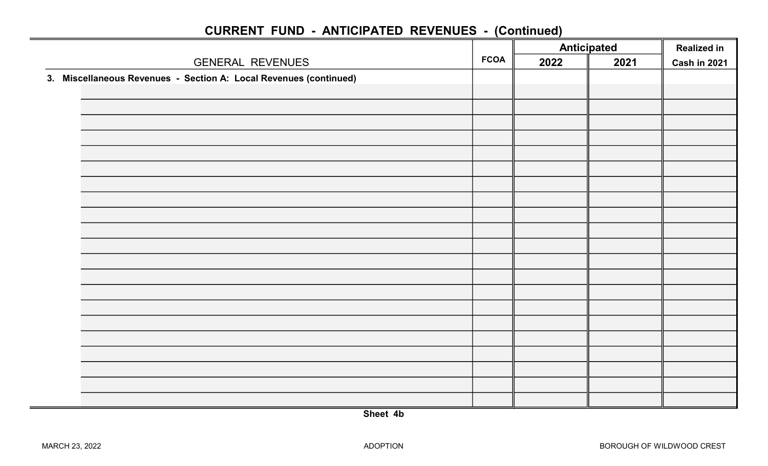## CURRENT FUND - ANTICIPATED REVENUES - (Continued)

| GENERAL REVENUES | FCOA | Anticipated | | Realized in |
|---|---|---|---|---|
| | | 2022 | 2021 | Cash in 2021 |
| **3. Miscellaneous Revenues - Section A: Local Revenues (continued)** | | | | |
| | | | | |
| | | | | |
| | | | | |
| | | | | |
| | | | | |
| | | | | |
| | | | | |
| | | | | |
| | | | | |
| | | | | |
| | | | | |
| | | | | |
| | | | | |
| | | | | |
| | | | | |
| | | | | |
| | | | | |
| | | | | |
| | | | | |
| | | | | |
| | | | | |

**Sheet 4b**

MARCH 23, 2022 ADOPTION BOROUGH OF WILDWOOD CREST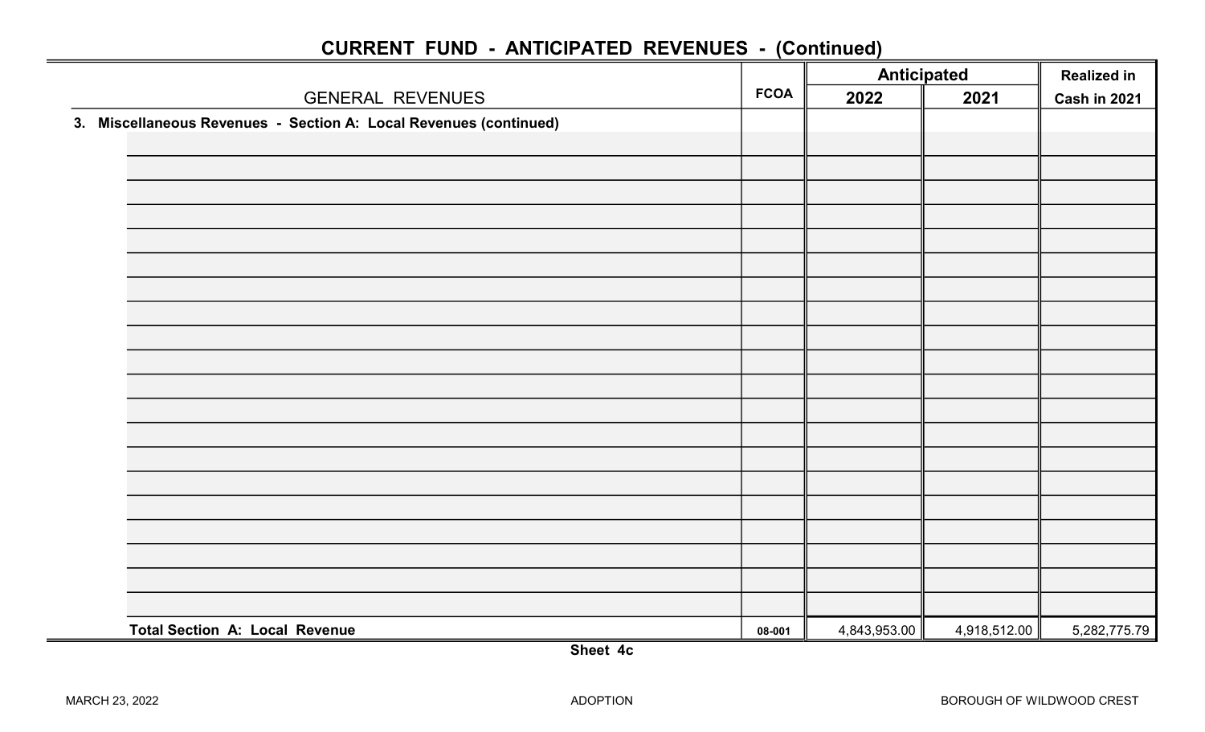## CURRENT FUND - ANTICIPATED REVENUES - (Continued)

| GENERAL REVENUES | FCOA | Anticipated | | Realized in |
|---|---|---|---|---|
| | | 2022 | 2021 | Cash in 2021 |
| **3. Miscellaneous Revenues - Section A: Local Revenues (continued)** | | | | |
| | | | | |
| | | | | |
| | | | | |
| | | | | |
| | | | | |
| | | | | |
| | | | | |
| | | | | |
| | | | | |
| | | | | |
| | | | | |
| | | | | |
| | | | | |
| | | | | |
| | | | | |
| | | | | |
| | | | | |
| | | | | |
| | | | | |
| | | | | |
| **Total Section A: Local Revenue** | 08-001 | 4,843,953.00 | 4,918,512.00 | 5,282,775.79 |

**Sheet 4c**

MARCH 23, 2022 ADOPTION BOROUGH OF WILDWOOD CREST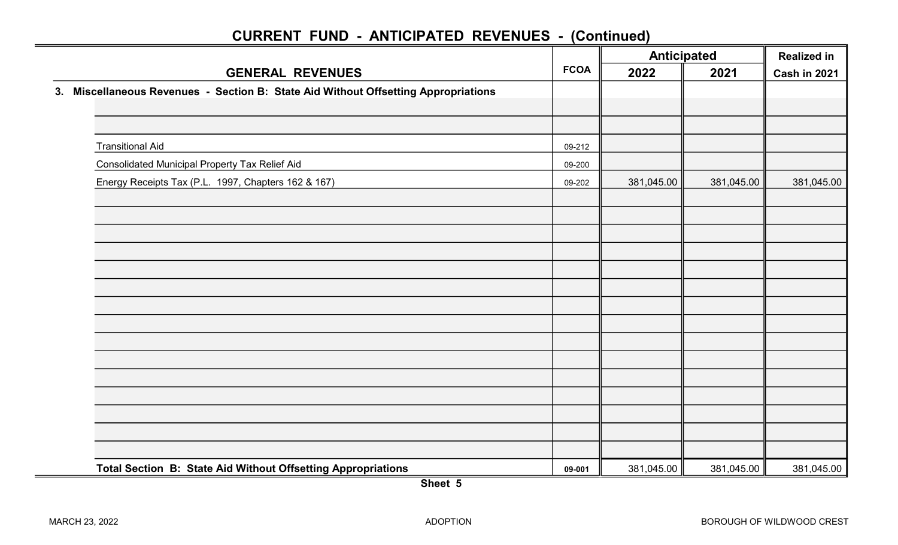## CURRENT FUND - ANTICIPATED REVENUES - (Continued)

| GENERAL REVENUES | FCOA | Anticipated | | Realized in |
|---|---|---|---|---|
| | | 2022 | 2021 | Cash in 2021 |
| **3. Miscellaneous Revenues - Section B: State Aid Without Offsetting Appropriations** | | | | |
| | | | | |
| | | | | |
| Transitional Aid | 09-212 | | | |
| Consolidated Municipal Property Tax Relief Aid | 09-200 | | | |
| Energy Receipts Tax (P.L. 1997, Chapters 162 & 167) | 09-202 | 381,045.00 | 381,045.00 | 381,045.00 |
| **Total Section B: State Aid Without Offsetting Appropriations** | **09-001** | 381,045.00 | 381,045.00 | 381,045.00 |

**Sheet 5**

MARCH 23, 2022 ADOPTION BOROUGH OF WILDWOOD CREST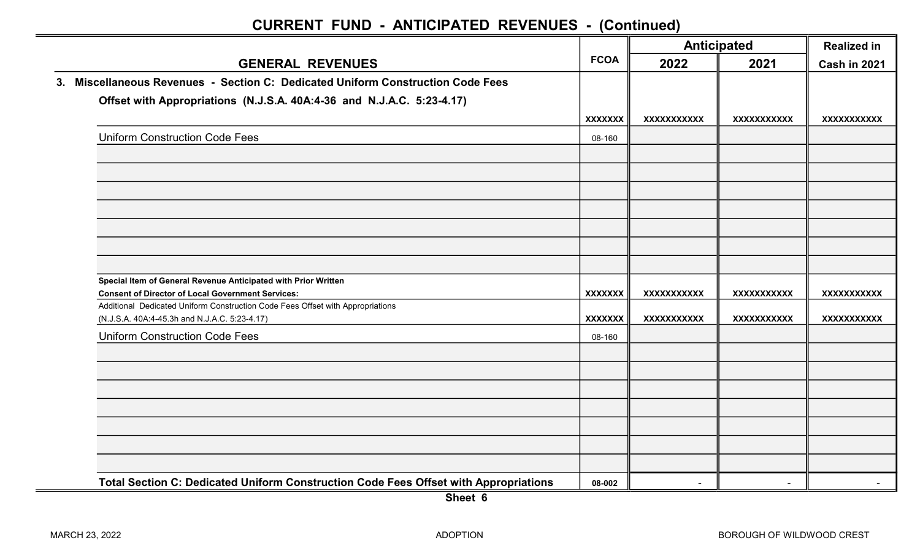## CURRENT FUND - ANTICIPATED REVENUES - (Continued)

| GENERAL REVENUES | FCOA | Anticipated 2022 | Anticipated 2021 | Realized in Cash in 2021 |
|---|---|---|---|---|
| **3. Miscellaneous Revenues - Section C: Dedicated Uniform Construction Code Fees Offset with Appropriations (N.J.S.A. 40A:4-36 and N.J.A.C. 5:23-4.17)** | XXXXXXX | XXXXXXXXXXX | XXXXXXXXXXX | XXXXXXXXXXX |
| Uniform Construction Code Fees | 08-160 | | | |
| | | | | |
| | | | | |
| | | | | |
| | | | | |
| | | | | |
| | | | | |
| | | | | |
| **Special Item of General Revenue Anticipated with Prior Written Consent of Director of Local Government Services:** | XXXXXXX | XXXXXXXXXXX | XXXXXXXXXXX | XXXXXXXXXXX |
| Additional Dedicated Uniform Construction Code Fees Offset with Appropriations (N.J.S.A. 40A:4-45.3h and N.J.A.C. 5:23-4.17) | XXXXXXX | XXXXXXXXXXX | XXXXXXXXXXX | XXXXXXXXXXX |
| Uniform Construction Code Fees | 08-160 | | | |
| | | | | |
| | | | | |
| | | | | |
| | | | | |
| | | | | |
| | | | | |
| | | | | |
| **Total Section C: Dedicated Uniform Construction Code Fees Offset with Appropriations** | 08-002 | - | - | - |

Sheet 6

MARCH 23, 2022 ADOPTION BOROUGH OF WILDWOOD CREST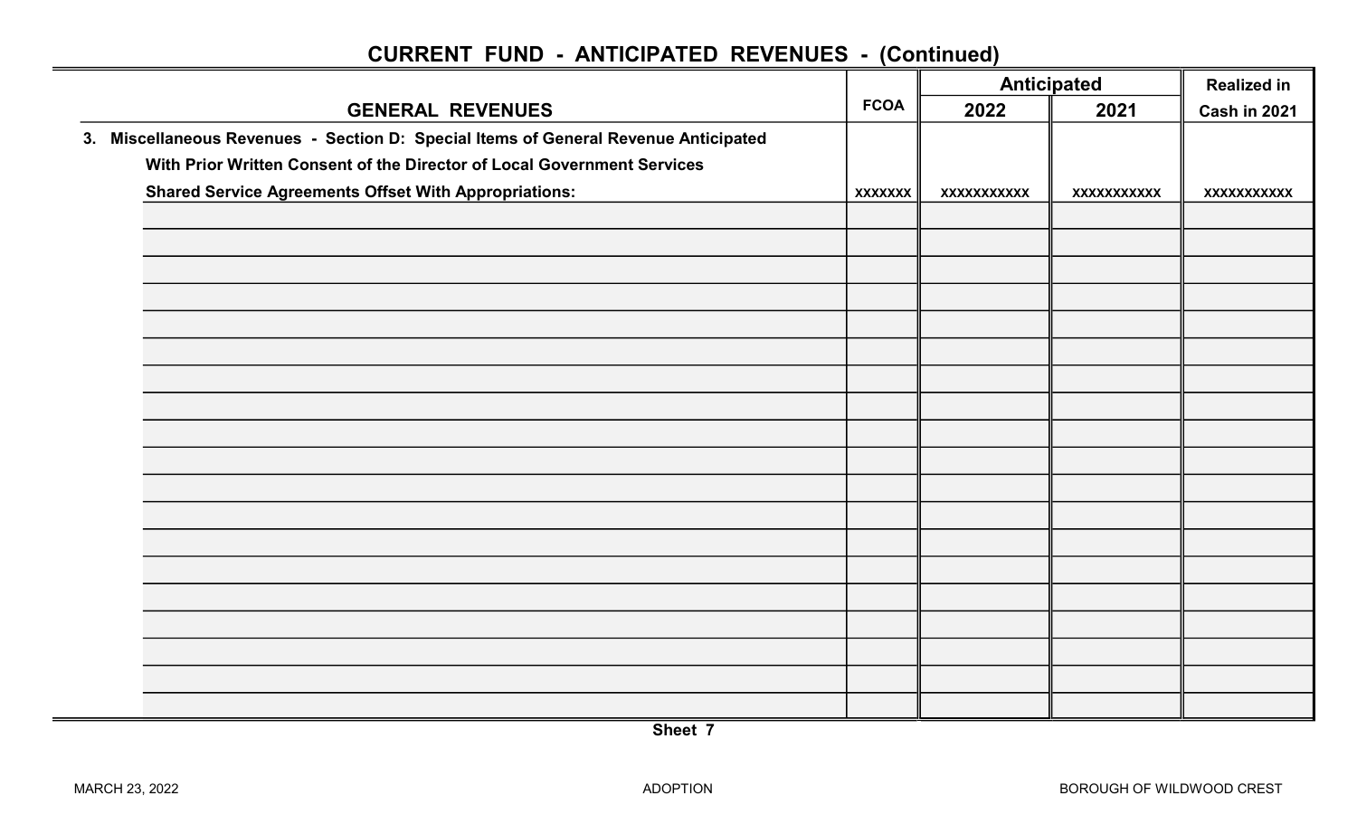## CURRENT FUND - ANTICIPATED REVENUES - (Continued)

| GENERAL REVENUES | FCOA | Anticipated 2022 | Anticipated 2021 | Realized in Cash in 2021 |
|---|---|---|---|---|
| **3. Miscellaneous Revenues - Section D: Special Items of General Revenue Anticipated With Prior Written Consent of the Director of Local Government Services Shared Service Agreements Offset With Appropriations:** | xxxxxxx | xxxxxxxxxxx | xxxxxxxxxxx | xxxxxxxxxxx |
| | | | | |
| | | | | |
| | | | | |
| | | | | |
| | | | | |
| | | | | |
| | | | | |
| | | | | |
| | | | | |
| | | | | |
| | | | | |
| | | | | |
| | | | | |
| | | | | |
| | | | | |
| | | | | |
| | | | | |
| | | | | |
| | | | | |

Sheet 7

MARCH 23, 2022 ADOPTION BOROUGH OF WILDWOOD CREST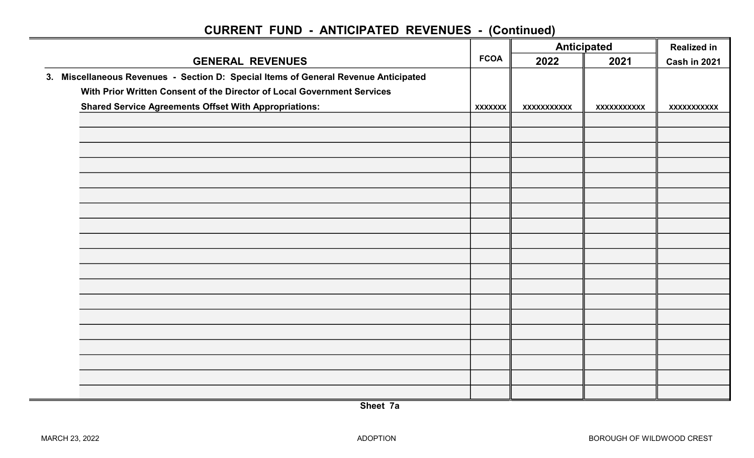## CURRENT FUND - ANTICIPATED REVENUES - (Continued)

| GENERAL REVENUES | FCOA | Anticipated | | Realized in |
|---|---|---|---|---|
| | | 2022 | 2021 | Cash in 2021 |
| **3. Miscellaneous Revenues - Section D: Special Items of General Revenue Anticipated With Prior Written Consent of the Director of Local Government Services Shared Service Agreements Offset With Appropriations:** | xxxxxxx | xxxxxxxxxxx | xxxxxxxxxxx | xxxxxxxxxxx |
| | | | | |
| | | | | |
| | | | | |
| | | | | |
| | | | | |
| | | | | |
| | | | | |
| | | | | |
| | | | | |
| | | | | |
| | | | | |
| | | | | |
| | | | | |
| | | | | |
| | | | | |
| | | | | |
| | | | | |
| | | | | |
| | | | | |

Sheet 7a

MARCH 23, 2022 ADOPTION BOROUGH OF WILDWOOD CREST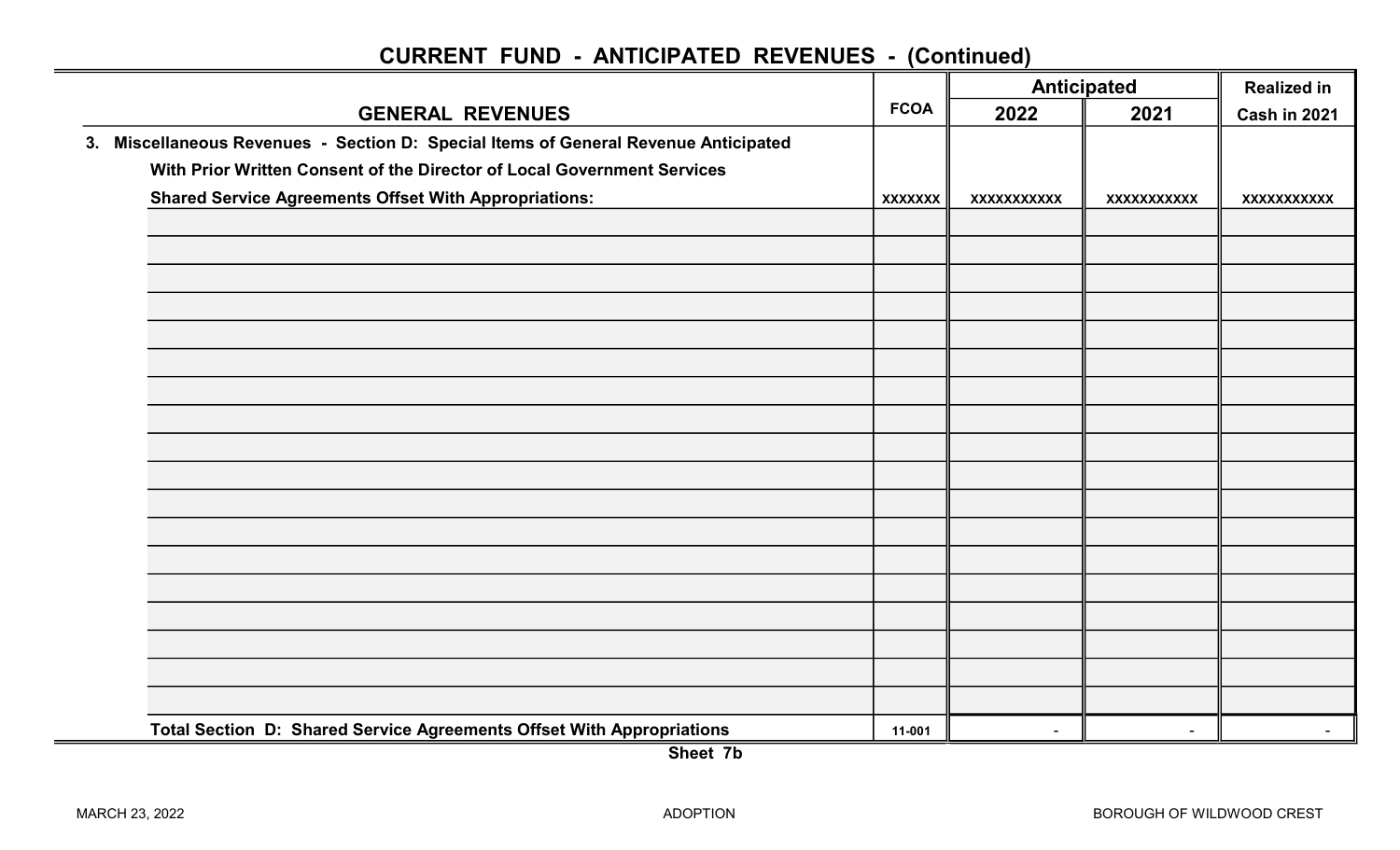## CURRENT FUND - ANTICIPATED REVENUES - (Continued)

| GENERAL REVENUES | FCOA | Anticipated | | Realized in |
|---|---|---|---|---|
| | | 2022 | 2021 | Cash in 2021 |
| **3. Miscellaneous Revenues - Section D: Special Items of General Revenue Anticipated With Prior Written Consent of the Director of Local Government Services Shared Service Agreements Offset With Appropriations:** | xxxxxxx | xxxxxxxxxxx | xxxxxxxxxxx | xxxxxxxxxxx |
| | | | | |
| | | | | |
| | | | | |
| | | | | |
| | | | | |
| | | | | |
| | | | | |
| | | | | |
| | | | | |
| | | | | |
| | | | | |
| | | | | |
| | | | | |
| | | | | |
| | | | | |
| | | | | |
| | | | | |
| | | | | |
| **Total Section D: Shared Service Agreements Offset With Appropriations** | 11-001 | - | - | - |

**Sheet 7b**

MARCH 23, 2022 ADOPTION BOROUGH OF WILDWOOD CREST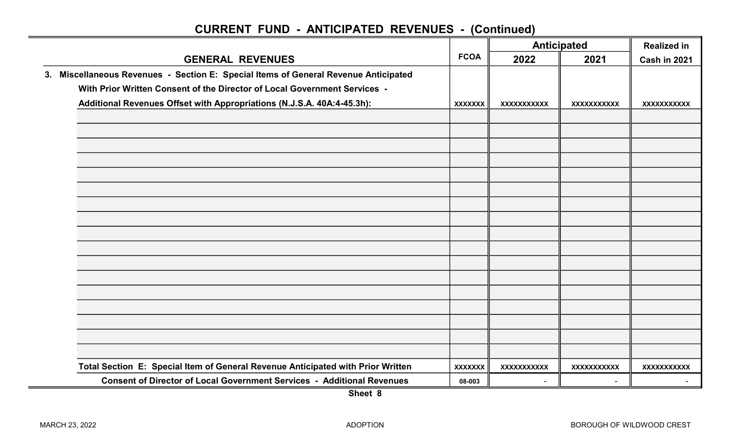## CURRENT FUND - ANTICIPATED REVENUES - (Continued)

| GENERAL REVENUES | FCOA | Anticipated 2022 | Anticipated 2021 | Realized in Cash in 2021 |
|---|---|---|---|---|
| 3. Miscellaneous Revenues - Section E: Special Items of General Revenue Anticipated With Prior Written Consent of the Director of Local Government Services - Additional Revenues Offset with Appropriations (N.J.S.A. 40A:4-45.3h): | xxxxxxx | xxxxxxxxxxx | xxxxxxxxxxx | xxxxxxxxxxx |
| | | | | |
| | | | | |
| | | | | |
| | | | | |
| | | | | |
| | | | | |
| | | | | |
| | | | | |
| | | | | |
| | | | | |
| | | | | |
| | | | | |
| | | | | |
| | | | | |
| | | | | |
| | | | | |
| | | | | |
| Total Section E: Special Item of General Revenue Anticipated with Prior Written | xxxxxxx | xxxxxxxxxxx | xxxxxxxxxxx | xxxxxxxxxxx |
| Consent of Director of Local Government Services - Additional Revenues | 08-003 | - | - | - |

Sheet 8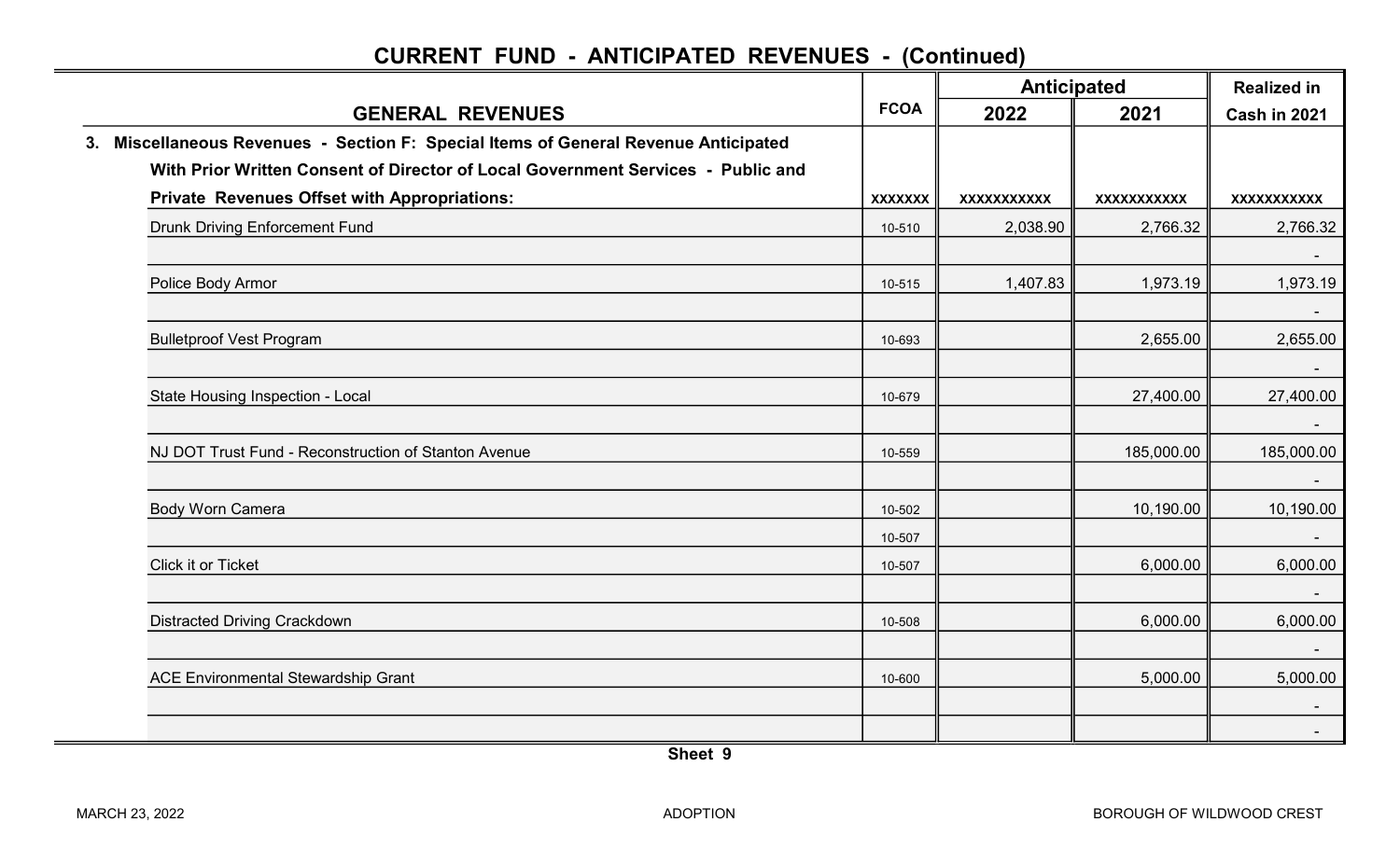# CURRENT FUND - ANTICIPATED REVENUES - (Continued)

| GENERAL REVENUES | FCOA | Anticipated | | Realized in |
|---|---|---|---|---|
| | | 2022 | 2021 | Cash in 2021 |
| **3. Miscellaneous Revenues - Section F: Special Items of General Revenue Anticipated With Prior Written Consent of Director of Local Government Services - Public and Private Revenues Offset with Appropriations:** | xxxxxxx | xxxxxxxxxxx | xxxxxxxxxxx | xxxxxxxxxxx |
| Drunk Driving Enforcement Fund | 10-510 | 2,038.90 | 2,766.32 | 2,766.32 |
| | | | | - |
| Police Body Armor | 10-515 | 1,407.83 | 1,973.19 | 1,973.19 |
| | | | | - |
| Bulletproof Vest Program | 10-693 | | 2,655.00 | 2,655.00 |
| | | | | - |
| State Housing Inspection - Local | 10-679 | | 27,400.00 | 27,400.00 |
| | | | | - |
| NJ DOT Trust Fund - Reconstruction of Stanton Avenue | 10-559 | | 185,000.00 | 185,000.00 |
| | | | | - |
| Body Worn Camera | 10-502 | | 10,190.00 | 10,190.00 |
| | 10-507 | | | - |
| Click it or Ticket | 10-507 | | 6,000.00 | 6,000.00 |
| | | | | - |
| Distracted Driving Crackdown | 10-508 | | 6,000.00 | 6,000.00 |
| | | | | - |
| ACE Environmental Stewardship Grant | 10-600 | | 5,000.00 | 5,000.00 |
| | | | | - |
| | | | | - |

Sheet 9

MARCH 23, 2022 ADOPTION BOROUGH OF WILDWOOD CREST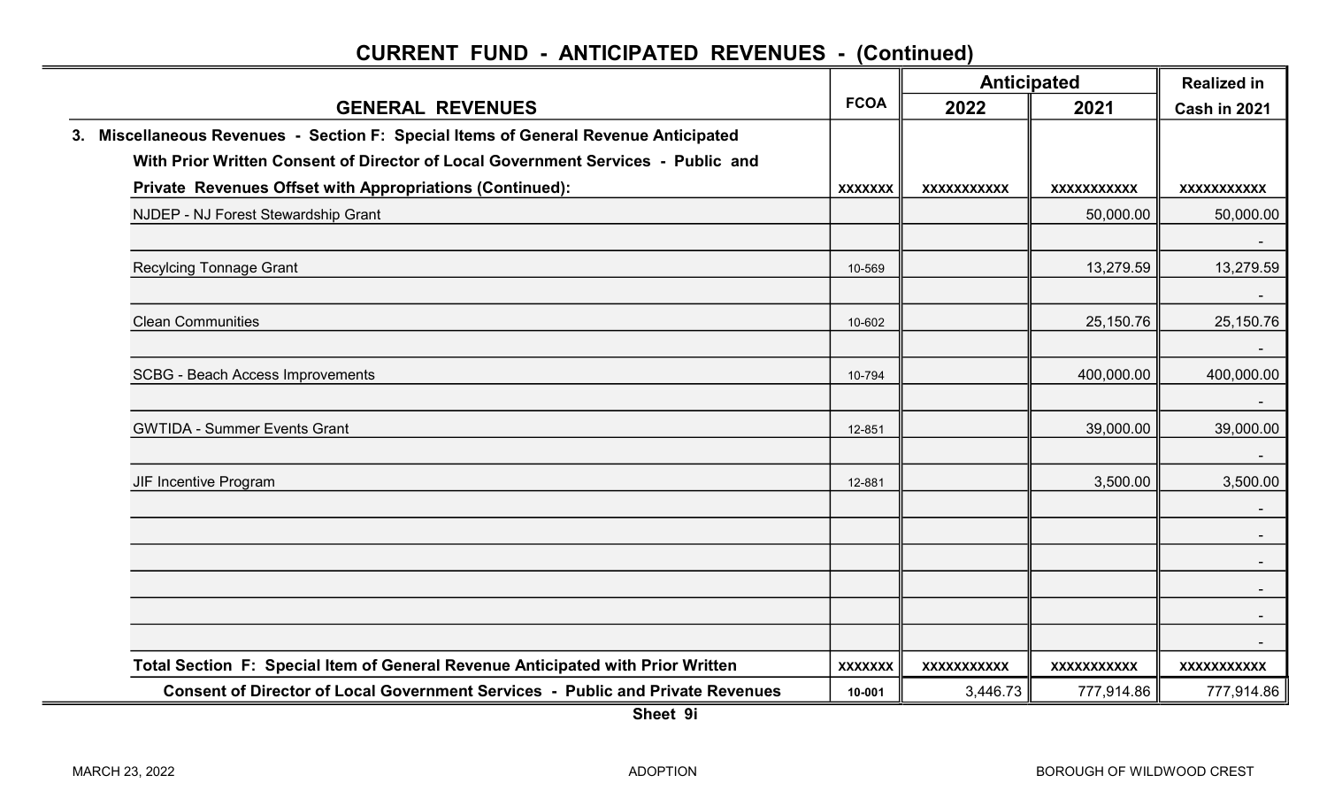# CURRENT FUND - ANTICIPATED REVENUES - (Continued)

| GENERAL REVENUES | FCOA | Anticipated 2022 | Anticipated 2021 | Realized in Cash in 2021 |
|---|---|---|---|---|
| **3. Miscellaneous Revenues - Section F: Special Items of General Revenue Anticipated With Prior Written Consent of Director of Local Government Services - Public and Private Revenues Offset with Appropriations (Continued):** | xxxxxxx | xxxxxxxxxxx | xxxxxxxxxxx | xxxxxxxxxxx |
| NJDEP - NJ Forest Stewardship Grant | | | 50,000.00 | 50,000.00 |
| | | | | - |
| Recylcing Tonnage Grant | 10-569 | | 13,279.59 | 13,279.59 |
| | | | | - |
| Clean Communities | 10-602 | | 25,150.76 | 25,150.76 |
| | | | | - |
| SCBG - Beach Access Improvements | 10-794 | | 400,000.00 | 400,000.00 |
| | | | | - |
| GWTIDA - Summer Events Grant | 12-851 | | 39,000.00 | 39,000.00 |
| | | | | - |
| JIF Incentive Program | 12-881 | | 3,500.00 | 3,500.00 |
| | | | | - |
| | | | | - |
| | | | | - |
| | | | | - |
| | | | | - |
| | | | | - |
| **Total Section F: Special Item of General Revenue Anticipated with Prior Written** | xxxxxxx | xxxxxxxxxxx | xxxxxxxxxxx | xxxxxxxxxxx |
| **Consent of Director of Local Government Services - Public and Private Revenues** | 10-001 | 3,446.73 | 777,914.86 | 777,914.86 |

**Sheet 9i**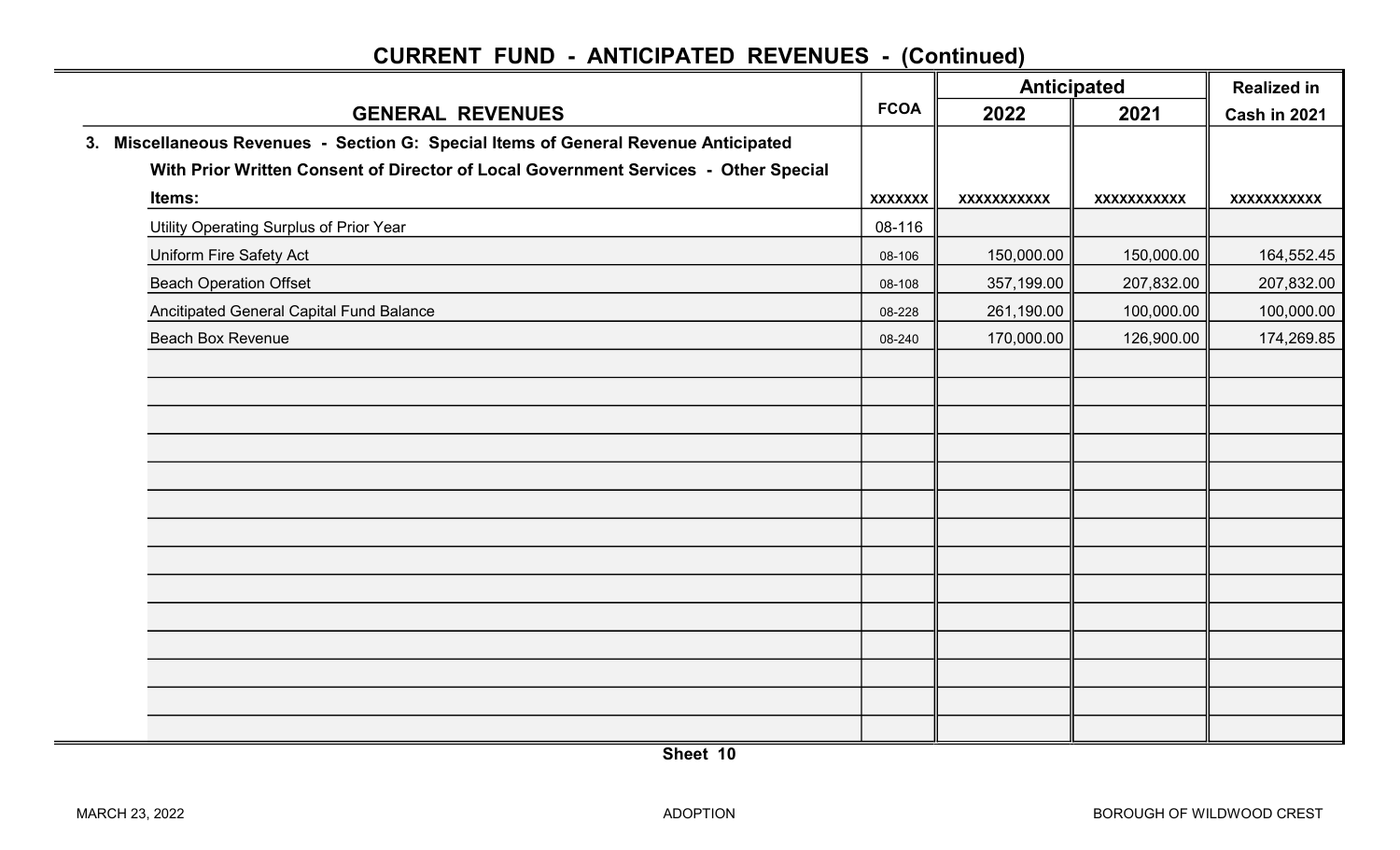## CURRENT FUND - ANTICIPATED REVENUES - (Continued)

| GENERAL REVENUES | FCOA | Anticipated 2022 | Anticipated 2021 | Realized in Cash in 2021 |
|---|---|---|---|---|
| **3. Miscellaneous Revenues - Section G: Special Items of General Revenue Anticipated With Prior Written Consent of Director of Local Government Services - Other Special Items:** | xxxxxxx | xxxxxxxxxxx | xxxxxxxxxxx | xxxxxxxxxxx |
| Utility Operating Surplus of Prior Year | 08-116 | | | |
| Uniform Fire Safety Act | 08-106 | 150,000.00 | 150,000.00 | 164,552.45 |
| Beach Operation Offset | 08-108 | 357,199.00 | 207,832.00 | 207,832.00 |
| Ancitipated General Capital Fund Balance | 08-228 | 261,190.00 | 100,000.00 | 100,000.00 |
| Beach Box Revenue | 08-240 | 170,000.00 | 126,900.00 | 174,269.85 |

Sheet 10

MARCH 23, 2022 ADOPTION BOROUGH OF WILDWOOD CREST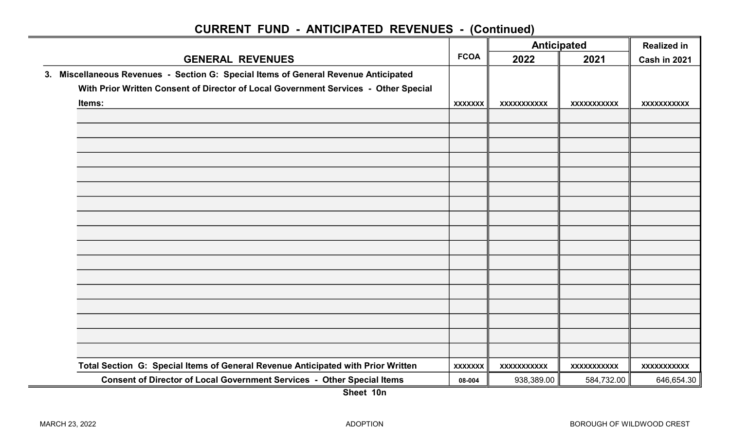## CURRENT FUND - ANTICIPATED REVENUES - (Continued)

| GENERAL REVENUES | FCOA | Anticipated | | Realized in |
|---|---|---|---|---|
| | | 2022 | 2021 | Cash in 2021 |
| 3. Miscellaneous Revenues - Section G: Special Items of General Revenue Anticipated With Prior Written Consent of Director of Local Government Services - Other Special Items: | xxxxxxx | xxxxxxxxxxx | xxxxxxxxxxx | xxxxxxxxxxx |
| | | | | |
| | | | | |
| | | | | |
| | | | | |
| | | | | |
| | | | | |
| | | | | |
| | | | | |
| | | | | |
| | | | | |
| | | | | |
| | | | | |
| | | | | |
| | | | | |
| | | | | |
| | | | | |
| | | | | |
| Total Section G: Special Items of General Revenue Anticipated with Prior Written | xxxxxxx | xxxxxxxxxxx | xxxxxxxxxxx | xxxxxxxxxxx |
| Consent of Director of Local Government Services - Other Special Items | 08-004 | 938,389.00 | 584,732.00 | 646,654.30 |

Sheet 10n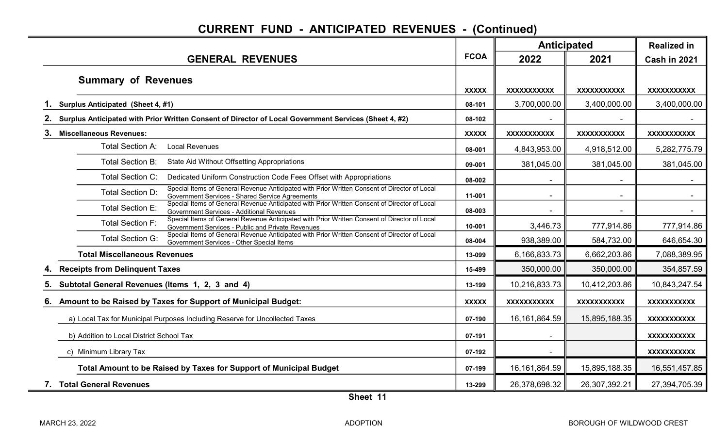# CURRENT FUND - ANTICIPATED REVENUES - (Continued)

| GENERAL REVENUES | FCOA | Anticipated 2022 | Anticipated 2021 | Realized in Cash in 2021 |
|---|---|---|---|---|
| **Summary of Revenues** | XXXXX | XXXXXXXXXXX | XXXXXXXXXXX | XXXXXXXXXXX |
| **1. Surplus Anticipated (Sheet 4, #1)** | 08-101 | 3,700,000.00 | 3,400,000.00 | 3,400,000.00 |
| **2. Surplus Anticipated with Prior Written Consent of Director of Local Government Services (Sheet 4, #2)** | 08-102 | - | - | - |
| **3. Miscellaneous Revenues:** | XXXXX | XXXXXXXXXXX | XXXXXXXXXXX | XXXXXXXXXXX |
| Total Section A: Local Revenues | 08-001 | 4,843,953.00 | 4,918,512.00 | 5,282,775.79 |
| Total Section B: State Aid Without Offsetting Appropriations | 09-001 | 381,045.00 | 381,045.00 | 381,045.00 |
| Total Section C: Dedicated Uniform Construction Code Fees Offset with Appropriations | 08-002 | - | - | - |
| Total Section D: Special Items of General Revenue Anticipated with Prior Written Consent of Director of Local Government Services - Shared Service Agreements | 11-001 | - | - | - |
| Total Section E: Special Items of General Revenue Anticipated with Prior Written Consent of Director of Local Government Services - Additional Revenues | 08-003 | - | - | - |
| Total Section F: Special Items of General Revenue Anticipated with Prior Written Consent of Director of Local Government Services - Public and Private Revenues | 10-001 | 3,446.73 | 777,914.86 | 777,914.86 |
| Total Section G: Special Items of General Revenue Anticipated with Prior Written Consent of Director of Local Government Services - Other Special Items | 08-004 | 938,389.00 | 584,732.00 | 646,654.30 |
| **Total Miscellaneous Revenues** | 13-099 | 6,166,833.73 | 6,662,203.86 | 7,088,389.95 |
| **4. Receipts from Delinquent Taxes** | 15-499 | 350,000.00 | 350,000.00 | 354,857.59 |
| **5. Subtotal General Revenues (Items 1, 2, 3 and 4)** | 13-199 | 10,216,833.73 | 10,412,203.86 | 10,843,247.54 |
| **6. Amount to be Raised by Taxes for Support of Municipal Budget:** | XXXXX | XXXXXXXXXXX | XXXXXXXXXXX | XXXXXXXXXXX |
| a) Local Tax for Municipal Purposes Including Reserve for Uncollected Taxes | 07-190 | 16,161,864.59 | 15,895,188.35 | XXXXXXXXXXX |
| b) Addition to Local District School Tax | 07-191 | - | | XXXXXXXXXXX |
| c) Minimum Library Tax | 07-192 | - | | XXXXXXXXXXX |
| **Total Amount to be Raised by Taxes for Support of Municipal Budget** | 07-199 | 16,161,864.59 | 15,895,188.35 | 16,551,457.85 |
| **7. Total General Revenues** | 13-299 | 26,378,698.32 | 26,307,392.21 | 27,394,705.39 |

Sheet 11

MARCH 23, 2022 ADOPTION BOROUGH OF WILDWOOD CREST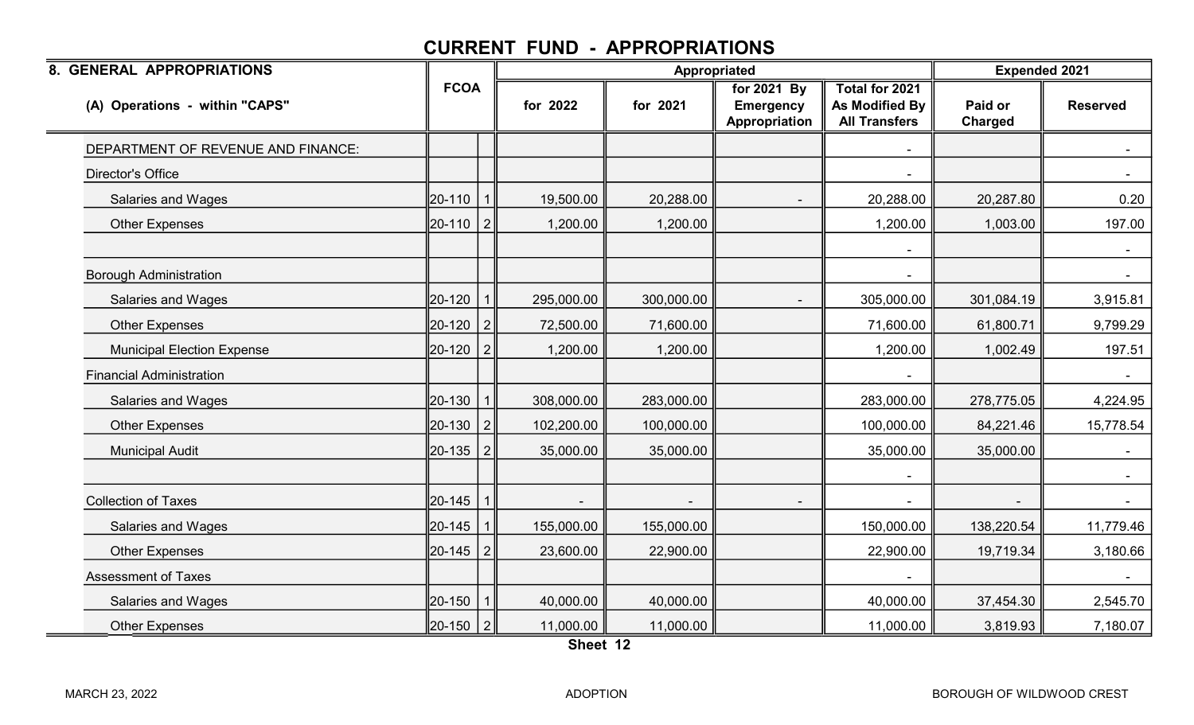# CURRENT FUND - APPROPRIATIONS

| 8. GENERAL APPROPRIATIONS | FCOA | | Appropriated | | | | Expended 2021 | |
|---|---|---|---|---|---|---|---|---|
| (A) Operations - within "CAPS" | | | for 2022 | for 2021 | for 2021 By Emergency Appropriation | Total for 2021 As Modified By All Transfers | Paid or Charged | Reserved |
| DEPARTMENT OF REVENUE AND FINANCE: | | | | | | - | | - |
| Director's Office | | | | | | - | | - |
| Salaries and Wages | 20-110 | 1 | 19,500.00 | 20,288.00 | - | 20,288.00 | 20,287.80 | 0.20 |
| Other Expenses | 20-110 | 2 | 1,200.00 | 1,200.00 | | 1,200.00 | 1,003.00 | 197.00 |
| | | | | | | - | | - |
| Borough Administration | | | | | | - | | - |
| Salaries and Wages | 20-120 | 1 | 295,000.00 | 300,000.00 | - | 305,000.00 | 301,084.19 | 3,915.81 |
| Other Expenses | 20-120 | 2 | 72,500.00 | 71,600.00 | | 71,600.00 | 61,800.71 | 9,799.29 |
| Municipal Election Expense | 20-120 | 2 | 1,200.00 | 1,200.00 | | 1,200.00 | 1,002.49 | 197.51 |
| Financial Administration | | | | | | - | | - |
| Salaries and Wages | 20-130 | 1 | 308,000.00 | 283,000.00 | | 283,000.00 | 278,775.05 | 4,224.95 |
| Other Expenses | 20-130 | 2 | 102,200.00 | 100,000.00 | | 100,000.00 | 84,221.46 | 15,778.54 |
| Municipal Audit | 20-135 | 2 | 35,000.00 | 35,000.00 | | 35,000.00 | 35,000.00 | - |
| | | | | | | - | | - |
| Collection of Taxes | 20-145 | 1 | - | - | - | - | - | - |
| Salaries and Wages | 20-145 | 1 | 155,000.00 | 155,000.00 | | 150,000.00 | 138,220.54 | 11,779.46 |
| Other Expenses | 20-145 | 2 | 23,600.00 | 22,900.00 | | 22,900.00 | 19,719.34 | 3,180.66 |
| Assessment of Taxes | | | | | | - | | - |
| Salaries and Wages | 20-150 | 1 | 40,000.00 | 40,000.00 | | 40,000.00 | 37,454.30 | 2,545.70 |
| Other Expenses | 20-150 | 2 | 11,000.00 | 11,000.00 | | 11,000.00 | 3,819.93 | 7,180.07 |

Sheet 12

MARCH 23, 2022 ADOPTION BOROUGH OF WILDWOOD CREST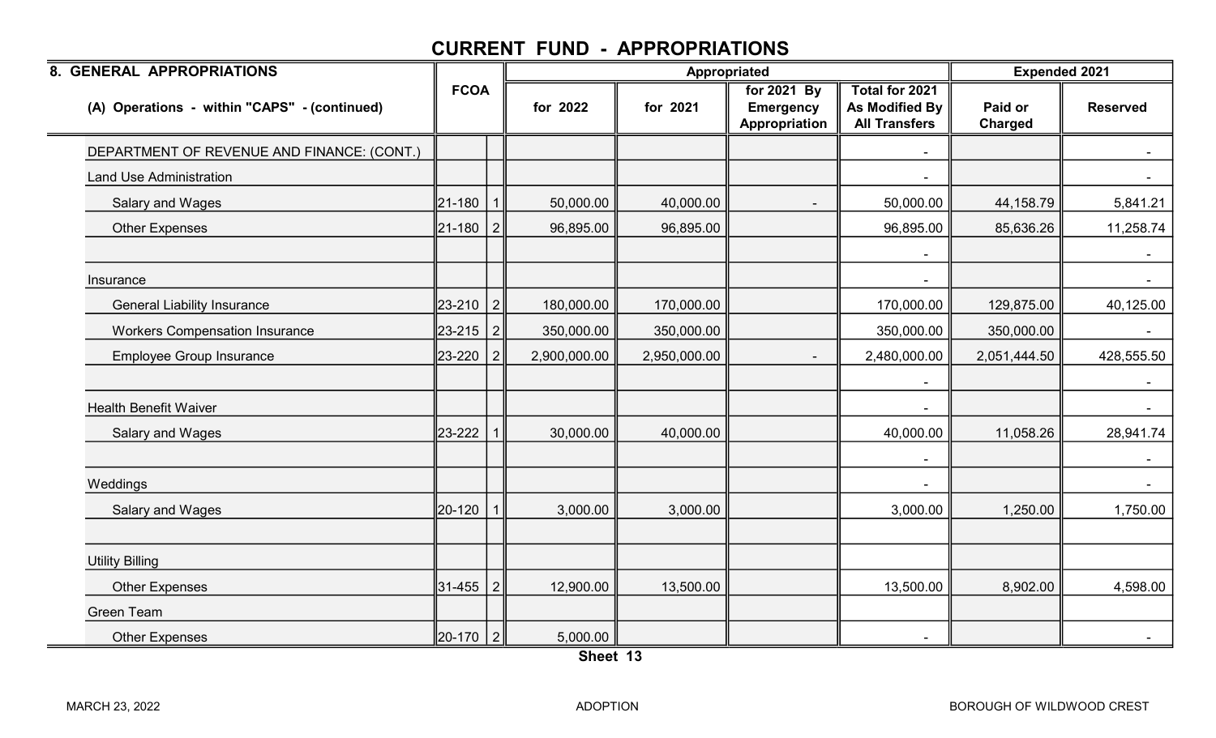# CURRENT FUND - APPROPRIATIONS

| 8. GENERAL APPROPRIATIONS | FCOA | | Appropriated | | | | Expended 2021 | |
|---|---|---|---|---|---|---|---|---|
| (A) Operations - within "CAPS" - (continued) | | | for 2022 | for 2021 | for 2021 By Emergency Appropriation | Total for 2021 As Modified By All Transfers | Paid or Charged | Reserved |
| DEPARTMENT OF REVENUE AND FINANCE: (CONT.) | | | | | | - | | - |
| Land Use Administration | | | | | | - | | - |
| Salary and Wages | 21-180 | 1 | 50,000.00 | 40,000.00 | - | 50,000.00 | 44,158.79 | 5,841.21 |
| Other Expenses | 21-180 | 2 | 96,895.00 | 96,895.00 | | 96,895.00 | 85,636.26 | 11,258.74 |
| | | | | | | - | | - |
| Insurance | | | | | | - | | - |
| General Liability Insurance | 23-210 | 2 | 180,000.00 | 170,000.00 | | 170,000.00 | 129,875.00 | 40,125.00 |
| Workers Compensation Insurance | 23-215 | 2 | 350,000.00 | 350,000.00 | | 350,000.00 | 350,000.00 | - |
| Employee Group Insurance | 23-220 | 2 | 2,900,000.00 | 2,950,000.00 | - | 2,480,000.00 | 2,051,444.50 | 428,555.50 |
| | | | | | | - | | - |
| Health Benefit Waiver | | | | | | - | | - |
| Salary and Wages | 23-222 | 1 | 30,000.00 | 40,000.00 | | 40,000.00 | 11,058.26 | 28,941.74 |
| | | | | | | - | | - |
| Weddings | | | | | | - | | - |
| Salary and Wages | 20-120 | 1 | 3,000.00 | 3,000.00 | | 3,000.00 | 1,250.00 | 1,750.00 |
| | | | | | | | | |
| Utility Billing | | | | | | | | |
| Other Expenses | 31-455 | 2 | 12,900.00 | 13,500.00 | | 13,500.00 | 8,902.00 | 4,598.00 |
| Green Team | | | | | | | | |
| Other Expenses | 20-170 | 2 | 5,000.00 | | | - | | - |

Sheet 13

MARCH 23, 2022 ADOPTION BOROUGH OF WILDWOOD CREST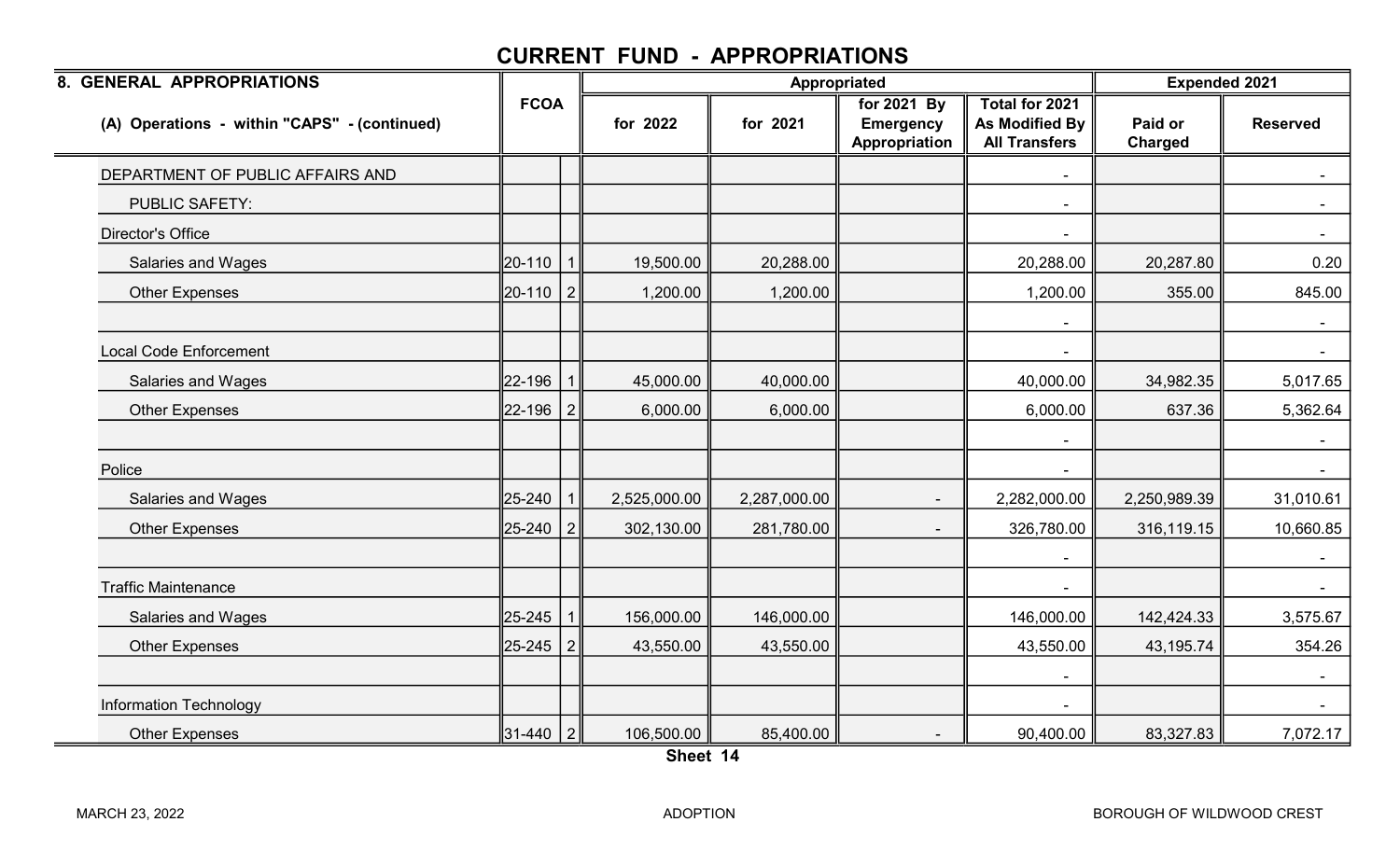# CURRENT FUND - APPROPRIATIONS

| 8. GENERAL APPROPRIATIONS | FCOA | | Appropriated | | | | Expended 2021 | |
|---|---|---|---|---|---|---|---|---|
| (A) Operations - within "CAPS" - (continued) | | | for 2022 | for 2021 | for 2021 By Emergency Appropriation | Total for 2021 As Modified By All Transfers | Paid or Charged | Reserved |
| DEPARTMENT OF PUBLIC AFFAIRS AND | | | | | | - | | - |
| PUBLIC SAFETY: | | | | | | - | | - |
| Director's Office | | | | | | - | | - |
| Salaries and Wages | 20-110 | 1 | 19,500.00 | 20,288.00 | | 20,288.00 | 20,287.80 | 0.20 |
| Other Expenses | 20-110 | 2 | 1,200.00 | 1,200.00 | | 1,200.00 | 355.00 | 845.00 |
| | | | | | | - | | - |
| Local Code Enforcement | | | | | | - | | - |
| Salaries and Wages | 22-196 | 1 | 45,000.00 | 40,000.00 | | 40,000.00 | 34,982.35 | 5,017.65 |
| Other Expenses | 22-196 | 2 | 6,000.00 | 6,000.00 | | 6,000.00 | 637.36 | 5,362.64 |
| | | | | | | - | | - |
| Police | | | | | | - | | - |
| Salaries and Wages | 25-240 | 1 | 2,525,000.00 | 2,287,000.00 | - | 2,282,000.00 | 2,250,989.39 | 31,010.61 |
| Other Expenses | 25-240 | 2 | 302,130.00 | 281,780.00 | - | 326,780.00 | 316,119.15 | 10,660.85 |
| | | | | | | - | | - |
| Traffic Maintenance | | | | | | - | | - |
| Salaries and Wages | 25-245 | 1 | 156,000.00 | 146,000.00 | | 146,000.00 | 142,424.33 | 3,575.67 |
| Other Expenses | 25-245 | 2 | 43,550.00 | 43,550.00 | | 43,550.00 | 43,195.74 | 354.26 |
| | | | | | | - | | - |
| Information Technology | | | | | | - | | - |
| Other Expenses | 31-440 | 2 | 106,500.00 | 85,400.00 | - | 90,400.00 | 83,327.83 | 7,072.17 |

Sheet 14

MARCH 23, 2022 ADOPTION BOROUGH OF WILDWOOD CREST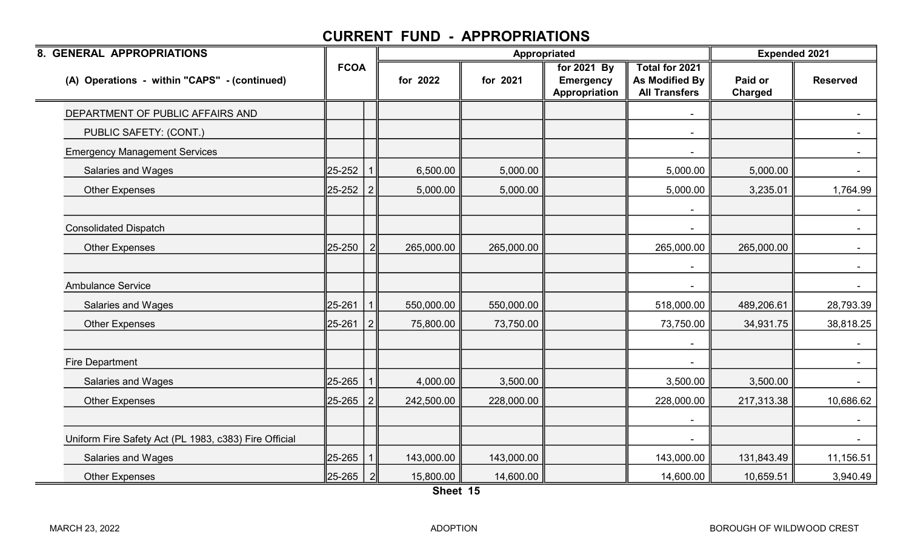# CURRENT FUND - APPROPRIATIONS

| 8. GENERAL APPROPRIATIONS | FCOA | | Appropriated | | | | Expended 2021 | |
|---|---|---|---|---|---|---|---|---|
| (A) Operations - within "CAPS" - (continued) | | | for 2022 | for 2021 | for 2021 By Emergency Appropriation | Total for 2021 As Modified By All Transfers | Paid or Charged | Reserved |
| DEPARTMENT OF PUBLIC AFFAIRS AND | | | | | | - | | - |
| PUBLIC SAFETY: (CONT.) | | | | | | - | | - |
| Emergency Management Services | | | | | | - | | - |
| Salaries and Wages | 25-252 | 1 | 6,500.00 | 5,000.00 | | 5,000.00 | 5,000.00 | - |
| Other Expenses | 25-252 | 2 | 5,000.00 | 5,000.00 | | 5,000.00 | 3,235.01 | 1,764.99 |
| | | | | | | - | | - |
| Consolidated Dispatch | | | | | | - | | - |
| Other Expenses | 25-250 | 2 | 265,000.00 | 265,000.00 | | 265,000.00 | 265,000.00 | - |
| | | | | | | - | | - |
| Ambulance Service | | | | | | - | | - |
| Salaries and Wages | 25-261 | 1 | 550,000.00 | 550,000.00 | | 518,000.00 | 489,206.61 | 28,793.39 |
| Other Expenses | 25-261 | 2 | 75,800.00 | 73,750.00 | | 73,750.00 | 34,931.75 | 38,818.25 |
| | | | | | | - | | - |
| Fire Department | | | | | | - | | - |
| Salaries and Wages | 25-265 | 1 | 4,000.00 | 3,500.00 | | 3,500.00 | 3,500.00 | - |
| Other Expenses | 25-265 | 2 | 242,500.00 | 228,000.00 | | 228,000.00 | 217,313.38 | 10,686.62 |
| | | | | | | - | | - |
| Uniform Fire Safety Act (PL 1983, c383) Fire Official | | | | | | - | | - |
| Salaries and Wages | 25-265 | 1 | 143,000.00 | 143,000.00 | | 143,000.00 | 131,843.49 | 11,156.51 |
| Other Expenses | 25-265 | 2 | 15,800.00 | 14,600.00 | | 14,600.00 | 10,659.51 | 3,940.49 |

Sheet 15

MARCH 23, 2022 ADOPTION BOROUGH OF WILDWOOD CREST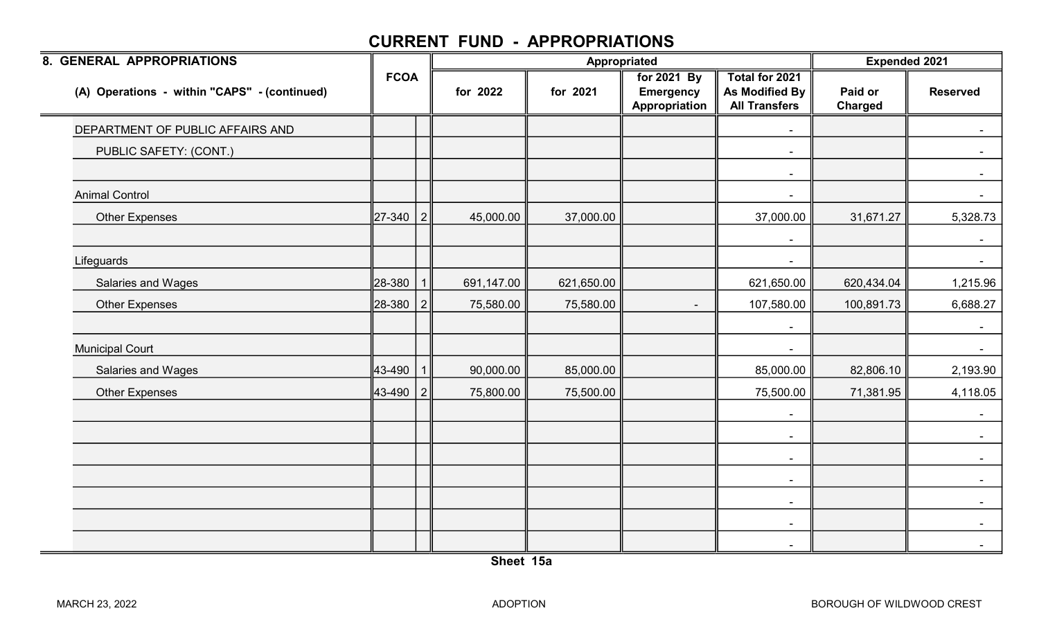# CURRENT FUND - APPROPRIATIONS

| 8. GENERAL APPROPRIATIONS | FCOA | | Appropriated | | | | Expended 2021 | |
|---|---|---|---|---|---|---|---|---|
| (A) Operations - within "CAPS" - (continued) | | | for 2022 | for 2021 | for 2021 By Emergency Appropriation | Total for 2021 As Modified By All Transfers | Paid or Charged | Reserved |
| DEPARTMENT OF PUBLIC AFFAIRS AND | | | | | | - | | - |
| PUBLIC SAFETY: (CONT.) | | | | | | - | | - |
| | | | | | | - | | - |
| Animal Control | | | | | | - | | - |
| Other Expenses | 27-340 | 2 | 45,000.00 | 37,000.00 | | 37,000.00 | 31,671.27 | 5,328.73 |
| | | | | | | - | | - |
| Lifeguards | | | | | | - | | - |
| Salaries and Wages | 28-380 | 1 | 691,147.00 | 621,650.00 | | 621,650.00 | 620,434.04 | 1,215.96 |
| Other Expenses | 28-380 | 2 | 75,580.00 | 75,580.00 | - | 107,580.00 | 100,891.73 | 6,688.27 |
| | | | | | | - | | - |
| Municipal Court | | | | | | - | | - |
| Salaries and Wages | 43-490 | 1 | 90,000.00 | 85,000.00 | | 85,000.00 | 82,806.10 | 2,193.90 |
| Other Expenses | 43-490 | 2 | 75,800.00 | 75,500.00 | | 75,500.00 | 71,381.95 | 4,118.05 |
| | | | | | | - | | - |
| | | | | | | - | | - |
| | | | | | | - | | - |
| | | | | | | - | | - |
| | | | | | | - | | - |
| | | | | | | - | | - |
| | | | | | | - | | - |

Sheet 15a

MARCH 23, 2022 ADOPTION BOROUGH OF WILDWOOD CREST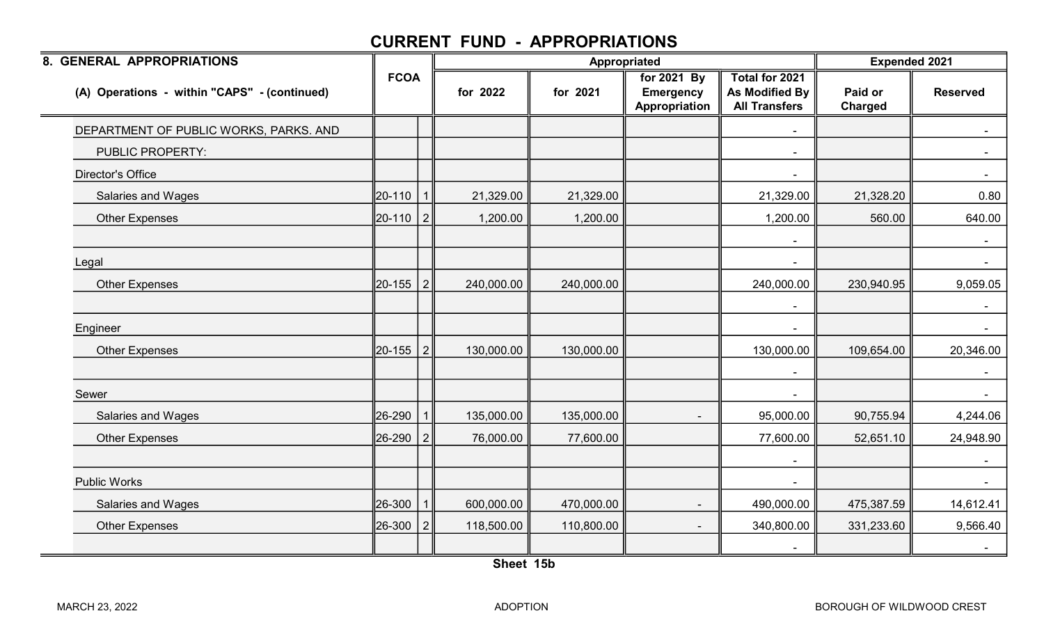# CURRENT FUND - APPROPRIATIONS

| 8. GENERAL APPROPRIATIONS | FCOA | | Appropriated | | | | Expended 2021 | |
|---|---|---|---|---|---|---|---|---|
| (A) Operations - within "CAPS" - (continued) | | | for 2022 | for 2021 | for 2021 By Emergency Appropriation | Total for 2021 As Modified By All Transfers | Paid or Charged | Reserved |
| DEPARTMENT OF PUBLIC WORKS, PARKS. AND | | | | | | - | | - |
| PUBLIC PROPERTY: | | | | | | - | | - |
| Director's Office | | | | | | - | | - |
| Salaries and Wages | 20-110 | 1 | 21,329.00 | 21,329.00 | | 21,329.00 | 21,328.20 | 0.80 |
| Other Expenses | 20-110 | 2 | 1,200.00 | 1,200.00 | | 1,200.00 | 560.00 | 640.00 |
| | | | | | | - | | - |
| Legal | | | | | | - | | - |
| Other Expenses | 20-155 | 2 | 240,000.00 | 240,000.00 | | 240,000.00 | 230,940.95 | 9,059.05 |
| | | | | | | - | | - |
| Engineer | | | | | | - | | - |
| Other Expenses | 20-155 | 2 | 130,000.00 | 130,000.00 | | 130,000.00 | 109,654.00 | 20,346.00 |
| | | | | | | - | | - |
| Sewer | | | | | | - | | - |
| Salaries and Wages | 26-290 | 1 | 135,000.00 | 135,000.00 | - | 95,000.00 | 90,755.94 | 4,244.06 |
| Other Expenses | 26-290 | 2 | 76,000.00 | 77,600.00 | | 77,600.00 | 52,651.10 | 24,948.90 |
| | | | | | | - | | - |
| Public Works | | | | | | - | | - |
| Salaries and Wages | 26-300 | 1 | 600,000.00 | 470,000.00 | - | 490,000.00 | 475,387.59 | 14,612.41 |
| Other Expenses | 26-300 | 2 | 118,500.00 | 110,800.00 | - | 340,800.00 | 331,233.60 | 9,566.40 |
| | | | | | | - | | - |

Sheet 15b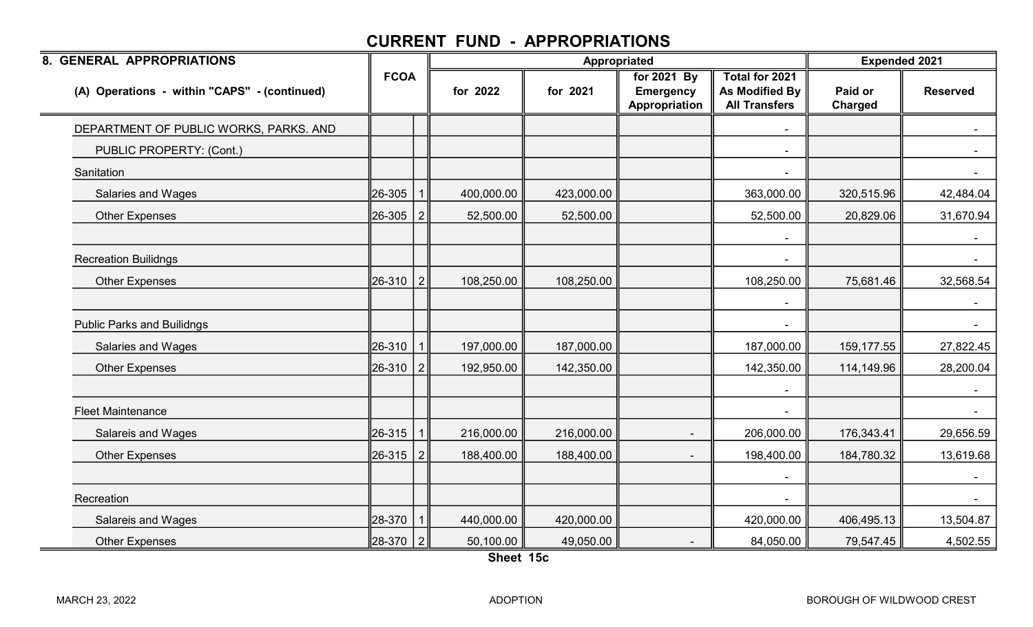# CURRENT FUND - APPROPRIATIONS

| 8. GENERAL APPROPRIATIONS | FCOA | | Appropriated | | | | Expended 2021 | |
|---|---|---|---|---|---|---|---|---|
| (A) Operations - within "CAPS" - (continued) | | | for 2022 | for 2021 | for 2021 By Emergency Appropriation | Total for 2021 As Modified By All Transfers | Paid or Charged | Reserved |
| DEPARTMENT OF PUBLIC WORKS, PARKS. AND | | | | | | - | | - |
| PUBLIC PROPERTY: (Cont.) | | | | | | - | | - |
| Sanitation | | | | | | - | | - |
| Salaries and Wages | 26-305 | 1 | 400,000.00 | 423,000.00 | | 363,000.00 | 320,515.96 | 42,484.04 |
| Other Expenses | 26-305 | 2 | 52,500.00 | 52,500.00 | | 52,500.00 | 20,829.06 | 31,670.94 |
| | | | | | | - | | - |
| Recreation Builidngs | | | | | | - | | - |
| Other Expenses | 26-310 | 2 | 108,250.00 | 108,250.00 | | 108,250.00 | 75,681.46 | 32,568.54 |
| | | | | | | - | | - |
| Public Parks and Builidngs | | | | | | - | | - |
| Salaries and Wages | 26-310 | 1 | 197,000.00 | 187,000.00 | | 187,000.00 | 159,177.55 | 27,822.45 |
| Other Expenses | 26-310 | 2 | 192,950.00 | 142,350.00 | | 142,350.00 | 114,149.96 | 28,200.04 |
| | | | | | | - | | - |
| Fleet Maintenance | | | | | | - | | - |
| Salareis and Wages | 26-315 | 1 | 216,000.00 | 216,000.00 | - | 206,000.00 | 176,343.41 | 29,656.59 |
| Other Expenses | 26-315 | 2 | 188,400.00 | 188,400.00 | - | 198,400.00 | 184,780.32 | 13,619.68 |
| | | | | | | - | | - |
| Recreation | | | | | | - | | - |
| Salareis and Wages | 28-370 | 1 | 440,000.00 | 420,000.00 | | 420,000.00 | 406,495.13 | 13,504.87 |
| Other Expenses | 28-370 | 2 | 50,100.00 | 49,050.00 | - | 84,050.00 | 79,547.45 | 4,502.55 |

Sheet 15c

MARCH 23, 2022 ADOPTION BOROUGH OF WILDWOOD CREST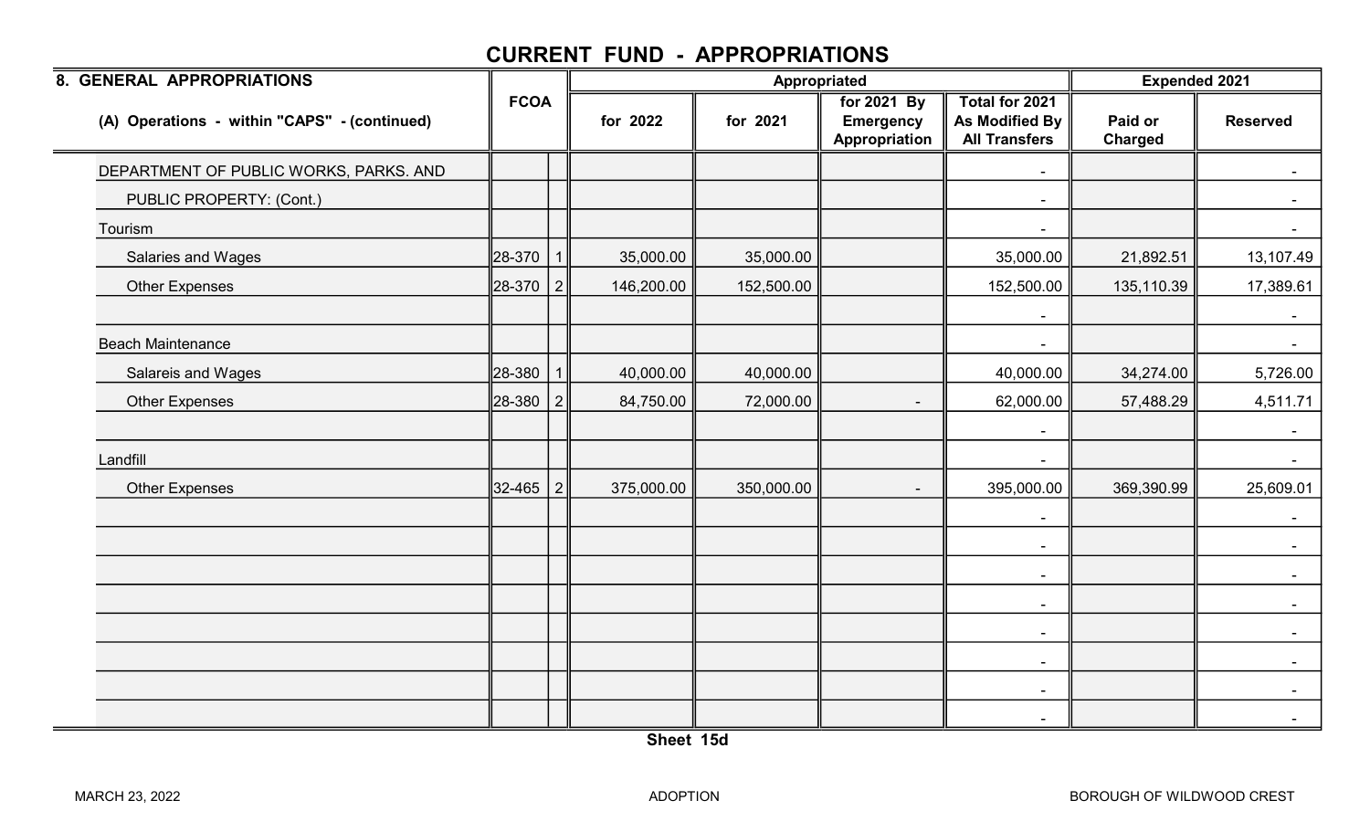# CURRENT FUND - APPROPRIATIONS

| 8. GENERAL APPROPRIATIONS | FCOA | | Appropriated | | | | Expended 2021 | |
|---|---|---|---|---|---|---|---|---|
| (A) Operations - within "CAPS" - (continued) | | | for 2022 | for 2021 | for 2021 By Emergency Appropriation | Total for 2021 As Modified By All Transfers | Paid or Charged | Reserved |
| DEPARTMENT OF PUBLIC WORKS, PARKS. AND | | | | | | - | | - |
| PUBLIC PROPERTY: (Cont.) | | | | | | - | | - |
| Tourism | | | | | | - | | - |
| Salaries and Wages | 28-370 | 1 | 35,000.00 | 35,000.00 | | 35,000.00 | 21,892.51 | 13,107.49 |
| Other Expenses | 28-370 | 2 | 146,200.00 | 152,500.00 | | 152,500.00 | 135,110.39 | 17,389.61 |
| | | | | | | - | | - |
| Beach Maintenance | | | | | | - | | - |
| Salareis and Wages | 28-380 | 1 | 40,000.00 | 40,000.00 | | 40,000.00 | 34,274.00 | 5,726.00 |
| Other Expenses | 28-380 | 2 | 84,750.00 | 72,000.00 | - | 62,000.00 | 57,488.29 | 4,511.71 |
| | | | | | | - | | - |
| Landfill | | | | | | - | | - |
| Other Expenses | 32-465 | 2 | 375,000.00 | 350,000.00 | - | 395,000.00 | 369,390.99 | 25,609.01 |
| | | | | | | - | | - |
| | | | | | | - | | - |
| | | | | | | - | | - |
| | | | | | | - | | - |
| | | | | | | - | | - |
| | | | | | | - | | - |
| | | | | | | - | | - |
| | | | | | | - | | - |

Sheet 15d

MARCH 23, 2022 ADOPTION BOROUGH OF WILDWOOD CREST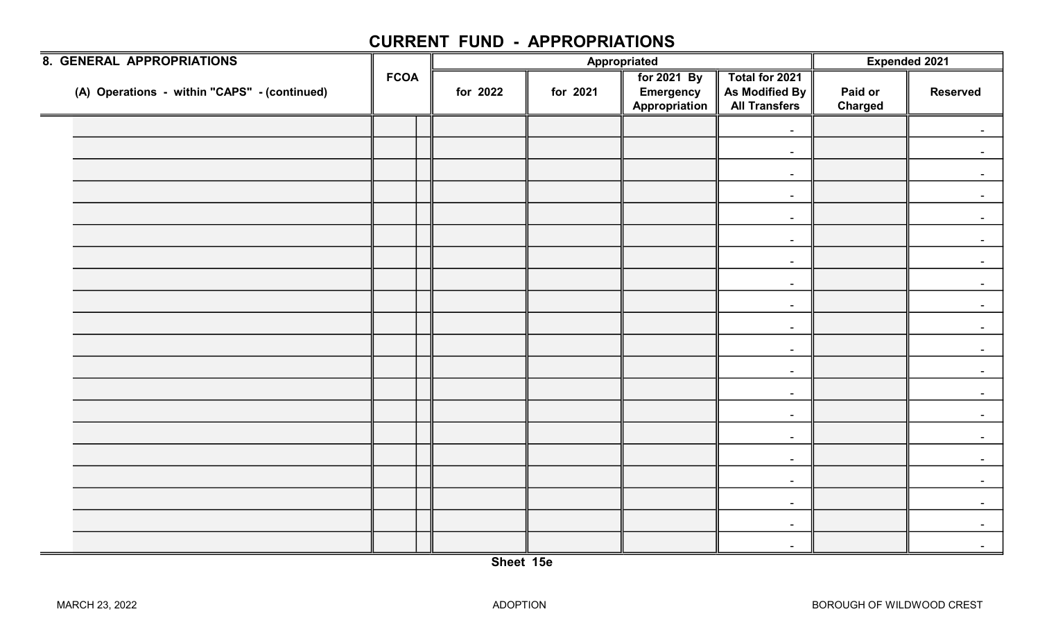# CURRENT FUND - APPROPRIATIONS

| 8. GENERAL APPROPRIATIONS | FCOA | | Appropriated | | | | Expended 2021 | |
|---|---|---|---|---|---|---|---|---|
| (A) Operations - within "CAPS" - (continued) | | | for 2022 | for 2021 | for 2021 By Emergency Appropriation | Total for 2021 As Modified By All Transfers | Paid or Charged | Reserved |
| | | | | | | - | | - |
| | | | | | | - | | - |
| | | | | | | - | | - |
| | | | | | | - | | - |
| | | | | | | - | | - |
| | | | | | | - | | - |
| | | | | | | - | | - |
| | | | | | | - | | - |
| | | | | | | - | | - |
| | | | | | | - | | - |
| | | | | | | - | | - |
| | | | | | | - | | - |
| | | | | | | - | | - |
| | | | | | | - | | - |
| | | | | | | - | | - |
| | | | | | | - | | - |
| | | | | | | - | | - |
| | | | | | | - | | - |
| | | | | | | - | | - |
| | | | | | | - | | - |

Sheet 15e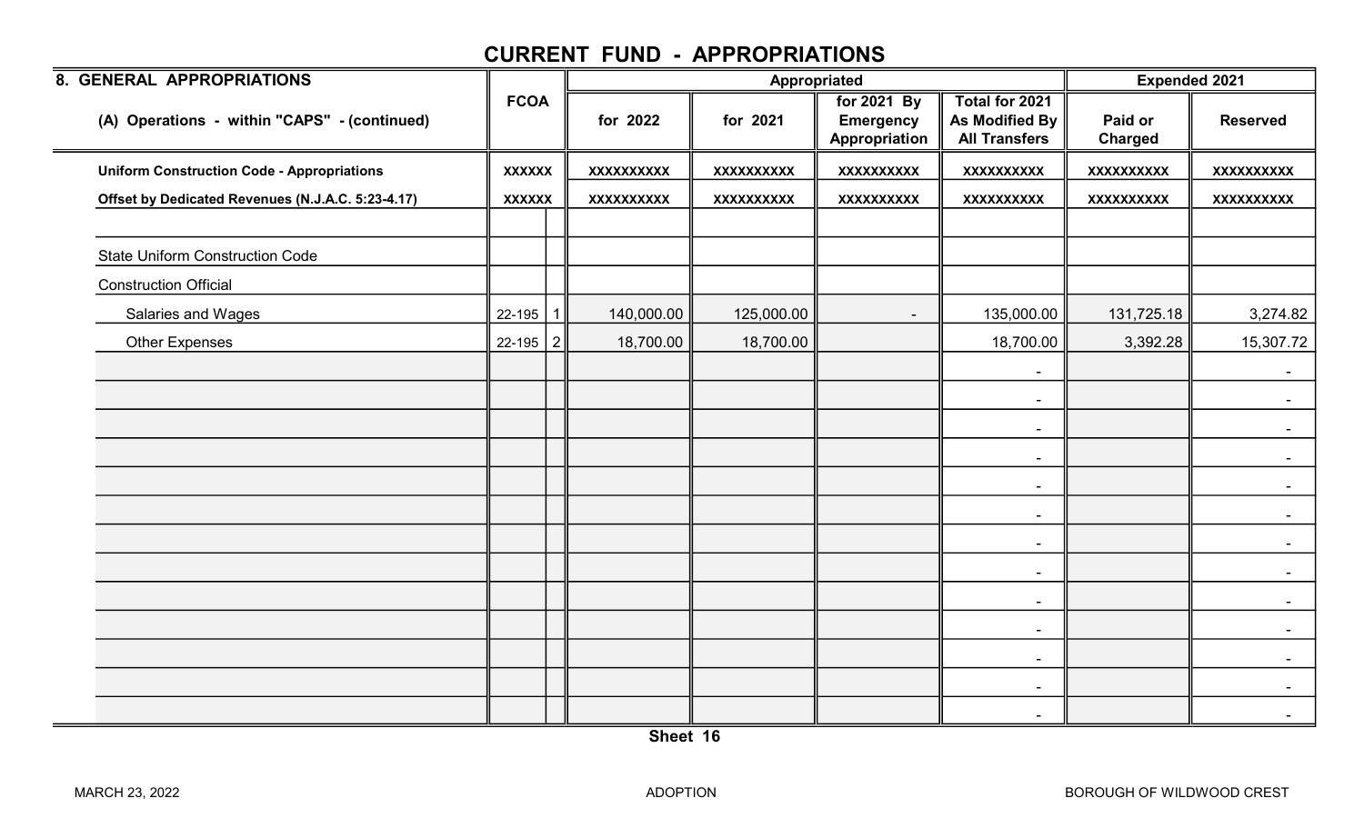# CURRENT FUND - APPROPRIATIONS

| 8. GENERAL APPROPRIATIONS | FCOA | | Appropriated | | | | Expended 2021 | |
|---|---|---|---|---|---|---|---|---|
| (A) Operations - within "CAPS" - (continued) | | | for 2022 | for 2021 | for 2021 By Emergency Appropriation | Total for 2021 As Modified By All Transfers | Paid or Charged | Reserved |
| **Uniform Construction Code - Appropriations** | **XXXXXX** | | **XXXXXXXXXX** | **XXXXXXXXXX** | **XXXXXXXXXX** | **XXXXXXXXXX** | **XXXXXXXXXX** | **XXXXXXXXXX** |
| **Offset by Dedicated Revenues (N.J.A.C. 5:23-4.17)** | **XXXXXX** | | **XXXXXXXXXX** | **XXXXXXXXXX** | **XXXXXXXXXX** | **XXXXXXXXXX** | **XXXXXXXXXX** | **XXXXXXXXXX** |
| | | | | | | | | |
| State Uniform Construction Code | | | | | | | | |
| Construction Official | | | | | | | | |
| Salaries and Wages | 22-195 | 1 | 140,000.00 | 125,000.00 | - | 135,000.00 | 131,725.18 | 3,274.82 |
| Other Expenses | 22-195 | 2 | 18,700.00 | 18,700.00 | | 18,700.00 | 3,392.28 | 15,307.72 |
| | | | | | | - | | - |
| | | | | | | - | | - |
| | | | | | | - | | - |
| | | | | | | - | | - |
| | | | | | | - | | - |
| | | | | | | - | | - |
| | | | | | | - | | - |
| | | | | | | - | | - |
| | | | | | | - | | - |
| | | | | | | - | | - |
| | | | | | | - | | - |
| | | | | | | - | | - |
| | | | | | | - | | - |

**Sheet 16**

MARCH 23, 2022 ADOPTION BOROUGH OF WILDWOOD CREST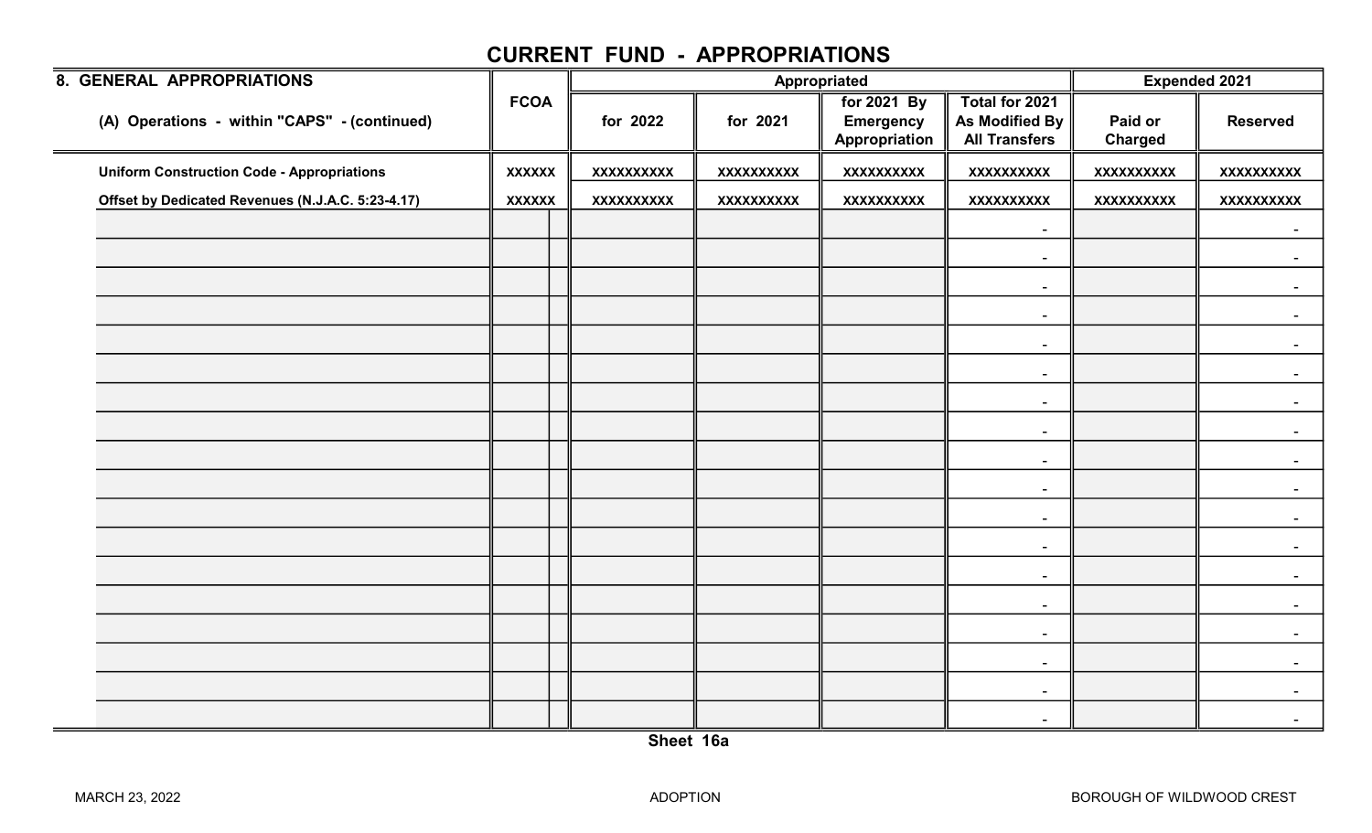# CURRENT FUND - APPROPRIATIONS

| 8. GENERAL APPROPRIATIONS | FCOA | | Appropriated | | | | Expended 2021 | |
|---|---|---|---|---|---|---|---|---|
| (A) Operations - within "CAPS" - (continued) | | | for 2022 | for 2021 | for 2021 By Emergency Appropriation | Total for 2021 As Modified By All Transfers | Paid or Charged | Reserved |
| **Uniform Construction Code - Appropriations** | XXXXXX | | XXXXXXXXXX | XXXXXXXXXX | XXXXXXXXXX | XXXXXXXXXX | XXXXXXXXXX | XXXXXXXXXX |
| **Offset by Dedicated Revenues (N.J.A.C. 5:23-4.17)** | XXXXXX | | XXXXXXXXXX | XXXXXXXXXX | XXXXXXXXXX | XXXXXXXXXX | XXXXXXXXXX | XXXXXXXXXX |
| | | | | | | - | | - |
| | | | | | | - | | - |
| | | | | | | - | | - |
| | | | | | | - | | - |
| | | | | | | - | | - |
| | | | | | | - | | - |
| | | | | | | - | | - |
| | | | | | | - | | - |
| | | | | | | - | | - |
| | | | | | | - | | - |
| | | | | | | - | | - |
| | | | | | | - | | - |
| | | | | | | - | | - |
| | | | | | | - | | - |
| | | | | | | - | | - |
| | | | | | | - | | - |
| | | | | | | - | | - |
| | | | | | | - | | - |

Sheet 16a

MARCH 23, 2022 ADOPTION BOROUGH OF WILDWOOD CREST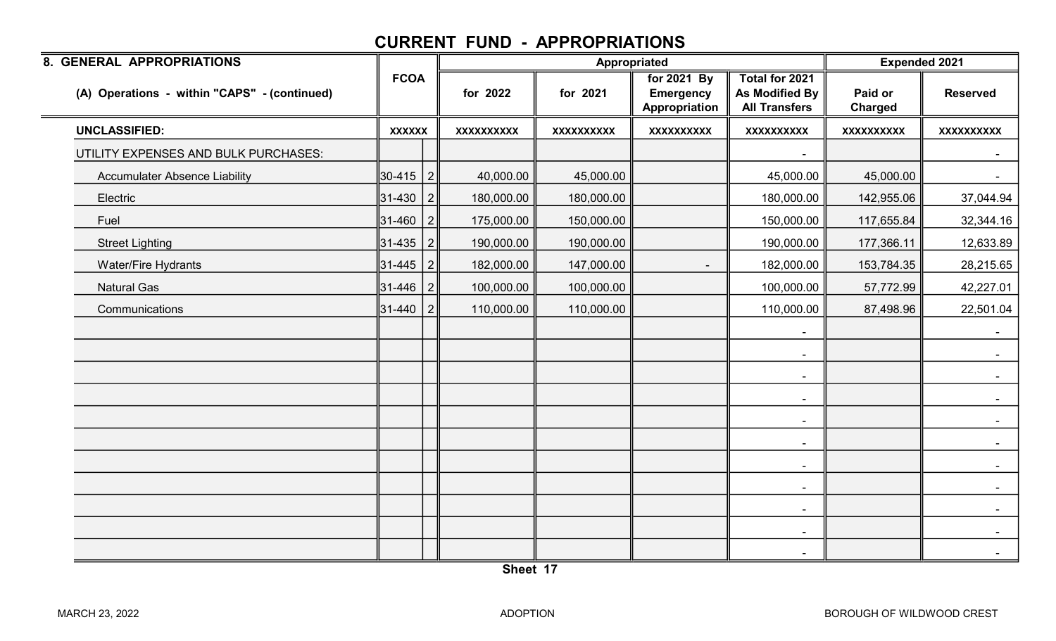# CURRENT FUND - APPROPRIATIONS

| 8. GENERAL APPROPRIATIONS | FCOA | | Appropriated | | | | Expended 2021 | |
|---|---|---|---|---|---|---|---|---|
| (A) Operations - within "CAPS" - (continued) | | | for 2022 | for 2021 | for 2021 By Emergency Appropriation | Total for 2021 As Modified By All Transfers | Paid or Charged | Reserved |
| **UNCLASSIFIED:** | **XXXXXX** | | **XXXXXXXXXX** | **XXXXXXXXXX** | **XXXXXXXXXX** | **XXXXXXXXXX** | **XXXXXXXXXX** | **XXXXXXXXXX** |
| UTILITY EXPENSES AND BULK PURCHASES: | | | | | | - | | - |
| Accumulater Absence Liability | 30-415 | 2 | 40,000.00 | 45,000.00 | | 45,000.00 | 45,000.00 | - |
| Electric | 31-430 | 2 | 180,000.00 | 180,000.00 | | 180,000.00 | 142,955.06 | 37,044.94 |
| Fuel | 31-460 | 2 | 175,000.00 | 150,000.00 | | 150,000.00 | 117,655.84 | 32,344.16 |
| Street Lighting | 31-435 | 2 | 190,000.00 | 190,000.00 | | 190,000.00 | 177,366.11 | 12,633.89 |
| Water/Fire Hydrants | 31-445 | 2 | 182,000.00 | 147,000.00 | - | 182,000.00 | 153,784.35 | 28,215.65 |
| Natural Gas | 31-446 | 2 | 100,000.00 | 100,000.00 | | 100,000.00 | 57,772.99 | 42,227.01 |
| Communications | 31-440 | 2 | 110,000.00 | 110,000.00 | | 110,000.00 | 87,498.96 | 22,501.04 |
| | | | | | | - | | - |
| | | | | | | - | | - |
| | | | | | | - | | - |
| | | | | | | - | | - |
| | | | | | | - | | - |
| | | | | | | - | | - |
| | | | | | | - | | - |
| | | | | | | - | | - |
| | | | | | | - | | - |
| | | | | | | - | | - |
| | | | | | | - | | - |

Sheet 17

MARCH 23, 2022 ADOPTION BOROUGH OF WILDWOOD CREST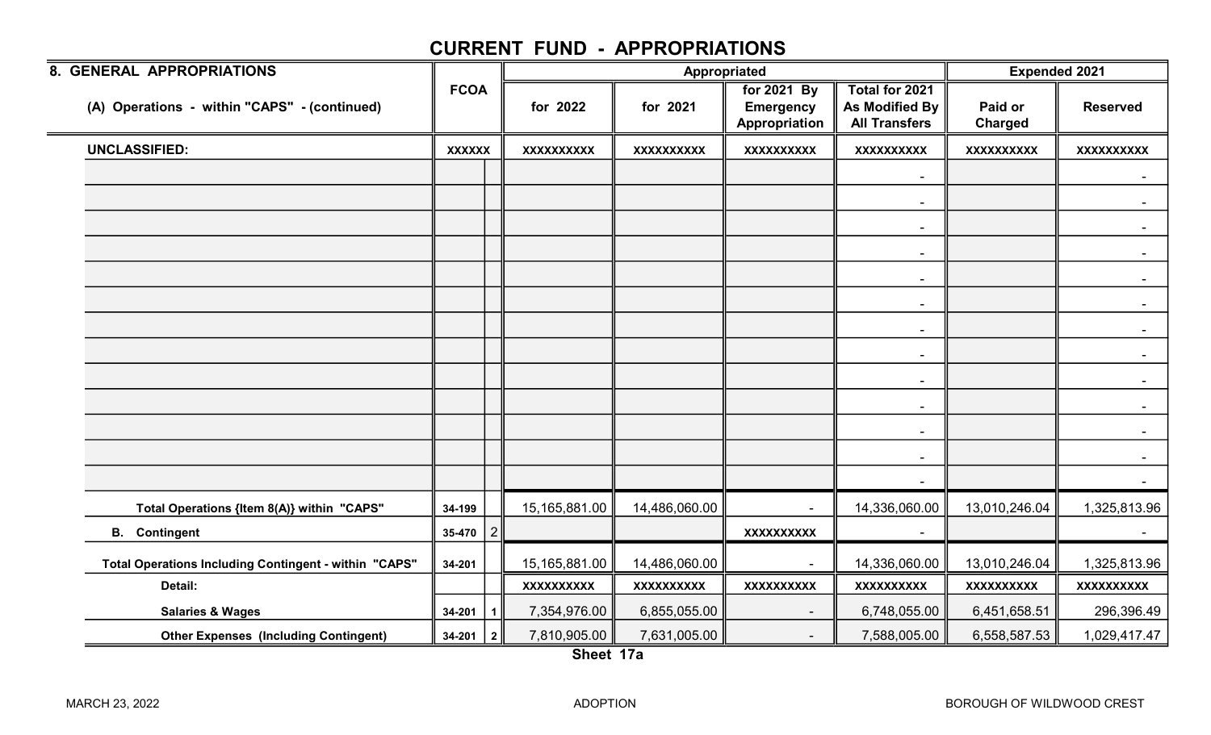# CURRENT FUND - APPROPRIATIONS

| 8. GENERAL APPROPRIATIONS | FCOA | | Appropriated | | | | Expended 2021 | |
|---|---|---|---|---|---|---|---|---|
| (A) Operations - within "CAPS" - (continued) | | | for 2022 | for 2021 | for 2021 By Emergency Appropriation | Total for 2021 As Modified By All Transfers | Paid or Charged | Reserved |
| **UNCLASSIFIED:** | XXXXXX | | XXXXXXXXXX | XXXXXXXXXX | XXXXXXXXXX | XXXXXXXXXX | XXXXXXXXXX | XXXXXXXXXX |
| | | | | | | - | | - |
| | | | | | | - | | - |
| | | | | | | - | | - |
| | | | | | | - | | - |
| | | | | | | - | | - |
| | | | | | | - | | - |
| | | | | | | - | | - |
| | | | | | | - | | - |
| | | | | | | - | | - |
| | | | | | | - | | - |
| | | | | | | - | | - |
| | | | | | | - | | - |
| | | | | | | - | | - |
| **Total Operations {Item 8(A)} within "CAPS"** | 34-199 | | 15,165,881.00 | 14,486,060.00 | - | 14,336,060.00 | 13,010,246.04 | 1,325,813.96 |
| **B. Contingent** | 35-470 | 2 | | | XXXXXXXXXX | - | | - |
| **Total Operations Including Contingent - within "CAPS"** | 34-201 | | 15,165,881.00 | 14,486,060.00 | - | 14,336,060.00 | 13,010,246.04 | 1,325,813.96 |
| **Detail:** | | | XXXXXXXXXX | XXXXXXXXXX | XXXXXXXXXX | XXXXXXXXXX | XXXXXXXXXX | XXXXXXXXXX |
| **Salaries & Wages** | 34-201 | 1 | 7,354,976.00 | 6,855,055.00 | - | 6,748,055.00 | 6,451,658.51 | 296,396.49 |
| **Other Expenses (Including Contingent)** | 34-201 | 2 | 7,810,905.00 | 7,631,005.00 | - | 7,588,005.00 | 6,558,587.53 | 1,029,417.47 |

**Sheet 17a**

MARCH 23, 2022 ADOPTION BOROUGH OF WILDWOOD CREST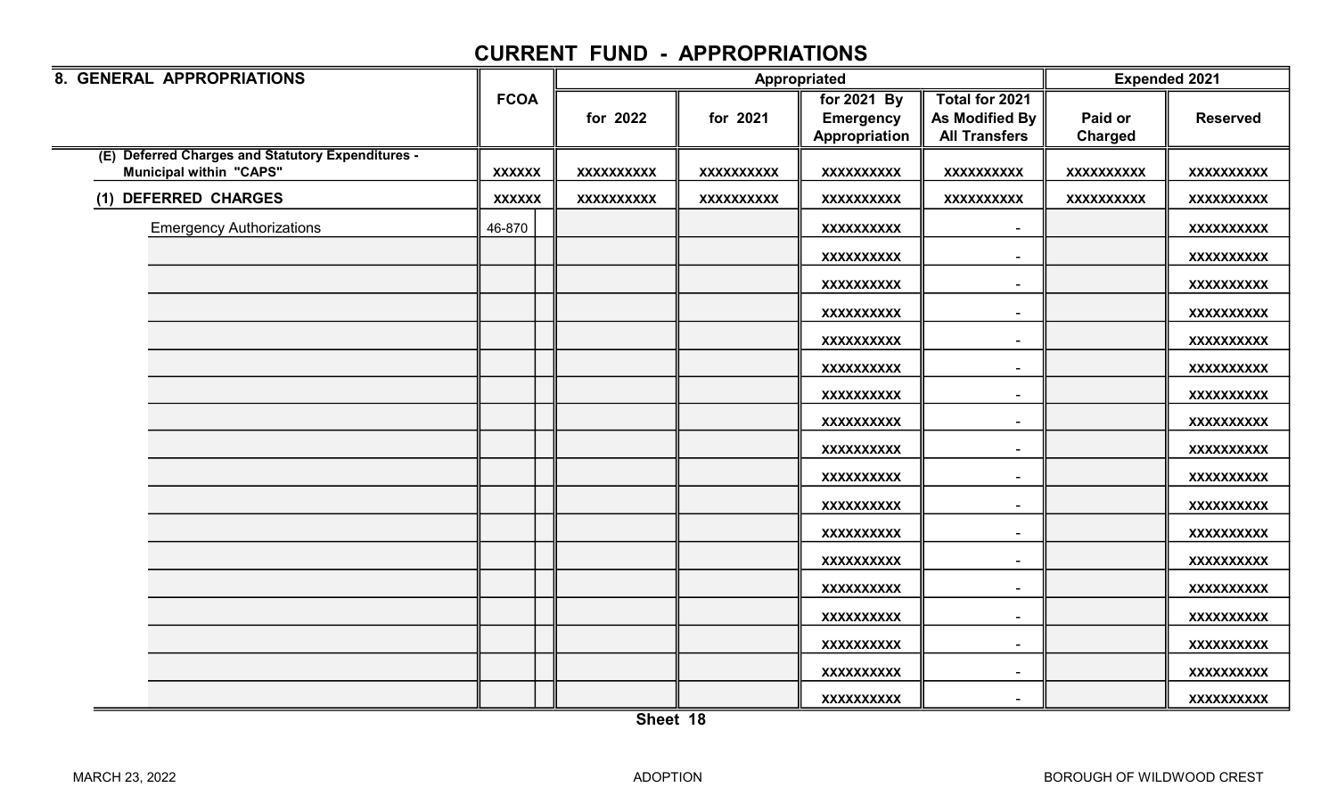# CURRENT FUND - APPROPRIATIONS

| 8. GENERAL APPROPRIATIONS | FCOA | | Appropriated | | | | Expended 2021 | |
|---|---|---|---|---|---|---|---|---|
| | | | for 2022 | for 2021 | for 2021 By Emergency Appropriation | Total for 2021 As Modified By All Transfers | Paid or Charged | Reserved |
| **(E) Deferred Charges and Statutory Expenditures - Municipal within "CAPS"** | **XXXXXX** | | **XXXXXXXXXX** | **XXXXXXXXXX** | **XXXXXXXXXX** | **XXXXXXXXXX** | **XXXXXXXXXX** | **XXXXXXXXXX** |
| **(1) DEFERRED CHARGES** | **XXXXXX** | | **XXXXXXXXXX** | **XXXXXXXXXX** | **XXXXXXXXXX** | **XXXXXXXXXX** | **XXXXXXXXXX** | **XXXXXXXXXX** |
| Emergency Authorizations | 46-870 | | | | **XXXXXXXXXX** | - | | **XXXXXXXXXX** |
| | | | | | **XXXXXXXXXX** | - | | **XXXXXXXXXX** |
| | | | | | **XXXXXXXXXX** | - | | **XXXXXXXXXX** |
| | | | | | **XXXXXXXXXX** | - | | **XXXXXXXXXX** |
| | | | | | **XXXXXXXXXX** | - | | **XXXXXXXXXX** |
| | | | | | **XXXXXXXXXX** | - | | **XXXXXXXXXX** |
| | | | | | **XXXXXXXXXX** | - | | **XXXXXXXXXX** |
| | | | | | **XXXXXXXXXX** | - | | **XXXXXXXXXX** |
| | | | | | **XXXXXXXXXX** | - | | **XXXXXXXXXX** |
| | | | | | **XXXXXXXXXX** | - | | **XXXXXXXXXX** |
| | | | | | **XXXXXXXXXX** | - | | **XXXXXXXXXX** |
| | | | | | **XXXXXXXXXX** | - | | **XXXXXXXXXX** |
| | | | | | **XXXXXXXXXX** | - | | **XXXXXXXXXX** |
| | | | | | **XXXXXXXXXX** | - | | **XXXXXXXXXX** |
| | | | | | **XXXXXXXXXX** | - | | **XXXXXXXXXX** |
| | | | | | **XXXXXXXXXX** | - | | **XXXXXXXXXX** |
| | | | | | **XXXXXXXXXX** | - | | **XXXXXXXXXX** |
| | | | | | **XXXXXXXXXX** | - | | **XXXXXXXXXX** |

**Sheet 18**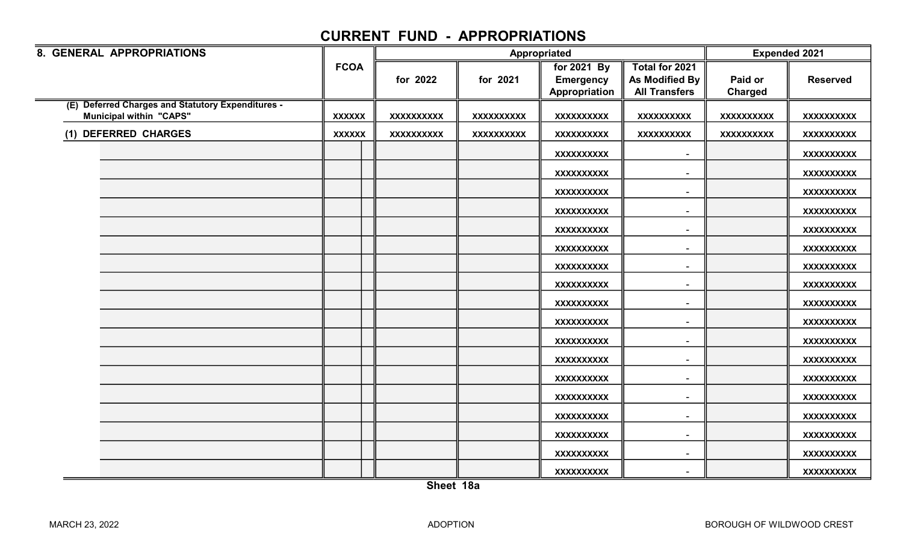# CURRENT FUND - APPROPRIATIONS

| 8. GENERAL APPROPRIATIONS | FCOA | | Appropriated | | | | Expended 2021 | |
|---|---|---|---|---|---|---|---|---|
| | | | for 2022 | for 2021 | for 2021 By Emergency Appropriation | Total for 2021 As Modified By All Transfers | Paid or Charged | Reserved |
| (E) Deferred Charges and Statutory Expenditures - Municipal within "CAPS" | XXXXXX | | XXXXXXXXXX | XXXXXXXXXX | XXXXXXXXXX | XXXXXXXXXX | XXXXXXXXXX | XXXXXXXXXX |
| (1) DEFERRED CHARGES | XXXXXX | | XXXXXXXXXX | XXXXXXXXXX | XXXXXXXXXX | XXXXXXXXXX | XXXXXXXXXX | XXXXXXXXXX |
| | | | | | XXXXXXXXXX | - | | XXXXXXXXXX |
| | | | | | XXXXXXXXXX | - | | XXXXXXXXXX |
| | | | | | XXXXXXXXXX | - | | XXXXXXXXXX |
| | | | | | XXXXXXXXXX | - | | XXXXXXXXXX |
| | | | | | XXXXXXXXXX | - | | XXXXXXXXXX |
| | | | | | XXXXXXXXXX | - | | XXXXXXXXXX |
| | | | | | XXXXXXXXXX | - | | XXXXXXXXXX |
| | | | | | XXXXXXXXXX | - | | XXXXXXXXXX |
| | | | | | XXXXXXXXXX | - | | XXXXXXXXXX |
| | | | | | XXXXXXXXXX | - | | XXXXXXXXXX |
| | | | | | XXXXXXXXXX | - | | XXXXXXXXXX |
| | | | | | XXXXXXXXXX | - | | XXXXXXXXXX |
| | | | | | XXXXXXXXXX | - | | XXXXXXXXXX |
| | | | | | XXXXXXXXXX | - | | XXXXXXXXXX |
| | | | | | XXXXXXXXXX | - | | XXXXXXXXXX |
| | | | | | XXXXXXXXXX | - | | XXXXXXXXXX |
| | | | | | XXXXXXXXXX | - | | XXXXXXXXXX |
| | | | | | XXXXXXXXXX | - | | XXXXXXXXXX |

Sheet 18a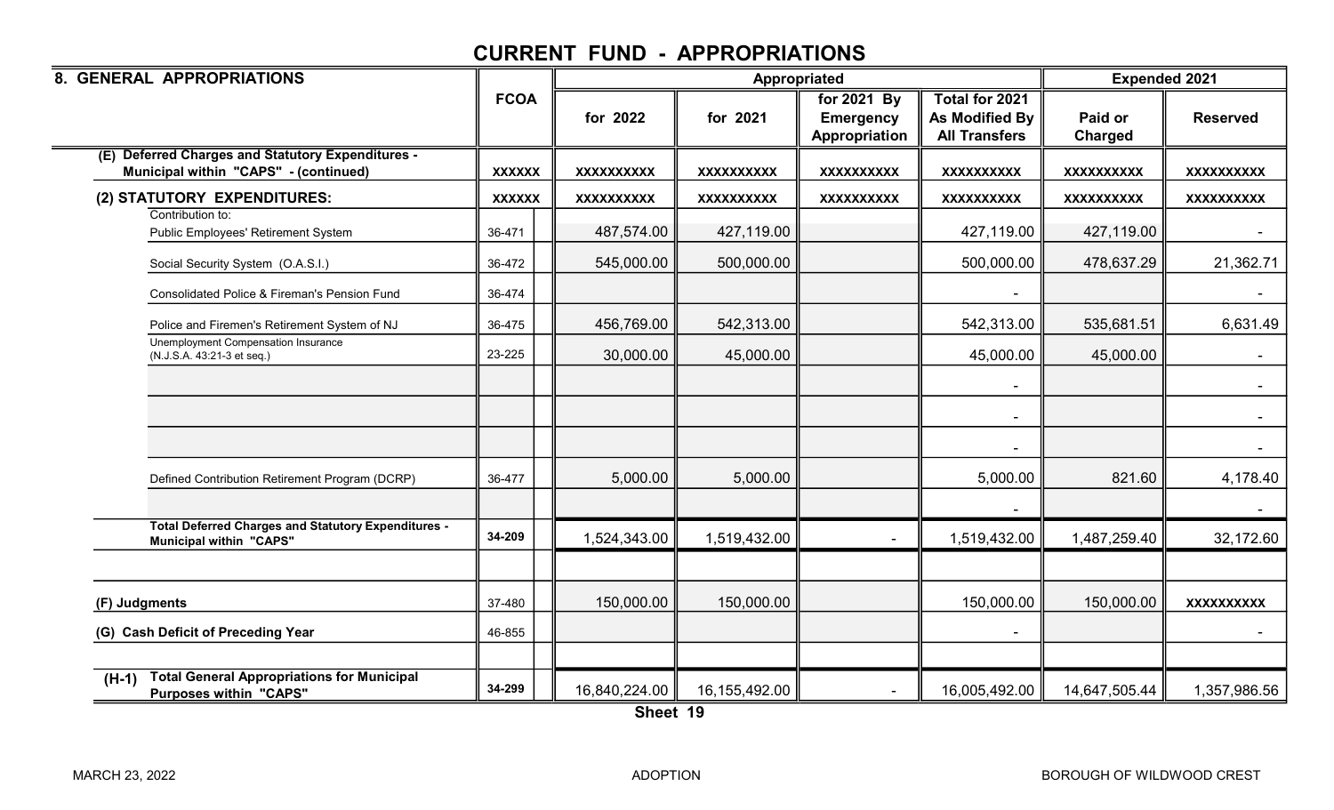# CURRENT FUND - APPROPRIATIONS

| 8. GENERAL APPROPRIATIONS | FCOA | Appropriated | | | | Expended 2021 | |
|---|---|---|---|---|---|---|---|
| | | for 2022 | for 2021 | for 2021 By Emergency Appropriation | Total for 2021 As Modified By All Transfers | Paid or Charged | Reserved |
| **(E) Deferred Charges and Statutory Expenditures - Municipal within "CAPS" - (continued)** | **XXXXXX** | **XXXXXXXXXX** | **XXXXXXXXXX** | **XXXXXXXXXX** | **XXXXXXXXXX** | **XXXXXXXXXX** | **XXXXXXXXXX** |
| **(2) STATUTORY EXPENDITURES:** | **XXXXXX** | **XXXXXXXXXX** | **XXXXXXXXXX** | **XXXXXXXXXX** | **XXXXXXXXXX** | **XXXXXXXXXX** | **XXXXXXXXXX** |
| Contribution to: Public Employees' Retirement System | 36-471 | 487,574.00 | 427,119.00 | | 427,119.00 | 427,119.00 | - |
| Social Security System (O.A.S.I.) | 36-472 | 545,000.00 | 500,000.00 | | 500,000.00 | 478,637.29 | 21,362.71 |
| Consolidated Police & Fireman's Pension Fund | 36-474 | | | | - | | - |
| Police and Firemen's Retirement System of NJ | 36-475 | 456,769.00 | 542,313.00 | | 542,313.00 | 535,681.51 | 6,631.49 |
| Unemployment Compensation Insurance (N.J.S.A. 43:21-3 et seq.) | 23-225 | 30,000.00 | 45,000.00 | | 45,000.00 | 45,000.00 | - |
| | | | | | - | | - |
| | | | | | - | | - |
| | | | | | - | | - |
| Defined Contribution Retirement Program (DCRP) | 36-477 | 5,000.00 | 5,000.00 | | 5,000.00 | 821.60 | 4,178.40 |
| | | | | | - | | - |
| **Total Deferred Charges and Statutory Expenditures - Municipal within "CAPS"** | **34-209** | 1,524,343.00 | 1,519,432.00 | - | 1,519,432.00 | 1,487,259.40 | 32,172.60 |
| | | | | | | | |
| **(F) Judgments** | 37-480 | 150,000.00 | 150,000.00 | | 150,000.00 | 150,000.00 | **XXXXXXXXXX** |
| **(G) Cash Deficit of Preceding Year** | 46-855 | | | | - | | - |
| | | | | | | | |
| **(H-1) Total General Appropriations for Municipal Purposes within "CAPS"** | **34-299** | 16,840,224.00 | 16,155,492.00 | - | 16,005,492.00 | 14,647,505.44 | 1,357,986.56 |

Sheet 19

MARCH 23, 2022 ADOPTION BOROUGH OF WILDWOOD CREST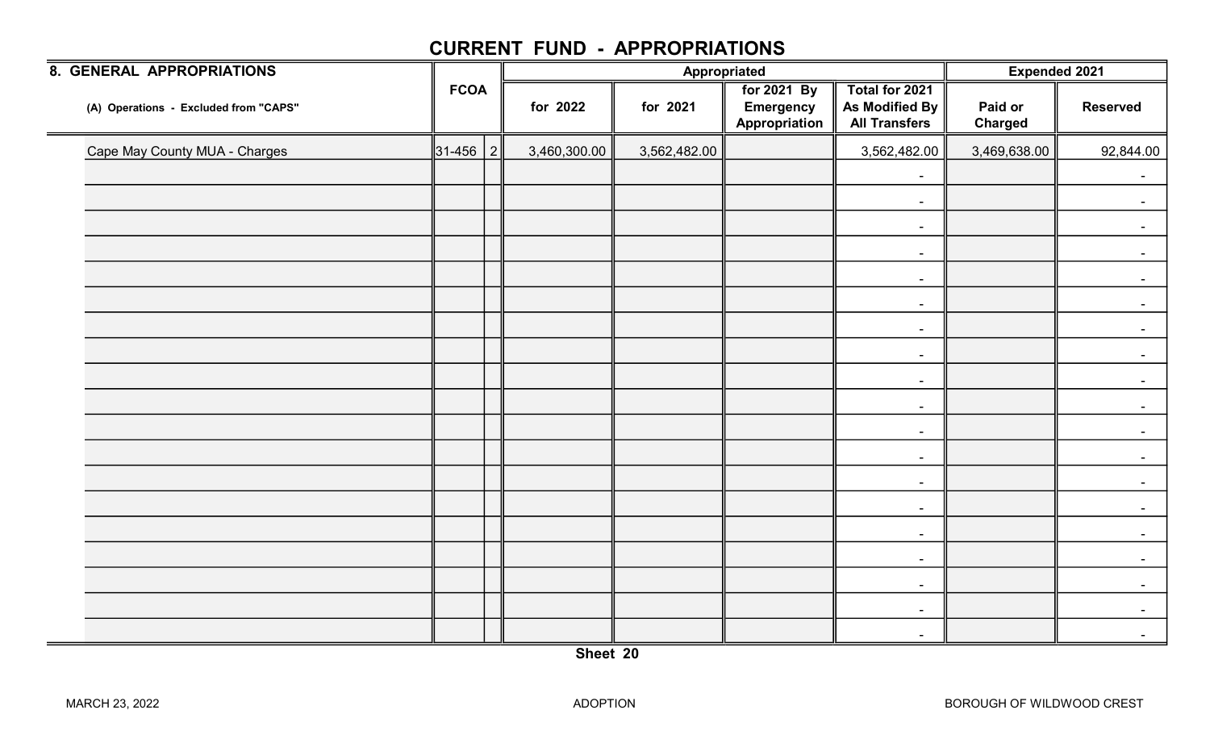# CURRENT FUND - APPROPRIATIONS

| 8. GENERAL APPROPRIATIONS | FCOA | | Appropriated | | | | Expended 2021 | |
|---|---|---|---|---|---|---|---|---|
| (A) Operations - Excluded from "CAPS" | | | for 2022 | for 2021 | for 2021 By Emergency Appropriation | Total for 2021 As Modified By All Transfers | Paid or Charged | Reserved |
| Cape May County MUA - Charges | 31-456 | 2 | 3,460,300.00 | 3,562,482.00 | | 3,562,482.00 | 3,469,638.00 | 92,844.00 |
| | | | | | | - | | - |
| | | | | | | - | | - |
| | | | | | | - | | - |
| | | | | | | - | | - |
| | | | | | | - | | - |
| | | | | | | - | | - |
| | | | | | | - | | - |
| | | | | | | - | | - |
| | | | | | | - | | - |
| | | | | | | - | | - |
| | | | | | | - | | - |
| | | | | | | - | | - |
| | | | | | | - | | - |
| | | | | | | - | | - |
| | | | | | | - | | - |
| | | | | | | - | | - |
| | | | | | | - | | - |
| | | | | | | - | | - |
| | | | | | | - | | - |

Sheet 20

MARCH 23, 2022 ADOPTION BOROUGH OF WILDWOOD CREST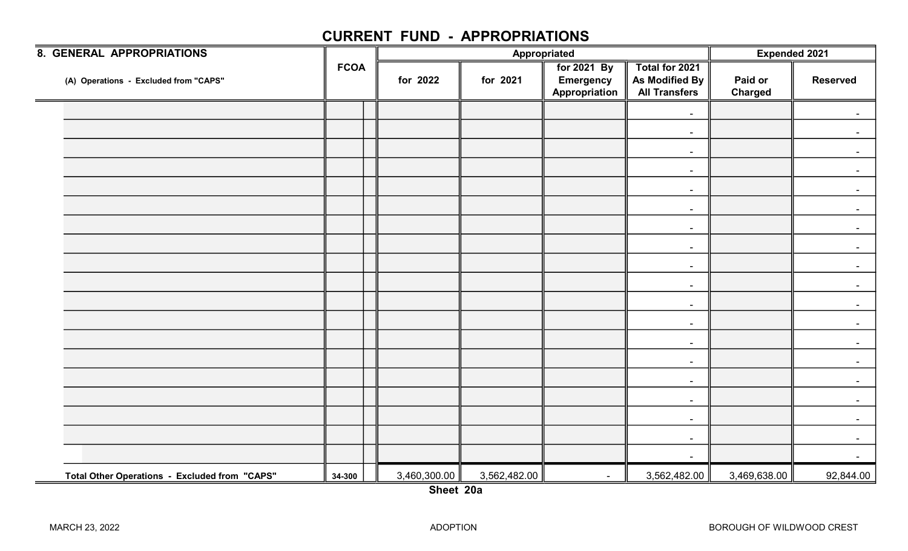# CURRENT FUND - APPROPRIATIONS

| 8. GENERAL APPROPRIATIONS | FCOA | Appropriated | | | | Expended 2021 | |
|---|---|---|---|---|---|---|---|
| (A) Operations - Excluded from "CAPS" | | for 2022 | for 2021 | for 2021 By Emergency Appropriation | Total for 2021 As Modified By All Transfers | Paid or Charged | Reserved |
| | | | | | - | | - |
| | | | | | - | | - |
| | | | | | - | | - |
| | | | | | - | | - |
| | | | | | - | | - |
| | | | | | - | | - |
| | | | | | - | | - |
| | | | | | - | | - |
| | | | | | - | | - |
| | | | | | - | | - |
| | | | | | - | | - |
| | | | | | - | | - |
| | | | | | - | | - |
| | | | | | - | | - |
| | | | | | - | | - |
| | | | | | - | | - |
| | | | | | - | | - |
| | | | | | - | | - |
| | | | | | - | | - |
| **Total Other Operations - Excluded from "CAPS"** | 34-300 | 3,460,300.00 | 3,562,482.00 | - | 3,562,482.00 | 3,469,638.00 | 92,844.00 |

**Sheet 20a**

MARCH 23, 2022 ADOPTION BOROUGH OF WILDWOOD CREST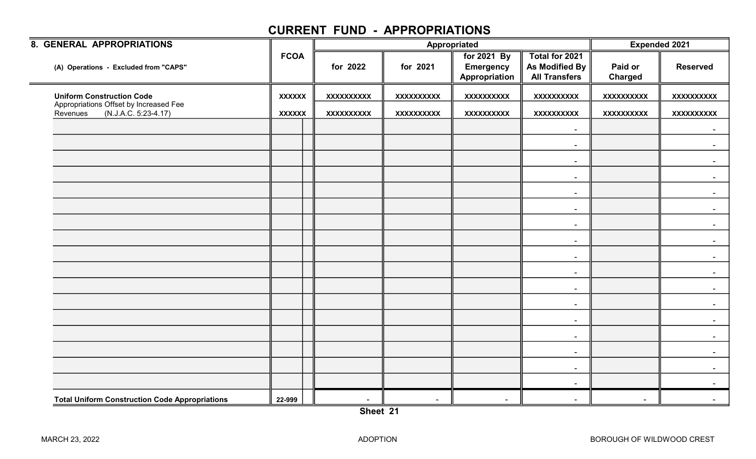# CURRENT FUND - APPROPRIATIONS

| 8. GENERAL APPROPRIATIONS | FCOA | | Appropriated | | | | Expended 2021 | |
|---|---|---|---|---|---|---|---|---|
| (A) Operations - Excluded from "CAPS" | | | for 2022 | for 2021 | for 2021 By Emergency Appropriation | Total for 2021 As Modified By All Transfers | Paid or Charged | Reserved |
| **Uniform Construction Code** | XXXXXX | | XXXXXXXXXX | XXXXXXXXXX | XXXXXXXXXX | XXXXXXXXXX | XXXXXXXXXX | XXXXXXXXXX |
| Appropriations Offset by Increased Fee Revenues (N.J.A.C. 5:23-4.17) | XXXXXX | | XXXXXXXXXX | XXXXXXXXXX | XXXXXXXXXX | XXXXXXXXXX | XXXXXXXXXX | XXXXXXXXXX |
| | | | | | | - | | - |
| | | | | | | - | | - |
| | | | | | | - | | - |
| | | | | | | - | | - |
| | | | | | | - | | - |
| | | | | | | - | | - |
| | | | | | | - | | - |
| | | | | | | - | | - |
| | | | | | | - | | - |
| | | | | | | - | | - |
| | | | | | | - | | - |
| | | | | | | - | | - |
| | | | | | | - | | - |
| | | | | | | - | | - |
| | | | | | | - | | - |
| | | | | | | - | | - |
| | | | | | | - | | - |
| **Total Uniform Construction Code Appropriations** | 22-999 | | - | - | - | - | - | - |

Sheet 21

MARCH 23, 2022 ADOPTION BOROUGH OF WILDWOOD CREST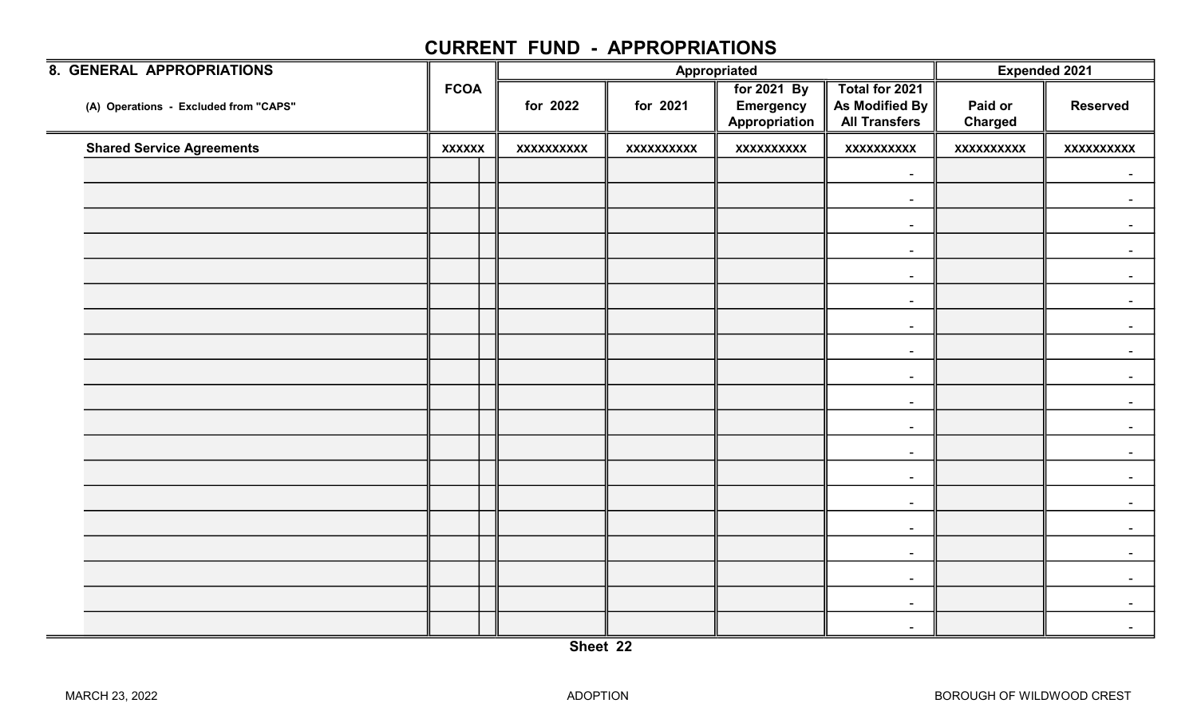# CURRENT FUND - APPROPRIATIONS

| 8. GENERAL APPROPRIATIONS<br>(A) Operations - Excluded from "CAPS" | FCOA | | Appropriated | | | | Expended 2021 | |
|---|---|---|---|---|---|---|---|---|
| | | | for 2022 | for 2021 | for 2021 By Emergency Appropriation | Total for 2021 As Modified By All Transfers | Paid or Charged | Reserved |
| **Shared Service Agreements** | XXXXXX | | XXXXXXXXXX | XXXXXXXXXX | XXXXXXXXXX | XXXXXXXXXX | XXXXXXXXXX | XXXXXXXXXX |
| | | | | | | - | | - |
| | | | | | | - | | - |
| | | | | | | - | | - |
| | | | | | | - | | - |
| | | | | | | - | | - |
| | | | | | | - | | - |
| | | | | | | - | | - |
| | | | | | | - | | - |
| | | | | | | - | | - |
| | | | | | | - | | - |
| | | | | | | - | | - |
| | | | | | | - | | - |
| | | | | | | - | | - |
| | | | | | | - | | - |
| | | | | | | - | | - |
| | | | | | | - | | - |
| | | | | | | - | | - |
| | | | | | | - | | - |
| | | | | | | - | | - |

Sheet 22

MARCH 23, 2022 ADOPTION BOROUGH OF WILDWOOD CREST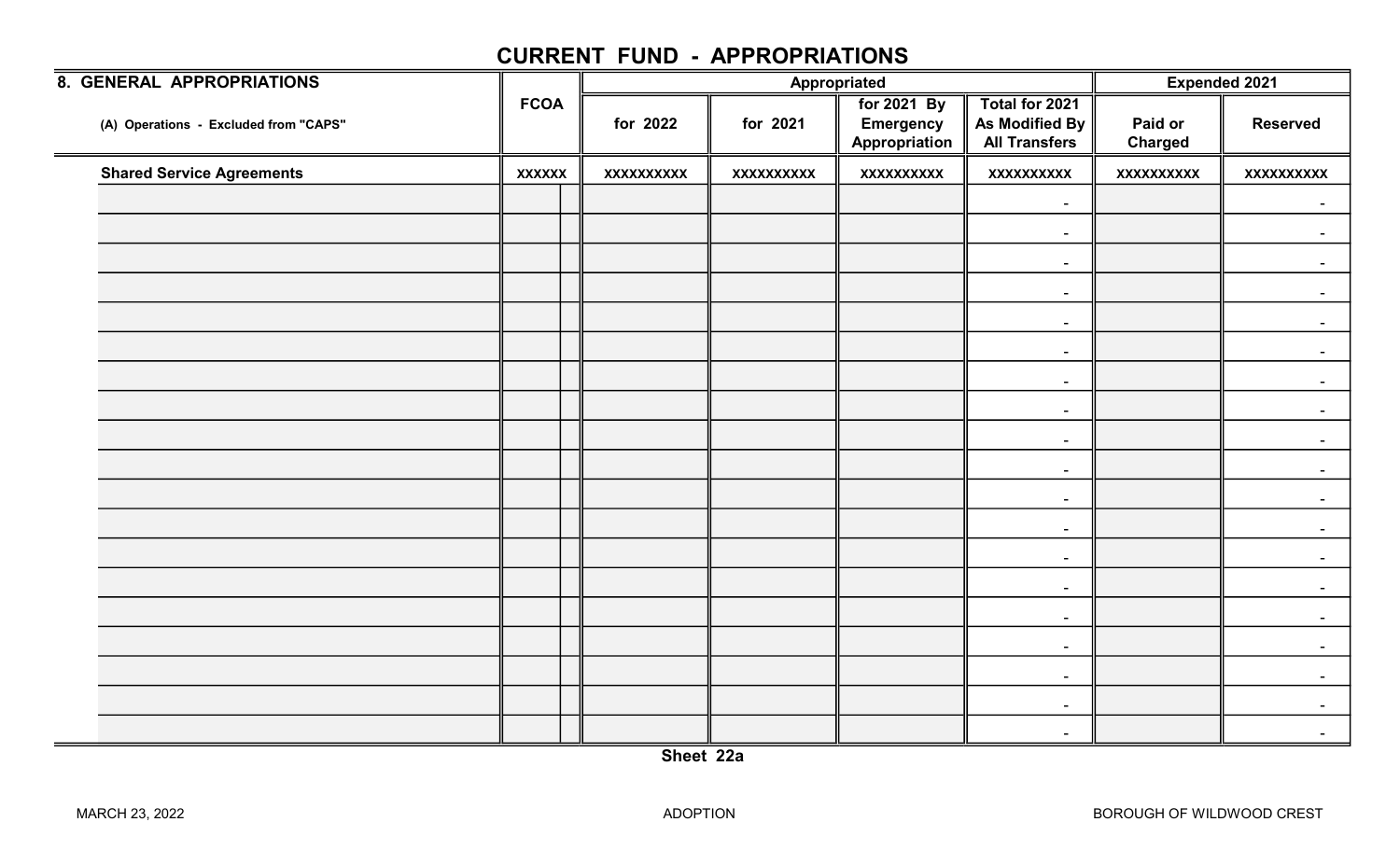## CURRENT FUND - APPROPRIATIONS

| 8. GENERAL APPROPRIATIONS (A) Operations - Excluded from "CAPS" | FCOA | | Appropriated for 2022 | Appropriated for 2021 | for 2021 By Emergency Appropriation | Total for 2021 As Modified By All Transfers | Expended 2021 Paid or Charged | Expended 2021 Reserved |
|---|---|---|---|---|---|---|---|---|
| **Shared Service Agreements** | xxxxxx | | xxxxxxxxxx | xxxxxxxxxx | xxxxxxxxxx | xxxxxxxxxx | xxxxxxxxxx | xxxxxxxxxx |
| | | | | | | - | | - |
| | | | | | | - | | - |
| | | | | | | - | | - |
| | | | | | | - | | - |
| | | | | | | - | | - |
| | | | | | | - | | - |
| | | | | | | - | | - |
| | | | | | | - | | - |
| | | | | | | - | | - |
| | | | | | | - | | - |
| | | | | | | - | | - |
| | | | | | | - | | - |
| | | | | | | - | | - |
| | | | | | | - | | - |
| | | | | | | - | | - |
| | | | | | | - | | - |
| | | | | | | - | | - |
| | | | | | | - | | - |
| | | | | | | - | | - |

Sheet 22a

MARCH 23, 2022 ADOPTION BOROUGH OF WILDWOOD CREST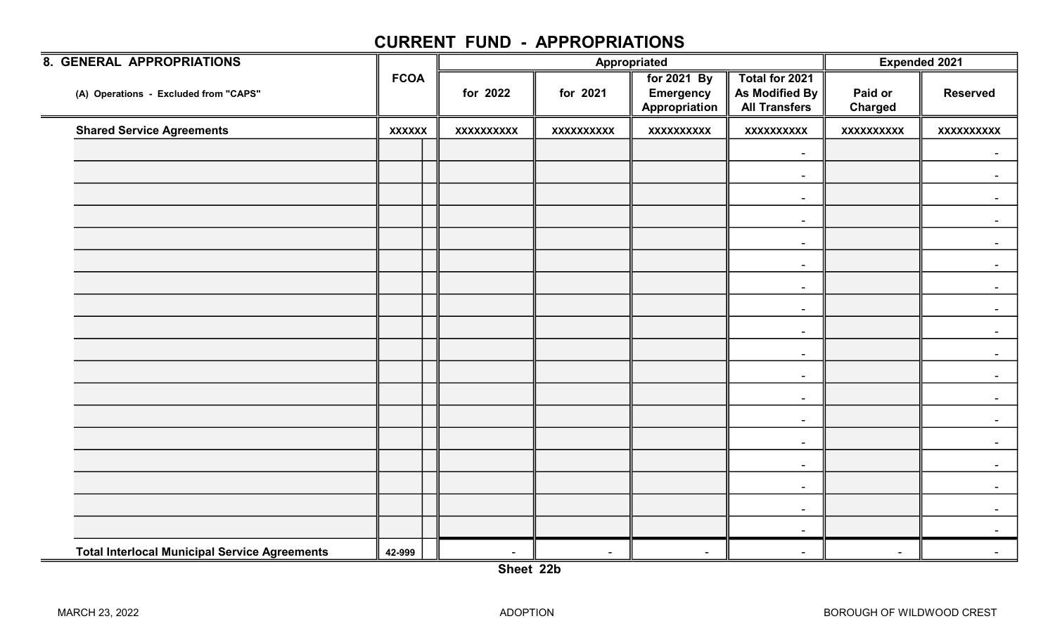# CURRENT FUND - APPROPRIATIONS

| 8. GENERAL APPROPRIATIONS | FCOA | | Appropriated | | | | Expended 2021 | |
|---|---|---|---|---|---|---|---|---|
| (A) Operations - Excluded from "CAPS" | | | for 2022 | for 2021 | for 2021 By Emergency Appropriation | Total for 2021 As Modified By All Transfers | Paid or Charged | Reserved |
| **Shared Service Agreements** | XXXXXX | | XXXXXXXXXX | XXXXXXXXXX | XXXXXXXXXX | XXXXXXXXXX | XXXXXXXXXX | XXXXXXXXXX |
| | | | | | | - | | - |
| | | | | | | - | | - |
| | | | | | | - | | - |
| | | | | | | - | | - |
| | | | | | | - | | - |
| | | | | | | - | | - |
| | | | | | | - | | - |
| | | | | | | - | | - |
| | | | | | | - | | - |
| | | | | | | - | | - |
| | | | | | | - | | - |
| | | | | | | - | | - |
| | | | | | | - | | - |
| | | | | | | - | | - |
| | | | | | | - | | - |
| | | | | | | - | | - |
| | | | | | | - | | - |
| | | | | | | - | | - |
| **Total Interlocal Municipal Service Agreements** | 42-999 | | - | - | - | - | - | - |

Sheet 22b

MARCH 23, 2022 ADOPTION BOROUGH OF WILDWOOD CREST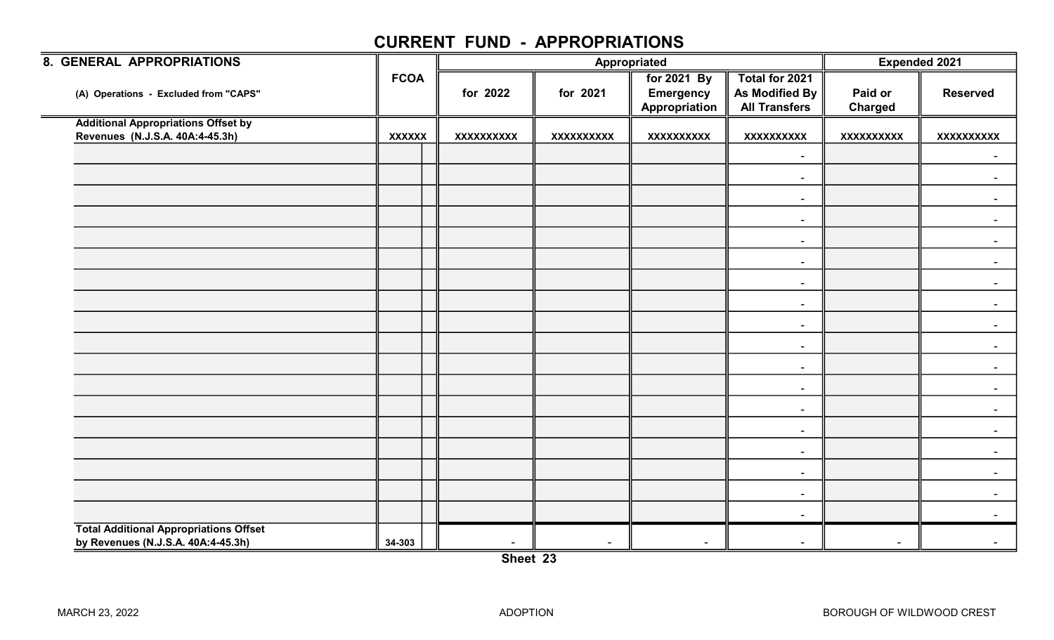# CURRENT FUND - APPROPRIATIONS

| 8. GENERAL APPROPRIATIONS | FCOA | Appropriated | | | | Expended 2021 | |
|---|---|---|---|---|---|---|---|
| (A) Operations - Excluded from "CAPS" | | for 2022 | for 2021 | for 2021 By Emergency Appropriation | Total for 2021 As Modified By All Transfers | Paid or Charged | Reserved |
| **Additional Appropriations Offset by Revenues (N.J.S.A. 40A:4-45.3h)** | **XXXXXX** | **XXXXXXXXXX** | **XXXXXXXXXX** | **XXXXXXXXXX** | **XXXXXXXXXX** | **XXXXXXXXXX** | **XXXXXXXXXX** |
| | | | | | - | | - |
| | | | | | - | | - |
| | | | | | - | | - |
| | | | | | - | | - |
| | | | | | - | | - |
| | | | | | - | | - |
| | | | | | - | | - |
| | | | | | - | | - |
| | | | | | - | | - |
| | | | | | - | | - |
| | | | | | - | | - |
| | | | | | - | | - |
| | | | | | - | | - |
| | | | | | - | | - |
| | | | | | - | | - |
| | | | | | - | | - |
| | | | | | - | | - |
| | | | | | - | | - |
| **Total Additional Appropriations Offset by Revenues (N.J.S.A. 40A:4-45.3h)** | 34-303 | - | - | - | - | - | - |

**Sheet 23**

MARCH 23, 2022 ADOPTION BOROUGH OF WILDWOOD CREST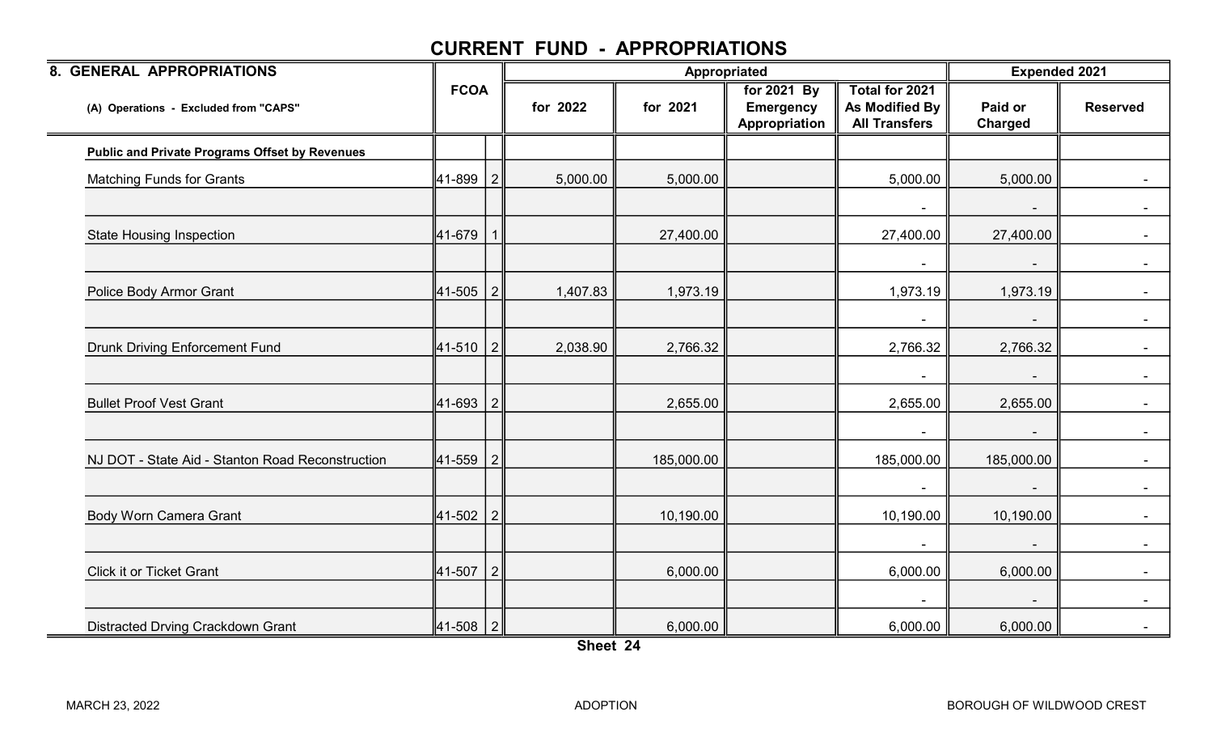# CURRENT FUND - APPROPRIATIONS

| 8. GENERAL APPROPRIATIONS | FCOA | | Appropriated | | | | Expended 2021 | |
|---|---|---|---|---|---|---|---|---|
| (A) Operations - Excluded from "CAPS" | | | for 2022 | for 2021 | for 2021 By Emergency Appropriation | Total for 2021 As Modified By All Transfers | Paid or Charged | Reserved |
| **Public and Private Programs Offset by Revenues** | | | | | | | | |
| Matching Funds for Grants | 41-899 | 2 | 5,000.00 | 5,000.00 | | 5,000.00 | 5,000.00 | - |
| | | | | | | - | - | - |
| State Housing Inspection | 41-679 | 1 | | 27,400.00 | | 27,400.00 | 27,400.00 | - |
| | | | | | | - | - | - |
| Police Body Armor Grant | 41-505 | 2 | 1,407.83 | 1,973.19 | | 1,973.19 | 1,973.19 | - |
| | | | | | | - | - | - |
| Drunk Driving Enforcement Fund | 41-510 | 2 | 2,038.90 | 2,766.32 | | 2,766.32 | 2,766.32 | - |
| | | | | | | - | - | - |
| Bullet Proof Vest Grant | 41-693 | 2 | | 2,655.00 | | 2,655.00 | 2,655.00 | - |
| | | | | | | - | - | - |
| NJ DOT - State Aid - Stanton Road Reconstruction | 41-559 | 2 | | 185,000.00 | | 185,000.00 | 185,000.00 | - |
| | | | | | | - | - | - |
| Body Worn Camera Grant | 41-502 | 2 | | 10,190.00 | | 10,190.00 | 10,190.00 | - |
| | | | | | | - | - | - |
| Click it or Ticket Grant | 41-507 | 2 | | 6,000.00 | | 6,000.00 | 6,000.00 | - |
| | | | | | | - | - | - |
| Distracted Drving Crackdown Grant | 41-508 | 2 | | 6,000.00 | | 6,000.00 | 6,000.00 | - |

Sheet 24

MARCH 23, 2022 ADOPTION BOROUGH OF WILDWOOD CREST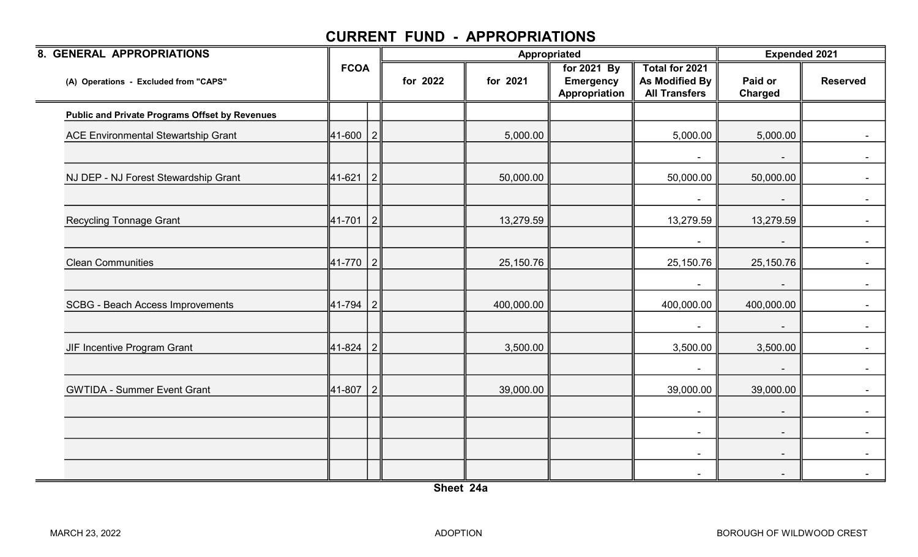# CURRENT FUND - APPROPRIATIONS

| 8. GENERAL APPROPRIATIONS | FCOA | | Appropriated | | | | Expended 2021 | |
|---|---|---|---|---|---|---|---|---|
| (A) Operations - Excluded from "CAPS" | | | for 2022 | for 2021 | for 2021 By Emergency Appropriation | Total for 2021 As Modified By All Transfers | Paid or Charged | Reserved |
| **Public and Private Programs Offset by Revenues** | | | | | | | | |
| ACE Environmental Stewartship Grant | 41-600 | 2 | | 5,000.00 | | 5,000.00 | 5,000.00 | - |
| | | | | | | - | - | - |
| NJ DEP - NJ Forest Stewardship Grant | 41-621 | 2 | | 50,000.00 | | 50,000.00 | 50,000.00 | - |
| | | | | | | - | - | - |
| Recycling Tonnage Grant | 41-701 | 2 | | 13,279.59 | | 13,279.59 | 13,279.59 | - |
| | | | | | | - | - | - |
| Clean Communities | 41-770 | 2 | | 25,150.76 | | 25,150.76 | 25,150.76 | - |
| | | | | | | - | - | - |
| SCBG - Beach Access Improvements | 41-794 | 2 | | 400,000.00 | | 400,000.00 | 400,000.00 | - |
| | | | | | | - | - | - |
| JIF Incentive Program Grant | 41-824 | 2 | | 3,500.00 | | 3,500.00 | 3,500.00 | - |
| | | | | | | - | - | - |
| GWTIDA - Summer Event Grant | 41-807 | 2 | | 39,000.00 | | 39,000.00 | 39,000.00 | - |
| | | | | | | - | - | - |
| | | | | | | - | - | - |
| | | | | | | - | - | - |
| | | | | | | - | - | - |

Sheet 24a

MARCH 23, 2022 ADOPTION BOROUGH OF WILDWOOD CREST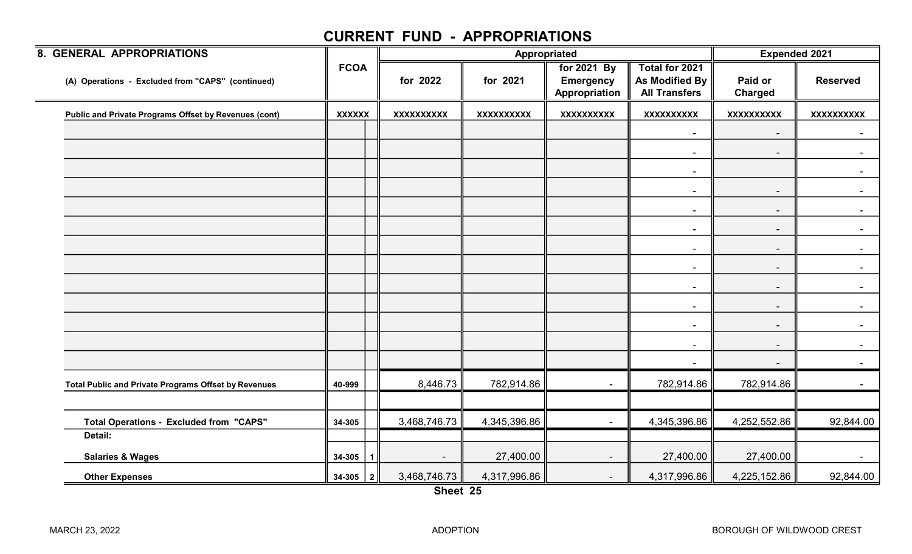# CURRENT FUND - APPROPRIATIONS

| 8. GENERAL APPROPRIATIONS | FCOA | | Appropriated | | | | Expended 2021 | |
|---|---|---|---|---|---|---|---|---|
| (A) Operations - Excluded from "CAPS" (continued) | | | for 2022 | for 2021 | for 2021 By Emergency Appropriation | Total for 2021 As Modified By All Transfers | Paid or Charged | Reserved |
| **Public and Private Programs Offset by Revenues (cont)** | XXXXXX | | XXXXXXXXXX | XXXXXXXXXX | XXXXXXXXXX | XXXXXXXXXX | XXXXXXXXXX | XXXXXXXXXX |
| | | | | | | - | - | - |
| | | | | | | - | - | - |
| | | | | | | - | | - |
| | | | | | | - | - | - |
| | | | | | | - | - | - |
| | | | | | | - | - | - |
| | | | | | | - | - | - |
| | | | | | | - | - | - |
| | | | | | | - | - | - |
| | | | | | | - | - | - |
| | | | | | | - | - | - |
| | | | | | | - | - | - |
| | | | | | | - | - | - |
| **Total Public and Private Programs Offset by Revenues** | 40-999 | | 8,446.73 | 782,914.86 | - | 782,914.86 | 782,914.86 | - |
| | | | | | | | | |
| **Total Operations - Excluded from "CAPS"** | 34-305 | | 3,468,746.73 | 4,345,396.86 | - | 4,345,396.86 | 4,252,552.86 | 92,844.00 |
| **Detail:** | | | | | | | | |
| **Salaries & Wages** | 34-305 | 1 | - | 27,400.00 | - | 27,400.00 | 27,400.00 | - |
| **Other Expenses** | 34-305 | 2 | 3,468,746.73 | 4,317,996.86 | - | 4,317,996.86 | 4,225,152.86 | 92,844.00 |

**Sheet 25**

MARCH 23, 2022 ADOPTION BOROUGH OF WILDWOOD CREST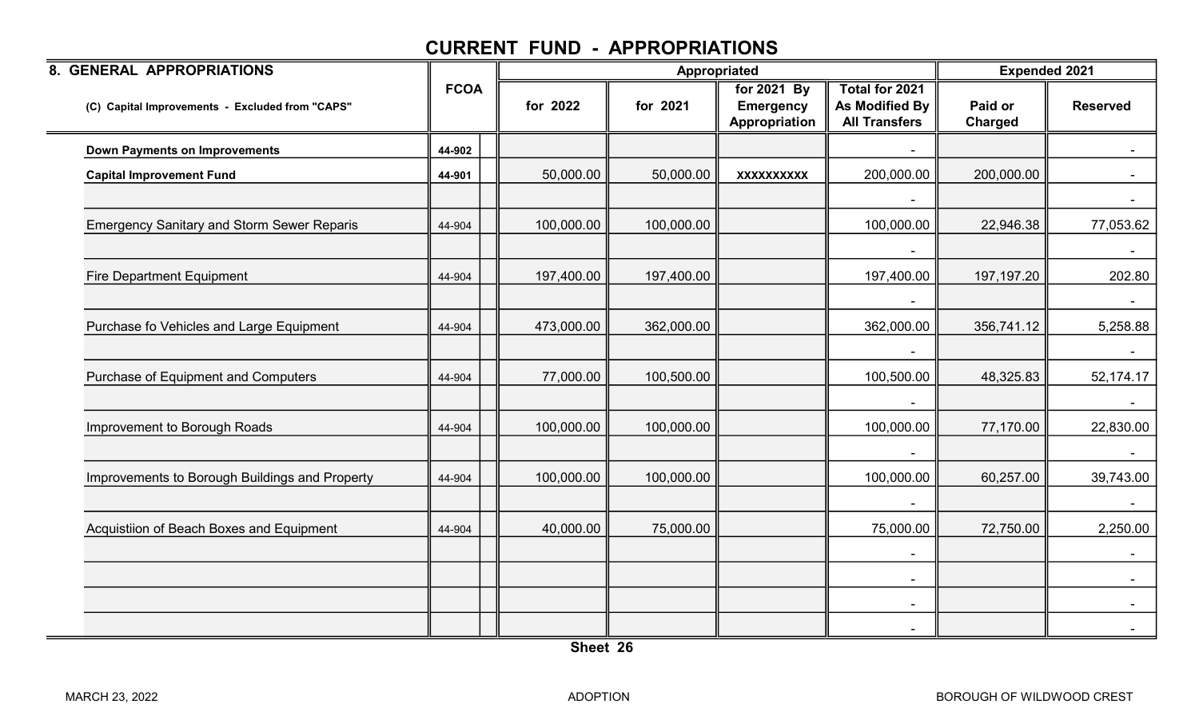# CURRENT FUND - APPROPRIATIONS

| 8. GENERAL APPROPRIATIONS | FCOA | | Appropriated | | | | Expended 2021 | |
|---|---|---|---|---|---|---|---|---|
| (C) Capital Improvements - Excluded from "CAPS" | | | for 2022 | for 2021 | for 2021 By Emergency Appropriation | Total for 2021 As Modified By All Transfers | Paid or Charged | Reserved |
| **Down Payments on Improvements** | 44-902 | | | | | - | | - |
| **Capital Improvement Fund** | 44-901 | | 50,000.00 | 50,000.00 | xxxxxxxxxx | 200,000.00 | 200,000.00 | - |
| | | | | | | - | | - |
| Emergency Sanitary and Storm Sewer Reparis | 44-904 | | 100,000.00 | 100,000.00 | | 100,000.00 | 22,946.38 | 77,053.62 |
| | | | | | | - | | - |
| Fire Department Equipment | 44-904 | | 197,400.00 | 197,400.00 | | 197,400.00 | 197,197.20 | 202.80 |
| | | | | | | - | | - |
| Purchase fo Vehicles and Large Equipment | 44-904 | | 473,000.00 | 362,000.00 | | 362,000.00 | 356,741.12 | 5,258.88 |
| | | | | | | - | | - |
| Purchase of Equipment and Computers | 44-904 | | 77,000.00 | 100,500.00 | | 100,500.00 | 48,325.83 | 52,174.17 |
| | | | | | | - | | - |
| Improvement to Borough Roads | 44-904 | | 100,000.00 | 100,000.00 | | 100,000.00 | 77,170.00 | 22,830.00 |
| | | | | | | - | | - |
| Improvements to Borough Buildings and Property | 44-904 | | 100,000.00 | 100,000.00 | | 100,000.00 | 60,257.00 | 39,743.00 |
| | | | | | | - | | - |
| Acquistiion of Beach Boxes and Equipment | 44-904 | | 40,000.00 | 75,000.00 | | 75,000.00 | 72,750.00 | 2,250.00 |
| | | | | | | - | | - |
| | | | | | | - | | - |
| | | | | | | - | | - |
| | | | | | | - | | - |

Sheet 26

MARCH 23, 2022 ADOPTION BOROUGH OF WILDWOOD CREST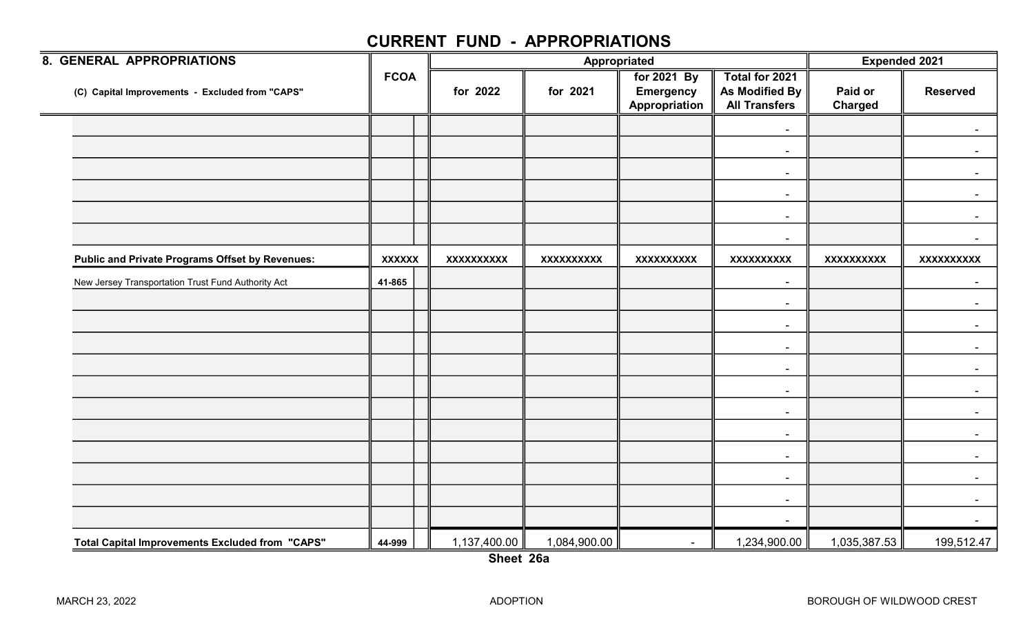# CURRENT FUND - APPROPRIATIONS

| 8. GENERAL APPROPRIATIONS | | | Appropriated | | | | Expended 2021 | |
|---|---|---|---|---|---|---|---|---|
| (C) Capital Improvements - Excluded from "CAPS" | FCOA | | for 2022 | for 2021 | for 2021 By Emergency Appropriation | Total for 2021 As Modified By All Transfers | Paid or Charged | Reserved |
| | | | | | | - | | - |
| | | | | | | - | | - |
| | | | | | | - | | - |
| | | | | | | - | | - |
| | | | | | | - | | - |
| | | | | | | - | | - |
| **Public and Private Programs Offset by Revenues:** | **XXXXXX** | | **XXXXXXXXXX** | **XXXXXXXXXX** | **XXXXXXXXXX** | **XXXXXXXXXX** | **XXXXXXXXXX** | **XXXXXXXXXX** |
| New Jersey Transportation Trust Fund Authority Act | 41-865 | | | | | - | | - |
| | | | | | | - | | - |
| | | | | | | - | | - |
| | | | | | | - | | - |
| | | | | | | - | | - |
| | | | | | | - | | - |
| | | | | | | - | | - |
| | | | | | | - | | - |
| | | | | | | - | | - |
| | | | | | | - | | - |
| | | | | | | - | | - |
| | | | | | | - | | - |
| **Total Capital Improvements Excluded from "CAPS"** | 44-999 | | 1,137,400.00 | 1,084,900.00 | - | 1,234,900.00 | 1,035,387.53 | 199,512.47 |

**Sheet 26a**

MARCH 23, 2022 ADOPTION BOROUGH OF WILDWOOD CREST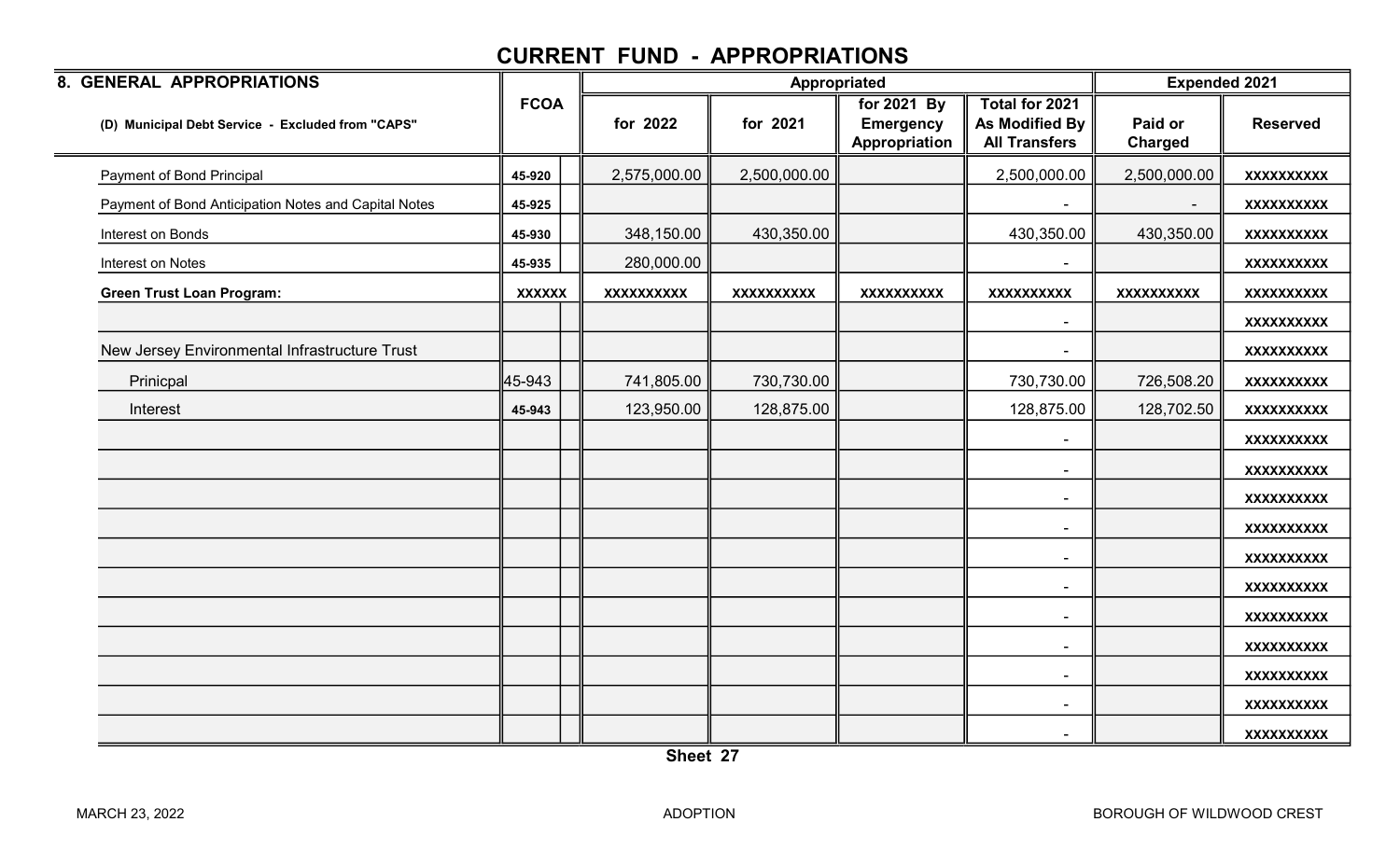# CURRENT FUND - APPROPRIATIONS

| 8. GENERAL APPROPRIATIONS | FCOA | | Appropriated | | | | Expended 2021 | |
|---|---|---|---|---|---|---|---|---|
| (D) Municipal Debt Service - Excluded from "CAPS" | | | for 2022 | for 2021 | for 2021 By Emergency Appropriation | Total for 2021 As Modified By All Transfers | Paid or Charged | Reserved |
| Payment of Bond Principal | 45-920 | | 2,575,000.00 | 2,500,000.00 | | 2,500,000.00 | 2,500,000.00 | XXXXXXXXXX |
| Payment of Bond Anticipation Notes and Capital Notes | 45-925 | | | | | - | - | XXXXXXXXXX |
| Interest on Bonds | 45-930 | | 348,150.00 | 430,350.00 | | 430,350.00 | 430,350.00 | XXXXXXXXXX |
| Interest on Notes | 45-935 | | 280,000.00 | | | - | | XXXXXXXXXX |
| **Green Trust Loan Program:** | XXXXXX | | XXXXXXXXXX | XXXXXXXXXX | XXXXXXXXXX | XXXXXXXXXX | XXXXXXXXXX | XXXXXXXXXX |
| | | | | | | - | | XXXXXXXXXX |
| New Jersey Environmental Infrastructure Trust | | | | | | - | | XXXXXXXXXX |
| Prinicpal | 45-943 | | 741,805.00 | 730,730.00 | | 730,730.00 | 726,508.20 | XXXXXXXXXX |
| Interest | 45-943 | | 123,950.00 | 128,875.00 | | 128,875.00 | 128,702.50 | XXXXXXXXXX |
| | | | | | | - | | XXXXXXXXXX |
| | | | | | | - | | XXXXXXXXXX |
| | | | | | | - | | XXXXXXXXXX |
| | | | | | | - | | XXXXXXXXXX |
| | | | | | | - | | XXXXXXXXXX |
| | | | | | | - | | XXXXXXXXXX |
| | | | | | | - | | XXXXXXXXXX |
| | | | | | | - | | XXXXXXXXXX |
| | | | | | | - | | XXXXXXXXXX |
| | | | | | | - | | XXXXXXXXXX |
| | | | | | | - | | XXXXXXXXXX |

Sheet 27

MARCH 23, 2022 ADOPTION BOROUGH OF WILDWOOD CREST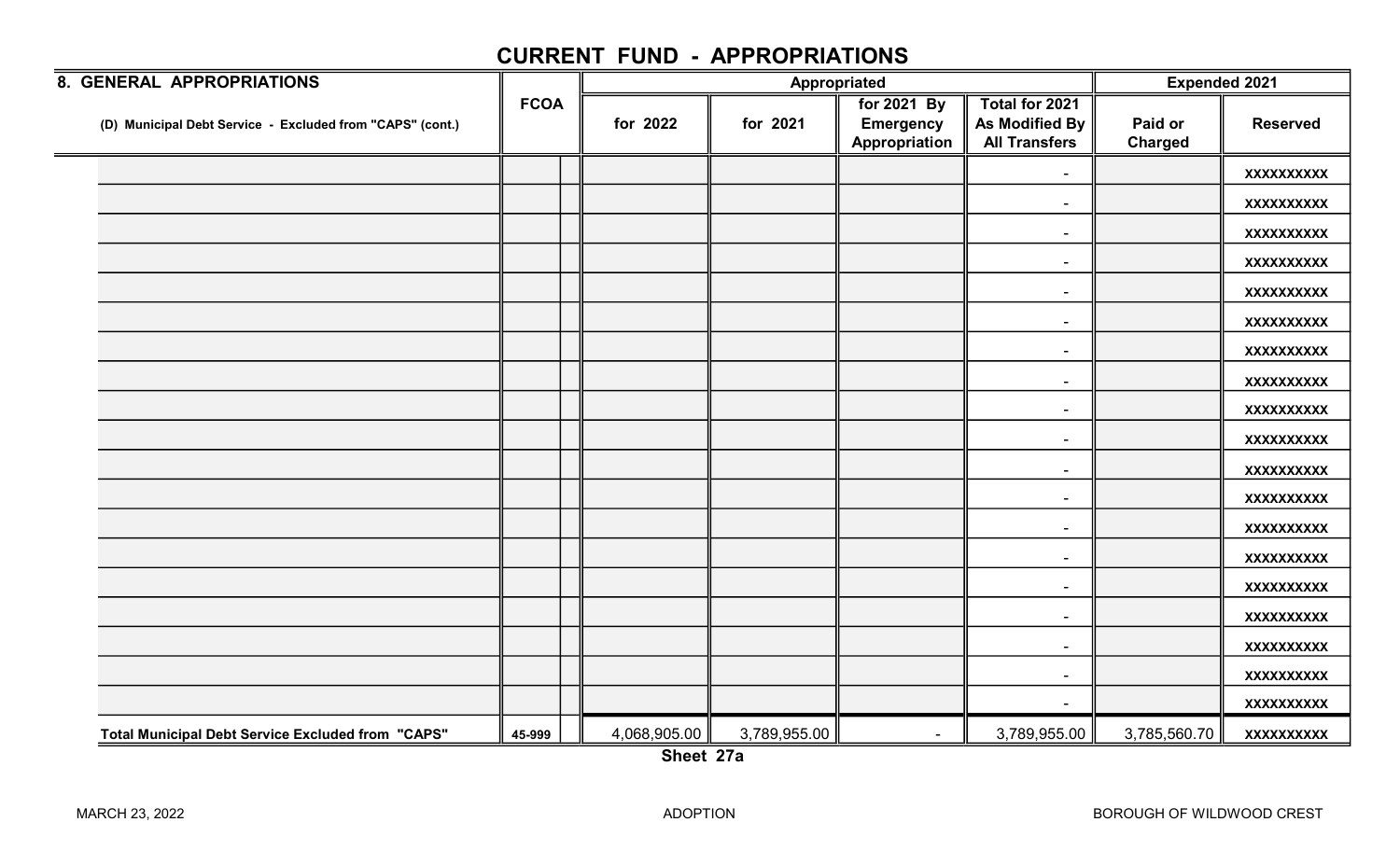# CURRENT FUND - APPROPRIATIONS

| 8. GENERAL APPROPRIATIONS | FCOA | | Appropriated | | | | Expended 2021 | |
|---|---|---|---|---|---|---|---|---|
| (D) Municipal Debt Service - Excluded from "CAPS" (cont.) | | | for 2022 | for 2021 | for 2021 By Emergency Appropriation | Total for 2021 As Modified By All Transfers | Paid or Charged | Reserved |
| | | | | | | - | | XXXXXXXXXX |
| | | | | | | - | | XXXXXXXXXX |
| | | | | | | - | | XXXXXXXXXX |
| | | | | | | - | | XXXXXXXXXX |
| | | | | | | - | | XXXXXXXXXX |
| | | | | | | - | | XXXXXXXXXX |
| | | | | | | - | | XXXXXXXXXX |
| | | | | | | - | | XXXXXXXXXX |
| | | | | | | - | | XXXXXXXXXX |
| | | | | | | - | | XXXXXXXXXX |
| | | | | | | - | | XXXXXXXXXX |
| | | | | | | - | | XXXXXXXXXX |
| | | | | | | - | | XXXXXXXXXX |
| | | | | | | - | | XXXXXXXXXX |
| | | | | | | - | | XXXXXXXXXX |
| | | | | | | - | | XXXXXXXXXX |
| | | | | | | - | | XXXXXXXXXX |
| | | | | | | - | | XXXXXXXXXX |
| | | | | | | - | | XXXXXXXXXX |
| **Total Municipal Debt Service Excluded from "CAPS"** | 45-999 | | 4,068,905.00 | 3,789,955.00 | - | 3,789,955.00 | 3,785,560.70 | XXXXXXXXXX |

Sheet 27a

MARCH 23, 2022 ADOPTION BOROUGH OF WILDWOOD CREST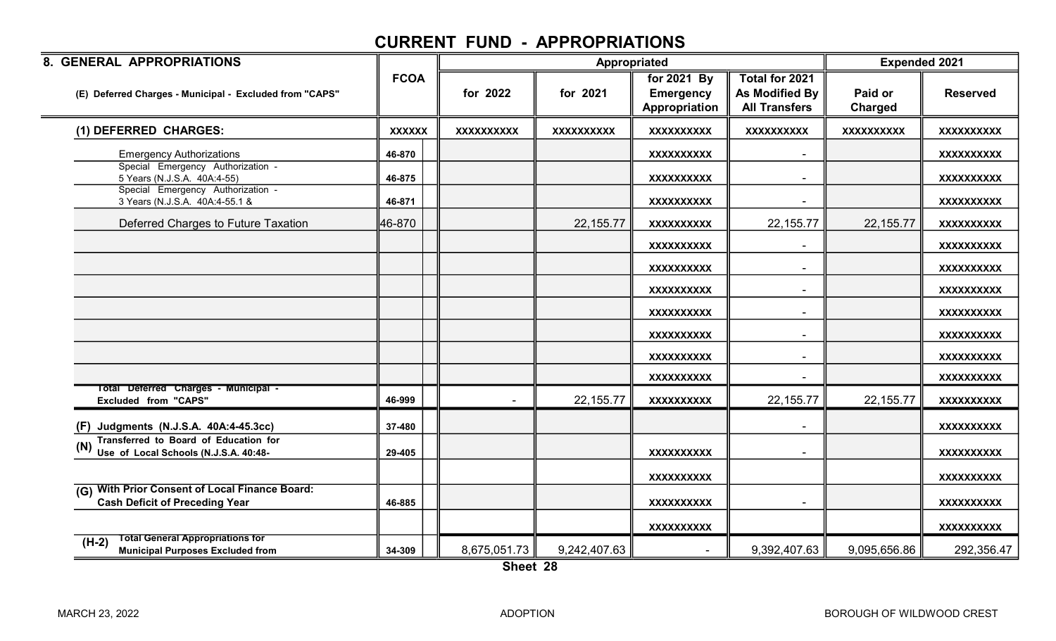# CURRENT FUND - APPROPRIATIONS

| 8. GENERAL APPROPRIATIONS | FCOA | | Appropriated | | | | Expended 2021 | |
|---|---|---|---|---|---|---|---|---|
| (E) Deferred Charges - Municipal - Excluded from "CAPS" | | | for 2022 | for 2021 | for 2021 By Emergency Appropriation | Total for 2021 As Modified By All Transfers | Paid or Charged | Reserved |
| (1) DEFERRED CHARGES: | XXXXXX | | XXXXXXXXXX | XXXXXXXXXX | XXXXXXXXXX | XXXXXXXXXX | XXXXXXXXXX | XXXXXXXXXX |
| Emergency Authorizations | 46-870 | | | | XXXXXXXXXX | - | | XXXXXXXXXX |
| Special Emergency Authorization - 5 Years (N.J.S.A. 40A:4-55) | 46-875 | | | | XXXXXXXXXX | - | | XXXXXXXXXX |
| Special Emergency Authorization - 3 Years (N.J.S.A. 40A:4-55.1 & | 46-871 | | | | XXXXXXXXXX | - | | XXXXXXXXXX |
| Deferred Charges to Future Taxation | 46-870 | | | 22,155.77 | XXXXXXXXXX | 22,155.77 | 22,155.77 | XXXXXXXXXX |
| | | | | | XXXXXXXXXX | - | | XXXXXXXXXX |
| | | | | | XXXXXXXXXX | - | | XXXXXXXXXX |
| | | | | | XXXXXXXXXX | - | | XXXXXXXXXX |
| | | | | | XXXXXXXXXX | - | | XXXXXXXXXX |
| | | | | | XXXXXXXXXX | - | | XXXXXXXXXX |
| | | | | | XXXXXXXXXX | - | | XXXXXXXXXX |
| | | | | | XXXXXXXXXX | - | | XXXXXXXXXX |
| Total Deferred Charges - Municipal - Excluded from "CAPS" | 46-999 | | - | 22,155.77 | XXXXXXXXXX | 22,155.77 | 22,155.77 | XXXXXXXXXX |
| (F) Judgments (N.J.S.A. 40A:4-45.3cc) | 37-480 | | | | | - | | XXXXXXXXXX |
| (N) Transferred to Board of Education for Use of Local Schools (N.J.S.A. 40:48- | 29-405 | | | | XXXXXXXXXX | - | | XXXXXXXXXX |
| | | | | | XXXXXXXXXX | | | XXXXXXXXXX |
| (G) With Prior Consent of Local Finance Board: Cash Deficit of Preceding Year | 46-885 | | | | XXXXXXXXXX | - | | XXXXXXXXXX |
| | | | | | XXXXXXXXXX | | | XXXXXXXXXX |
| (H-2) Total General Appropriations for Municipal Purposes Excluded from | 34-309 | | 8,675,051.73 | 9,242,407.63 | - | 9,392,407.63 | 9,095,656.86 | 292,356.47 |

Sheet 28

MARCH 23, 2022 ADOPTION BOROUGH OF WILDWOOD CREST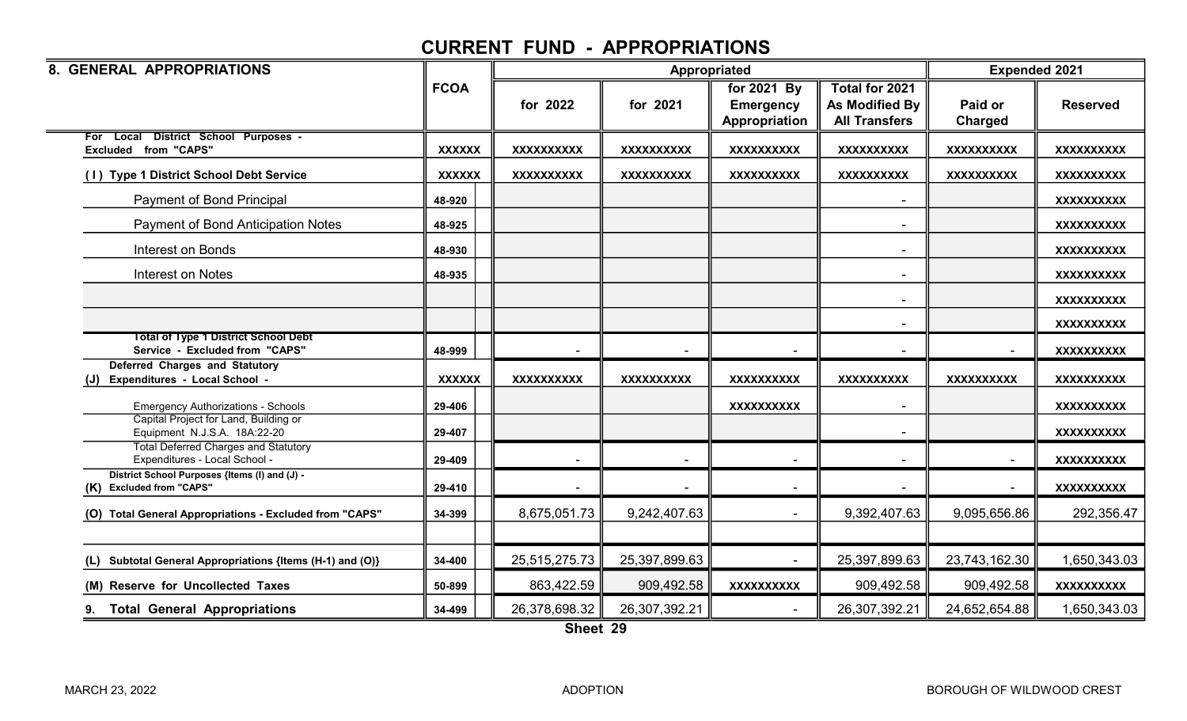# CURRENT FUND - APPROPRIATIONS

| 8. GENERAL APPROPRIATIONS | FCOA | | Appropriated | | | | Expended 2021 | |
|---|---|---|---|---|---|---|---|---|
| | | | for 2022 | for 2021 | for 2021 By Emergency Appropriation | Total for 2021 As Modified By All Transfers | Paid or Charged | Reserved |
| For Local District School Purposes - Excluded from "CAPS" | XXXXXX | | XXXXXXXXXX | XXXXXXXXXX | XXXXXXXXXX | XXXXXXXXXX | XXXXXXXXXX | XXXXXXXXXX |
| ( I ) Type 1 District School Debt Service | XXXXXX | | XXXXXXXXXX | XXXXXXXXXX | XXXXXXXXXX | XXXXXXXXXX | XXXXXXXXXX | XXXXXXXXXX |
| Payment of Bond Principal | 48-920 | | | | | - | | XXXXXXXXXX |
| Payment of Bond Anticipation Notes | 48-925 | | | | | - | | XXXXXXXXXX |
| Interest on Bonds | 48-930 | | | | | - | | XXXXXXXXXX |
| Interest on Notes | 48-935 | | | | | - | | XXXXXXXXXX |
| | | | | | | - | | XXXXXXXXXX |
| | | | | | | - | | XXXXXXXXXX |
| Total of Type 1 District School Debt Service - Excluded from "CAPS" | 48-999 | | - | - | - | - | - | XXXXXXXXXX |
| (J) Deferred Charges and Statutory Expenditures - Local School - | XXXXXX | | XXXXXXXXXX | XXXXXXXXXX | XXXXXXXXXX | XXXXXXXXXX | XXXXXXXXXX | XXXXXXXXXX |
| Emergency Authorizations - Schools | 29-406 | | | | XXXXXXXXXX | - | | XXXXXXXXXX |
| Capital Project for Land, Building or Equipment N.J.S.A. 18A:22-20 | 29-407 | | | | | - | | XXXXXXXXXX |
| Total Deferred Charges and Statutory Expenditures - Local School - | 29-409 | | - | - | - | - | - | XXXXXXXXXX |
| (K) District School Purposes {Items (I) and (J) - Excluded from "CAPS" | 29-410 | | - | - | - | - | - | XXXXXXXXXX |
| (O) Total General Appropriations - Excluded from "CAPS" | 34-399 | | 8,675,051.73 | 9,242,407.63 | - | 9,392,407.63 | 9,095,656.86 | 292,356.47 |
| | | | | | | | | |
| (L) Subtotal General Appropriations {Items (H-1) and (O)} | 34-400 | | 25,515,275.73 | 25,397,899.63 | - | 25,397,899.63 | 23,743,162.30 | 1,650,343.03 |
| (M) Reserve for Uncollected Taxes | 50-899 | | 863,422.59 | 909,492.58 | XXXXXXXXXX | 909,492.58 | 909,492.58 | XXXXXXXXXX |
| 9. Total General Appropriations | 34-499 | | 26,378,698.32 | 26,307,392.21 | - | 26,307,392.21 | 24,652,654.88 | 1,650,343.03 |

Sheet 29

MARCH 23, 2022 ADOPTION BOROUGH OF WILDWOOD CREST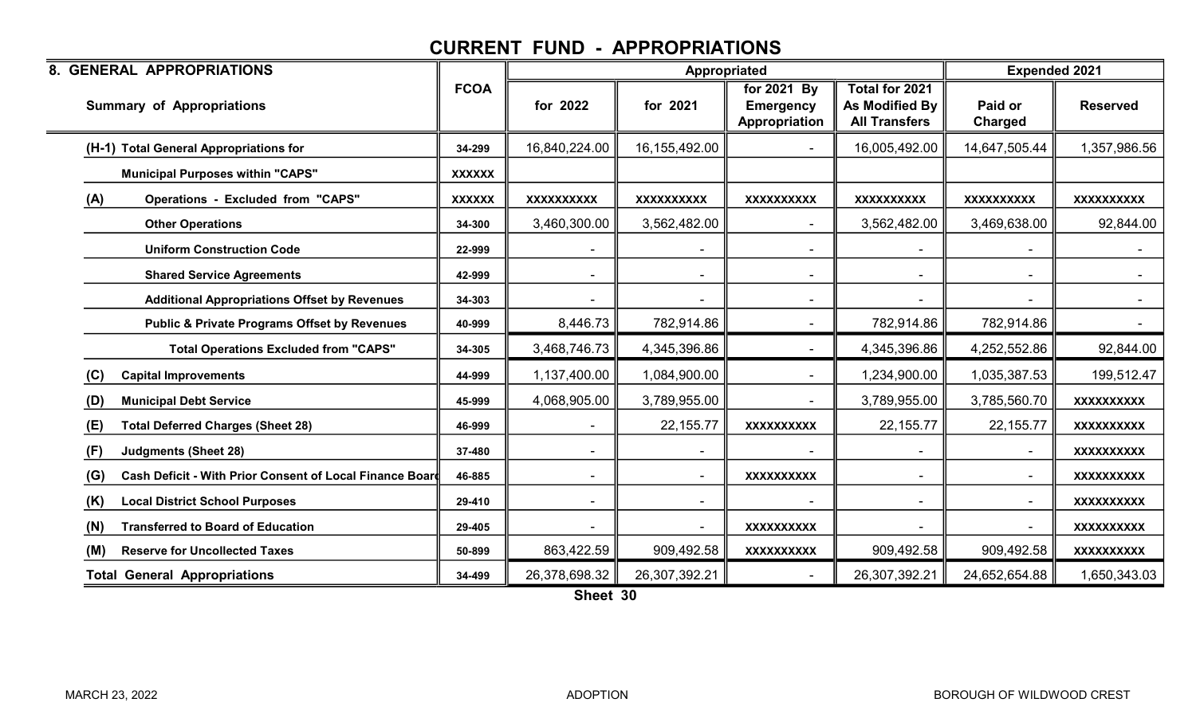# CURRENT FUND - APPROPRIATIONS

| 8. GENERAL APPROPRIATIONS | FCOA | Appropriated | | | | Expended 2021 | |
|---|---|---|---|---|---|---|---|
| **Summary of Appropriations** | | **for 2022** | **for 2021** | **for 2021 By Emergency Appropriation** | **Total for 2021 As Modified By All Transfers** | **Paid or Charged** | **Reserved** |
| **(H-1) Total General Appropriations for** | 34-299 | 16,840,224.00 | 16,155,492.00 | - | 16,005,492.00 | 14,647,505.44 | 1,357,986.56 |
| **Municipal Purposes within "CAPS"** | XXXXXX | | | | | | |
| **(A) Operations - Excluded from "CAPS"** | XXXXXX | XXXXXXXXXX | XXXXXXXXXX | XXXXXXXXXX | XXXXXXXXXX | XXXXXXXXXX | XXXXXXXXXX |
| **Other Operations** | 34-300 | 3,460,300.00 | 3,562,482.00 | - | 3,562,482.00 | 3,469,638.00 | 92,844.00 |
| **Uniform Construction Code** | 22-999 | - | - | - | - | - | - |
| **Shared Service Agreements** | 42-999 | - | - | - | - | - | - |
| **Additional Appropriations Offset by Revenues** | 34-303 | - | - | - | - | - | - |
| **Public & Private Programs Offset by Revenues** | 40-999 | 8,446.73 | 782,914.86 | - | 782,914.86 | 782,914.86 | - |
| **Total Operations Excluded from "CAPS"** | 34-305 | 3,468,746.73 | 4,345,396.86 | - | 4,345,396.86 | 4,252,552.86 | 92,844.00 |
| **(C) Capital Improvements** | 44-999 | 1,137,400.00 | 1,084,900.00 | - | 1,234,900.00 | 1,035,387.53 | 199,512.47 |
| **(D) Municipal Debt Service** | 45-999 | 4,068,905.00 | 3,789,955.00 | - | 3,789,955.00 | 3,785,560.70 | XXXXXXXXXX |
| **(E) Total Deferred Charges (Sheet 28)** | 46-999 | - | 22,155.77 | XXXXXXXXXX | 22,155.77 | 22,155.77 | XXXXXXXXXX |
| **(F) Judgments (Sheet 28)** | 37-480 | - | - | - | - | - | XXXXXXXXXX |
| **(G) Cash Deficit - With Prior Consent of Local Finance Board** | 46-885 | - | - | XXXXXXXXXX | - | - | XXXXXXXXXX |
| **(K) Local District School Purposes** | 29-410 | - | - | - | - | - | XXXXXXXXXX |
| **(N) Transferred to Board of Education** | 29-405 | - | - | XXXXXXXXXX | - | - | XXXXXXXXXX |
| **(M) Reserve for Uncollected Taxes** | 50-899 | 863,422.59 | 909,492.58 | XXXXXXXXXX | 909,492.58 | 909,492.58 | XXXXXXXXXX |
| **Total General Appropriations** | 34-499 | 26,378,698.32 | 26,307,392.21 | - | 26,307,392.21 | 24,652,654.88 | 1,650,343.03 |

**Sheet 30**

MARCH 23, 2022 ADOPTION BOROUGH OF WILDWOOD CREST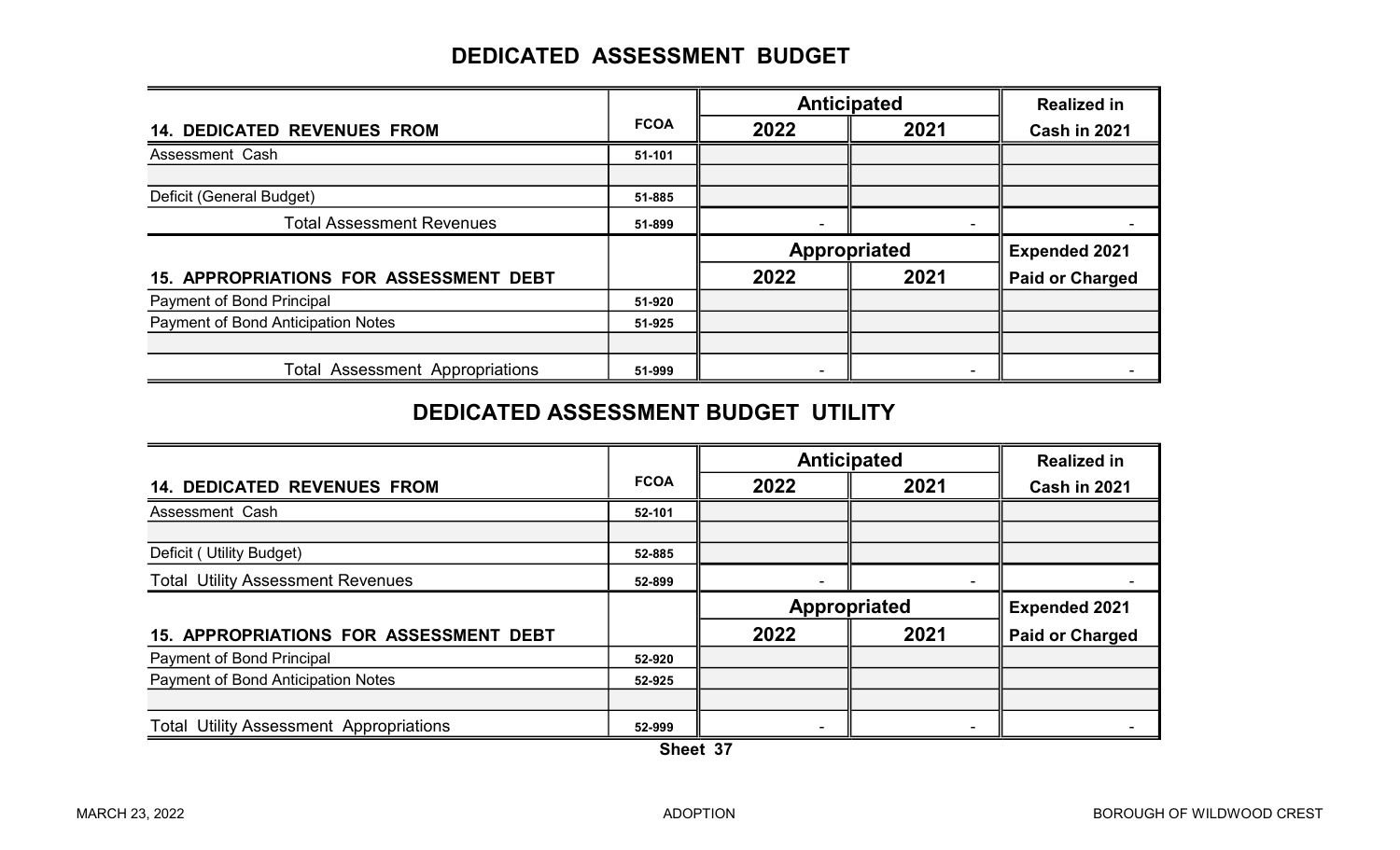# DEDICATED ASSESSMENT BUDGET

| 14. DEDICATED REVENUES FROM | FCOA | Anticipated 2022 | Anticipated 2021 | Realized in Cash in 2021 |
|---|---|---|---|---|
| Assessment Cash | 51-101 | | | |
| | | | | |
| Deficit (General Budget) | 51-885 | | | |
| Total Assessment Revenues | 51-899 | - | - | - |

| 15. APPROPRIATIONS FOR ASSESSMENT DEBT | | Appropriated 2022 | Appropriated 2021 | Expended 2021 Paid or Charged |
|---|---|---|---|---|
| Payment of Bond Principal | 51-920 | | | |
| Payment of Bond Anticipation Notes | 51-925 | | | |
| | | | | |
| Total Assessment Appropriations | 51-999 | - | - | - |

# DEDICATED ASSESSMENT BUDGET UTILITY

| 14. DEDICATED REVENUES FROM | FCOA | Anticipated 2022 | Anticipated 2021 | Realized in Cash in 2021 |
|---|---|---|---|---|
| Assessment Cash | 52-101 | | | |
| | | | | |
| Deficit ( Utility Budget) | 52-885 | | | |
| Total Utility Assessment Revenues | 52-899 | - | - | - |

| 15. APPROPRIATIONS FOR ASSESSMENT DEBT | | Appropriated 2022 | Appropriated 2021 | Expended 2021 Paid or Charged |
|---|---|---|---|---|
| Payment of Bond Principal | 52-920 | | | |
| Payment of Bond Anticipation Notes | 52-925 | | | |
| | | | | |
| Total Utility Assessment Appropriations | 52-999 | - | - | - |

Sheet 37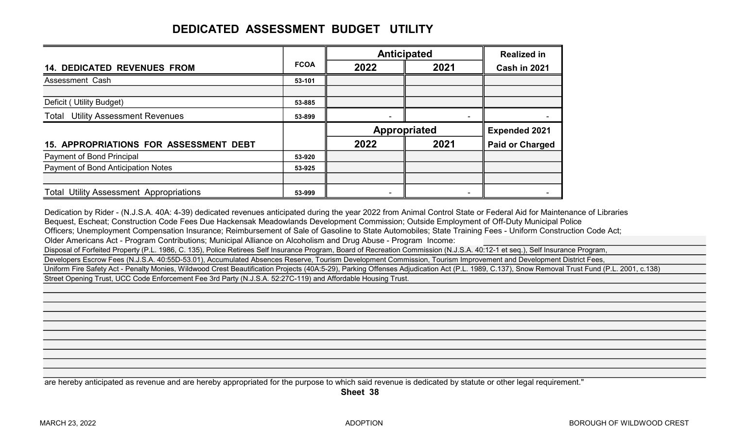# DEDICATED ASSESSMENT BUDGET UTILITY

| 14. DEDICATED REVENUES FROM | FCOA | Anticipated 2022 | Anticipated 2021 | Realized in Cash in 2021 |
|---|---|---|---|---|
| Assessment Cash | 53-101 | | | |
| | | | | |
| Deficit ( Utility Budget) | 53-885 | | | |
| Total Utility Assessment Revenues | 53-899 | - | - | - |

| 15. APPROPRIATIONS FOR ASSESSMENT DEBT | | Appropriated 2022 | Appropriated 2021 | Expended 2021 Paid or Charged |
|---|---|---|---|---|
| Payment of Bond Principal | 53-920 | | | |
| Payment of Bond Anticipation Notes | 53-925 | | | |
| | | | | |
| Total Utility Assessment Appropriations | 53-999 | - | - | - |

Dedication by Rider - (N.J.S.A. 40A: 4-39) dedicated revenues anticipated during the year 2022 from Animal Control State or Federal Aid for Maintenance of Libraries Bequest, Escheat; Construction Code Fees Due Hackensak Meadowlands Development Commission; Outside Employment of Off-Duty Municipal Police Officers; Unemployment Compensation Insurance; Reimbursement of Sale of Gasoline to State Automobiles; State Training Fees - Uniform Construction Code Act; Older Americans Act - Program Contributions; Municipal Alliance on Alcoholism and Drug Abuse - Program Income:

Disposal of Forfeited Property (P.L. 1986, C. 135), Police Retirees Self Insurance Program, Board of Recreation Commission (N.J.S.A. 40:12-1 et seq.), Self Insurance Program, Developers Escrow Fees (N.J.S.A. 40:55D-53.01), Accumulated Absences Reserve, Tourism Development Commission, Tourism Improvement and Development District Fees, Uniform Fire Safety Act - Penalty Monies, Wildwood Crest Beautification Projects (40A:5-29), Parking Offenses Adjudication Act (P.L. 1989, C.137), Snow Removal Trust Fund (P.L. 2001, c.138) Street Opening Trust, UCC Code Enforcement Fee 3rd Party (N.J.S.A. 52:27C-119) and Affordable Housing Trust.

are hereby anticipated as revenue and are hereby appropriated for the purpose to which said revenue is dedicated by statute or other legal requirement."

Sheet 38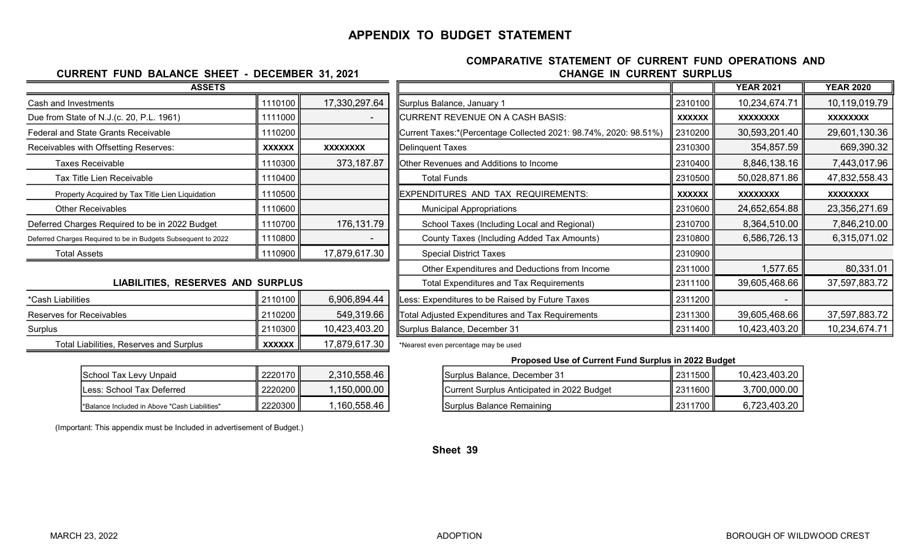# APPENDIX TO BUDGET STATEMENT

## CURRENT FUND BALANCE SHEET - DECEMBER 31, 2021

| ASSETS | | |
|---|---|---|
| Cash and Investments | 1110100 | 17,330,297.64 |
| Due from State of N.J.(c. 20, P.L. 1961) | 1111000 | - |
| Federal and State Grants Receivable | 1110200 | |
| Receivables with Offsetting Reserves: | XXXXXX | XXXXXXXX |
| Taxes Receivable | 1110300 | 373,187.87 |
| Tax Title Lien Receivable | 1110400 | |
| Property Acquired by Tax Title Lien Liquidation | 1110500 | |
| Other Receivables | 1110600 | |
| Deferred Charges Required to be in 2022 Budget | 1110700 | 176,131.79 |
| Deferred Charges Required to be in Budgets Subsequent to 2022 | 1110800 | - |
| Total Assets | 1110900 | 17,879,617.30 |

### LIABILITIES, RESERVES AND SURPLUS

| | | |
|---|---|---|
| *Cash Liabilities | 2110100 | 6,906,894.44 |
| Reserves for Receivables | 2110200 | 549,319.66 |
| Surplus | 2110300 | 10,423,403.20 |
| Total Liabilities, Reserves and Surplus | XXXXXX | 17,879,617.30 |

| | | |
|---|---|---|
| School Tax Levy Unpaid | 2220170 | 2,310,558.46 |
| Less: School Tax Deferred | 2220200 | 1,150,000.00 |
| *Balance Included in Above "Cash Liabilities" | 2220300 | 1,160,558.46 |

(Important: This appendix must be Included in advertisement of Budget.)

## COMPARATIVE STATEMENT OF CURRENT FUND OPERATIONS AND CHANGE IN CURRENT SURPLUS

| | | YEAR 2021 | YEAR 2020 |
|---|---|---|---|
| Surplus Balance, January 1 | 2310100 | 10,234,674.71 | 10,119,019.79 |
| CURRENT REVENUE ON A CASH BASIS: | XXXXXX | XXXXXXXX | XXXXXXXX |
| Current Taxes:*(Percentage Collected 2021: 98.74%, 2020: 98.51%) | 2310200 | 30,593,201.40 | 29,601,130.36 |
| Delinquent Taxes | 2310300 | 354,857.59 | 669,390.32 |
| Other Revenues and Additions to Income | 2310400 | 8,846,138.16 | 7,443,017.96 |
| Total Funds | 2310500 | 50,028,871.86 | 47,832,558.43 |
| EXPENDITURES AND TAX REQUIREMENTS: | XXXXXX | XXXXXXXX | XXXXXXXX |
| Municipal Appropriations | 2310600 | 24,652,654.88 | 23,356,271.69 |
| School Taxes (Including Local and Regional) | 2310700 | 8,364,510.00 | 7,846,210.00 |
| County Taxes (Including Added Tax Amounts) | 2310800 | 6,586,726.13 | 6,315,071.02 |
| Special District Taxes | 2310900 | | |
| Other Expenditures and Deductions from Income | 2311000 | 1,577.65 | 80,331.01 |
| Total Expenditures and Tax Requirements | 2311100 | 39,605,468.66 | 37,597,883.72 |
| Less: Expenditures to be Raised by Future Taxes | 2311200 | - | |
| Total Adjusted Expenditures and Tax Requirements | 2311300 | 39,605,468.66 | 37,597,883.72 |
| Surplus Balance, December 31 | 2311400 | 10,423,403.20 | 10,234,674.71 |

*Nearest even percentage may be used

### Proposed Use of Current Fund Surplus in 2022 Budget

| | | |
|---|---|---|
| Surplus Balance, December 31 | 2311500 | 10,423,403.20 |
| Current Surplus Anticipated in 2022 Budget | 2311600 | 3,700,000.00 |
| Surplus Balance Remaining | 2311700 | 6,723,403.20 |

Sheet 39

MARCH 23, 2022 ADOPTION BOROUGH OF WILDWOOD CREST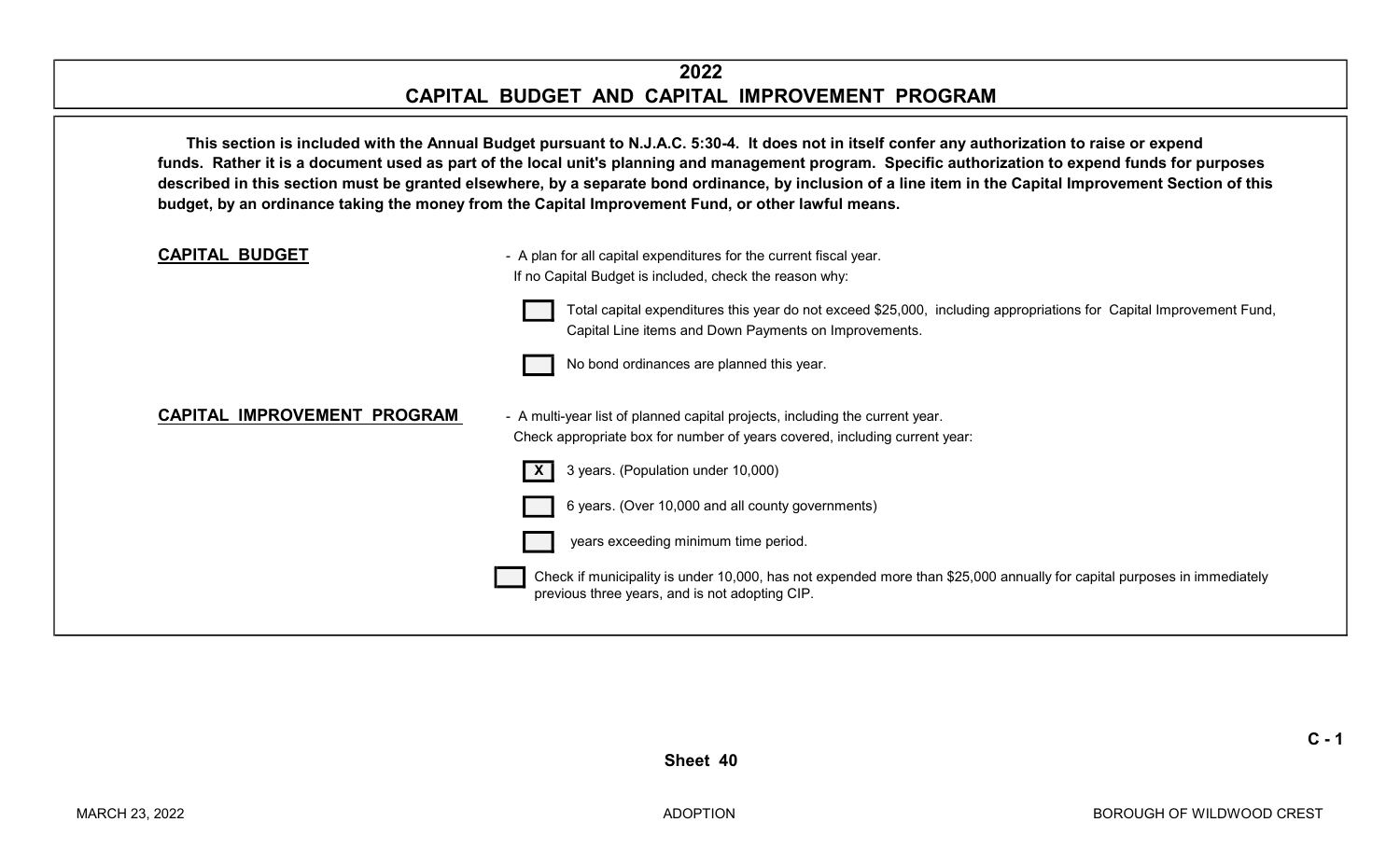# 2022
# CAPITAL BUDGET AND CAPITAL IMPROVEMENT PROGRAM

**This section is included with the Annual Budget pursuant to N.J.A.C. 5:30-4. It does not in itself confer any authorization to raise or expend funds. Rather it is a document used as part of the local unit's planning and management program. Specific authorization to expend funds for purposes described in this section must be granted elsewhere, by a separate bond ordinance, by inclusion of a line item in the Capital Improvement Section of this budget, by an ordinance taking the money from the Capital Improvement Fund, or other lawful means.**

**CAPITAL BUDGET** - A plan for all capital expenditures for the current fiscal year.
If no Capital Budget is included, check the reason why:

- [ ] Total capital expenditures this year do not exceed $25,000, including appropriations for Capital Improvement Fund, Capital Line items and Down Payments on Improvements.
- [ ] No bond ordinances are planned this year.

**CAPITAL IMPROVEMENT PROGRAM** - A multi-year list of planned capital projects, including the current year.
Check appropriate box for number of years covered, including current year:

- [X] 3 years. (Population under 10,000)
- [ ] 6 years. (Over 10,000 and all county governments)
- [ ] years exceeding minimum time period.

- [ ] Check if municipality is under 10,000, has not expended more than $25,000 annually for capital purposes in immediately previous three years, and is not adopting CIP.

Sheet 40

C - 1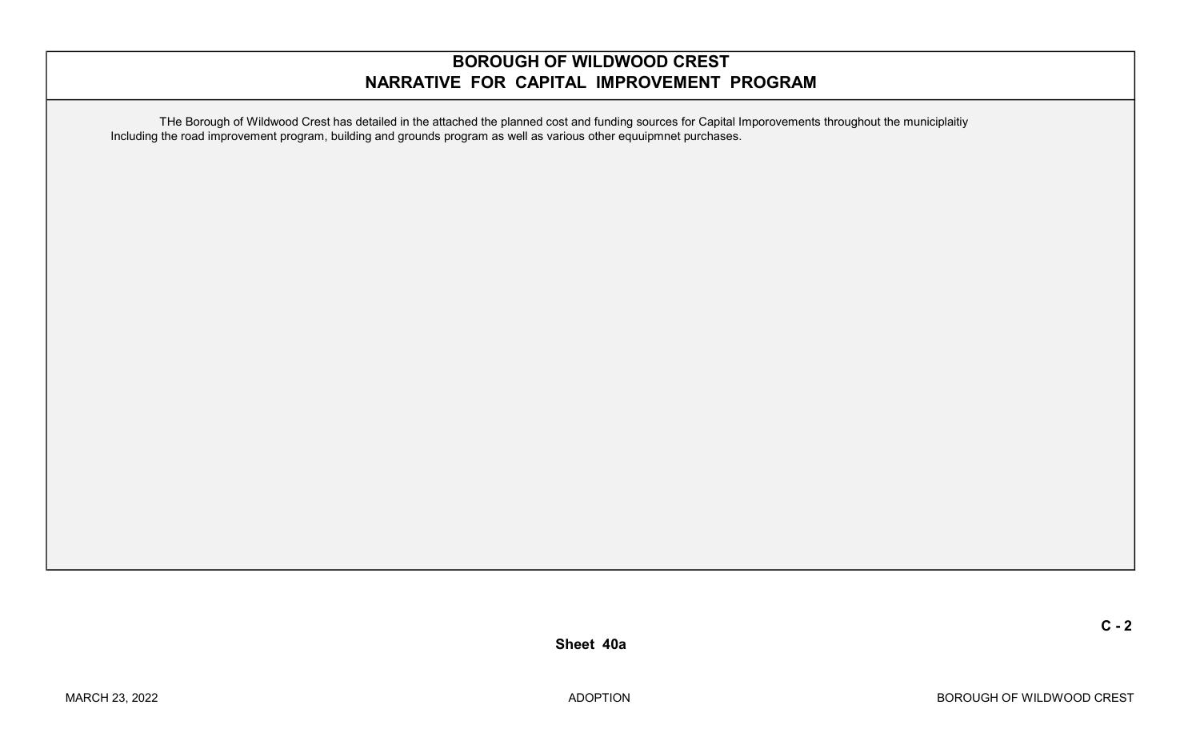# BOROUGH OF WILDWOOD CREST
## NARRATIVE FOR CAPITAL IMPROVEMENT PROGRAM

THe Borough of Wildwood Crest has detailed in the attached the planned cost and funding sources for Capital Imporovements throughout the municiplaitiy Including the road improvement program, building and grounds program as well as various other equuipmnet purchases.

C - 2

Sheet 40a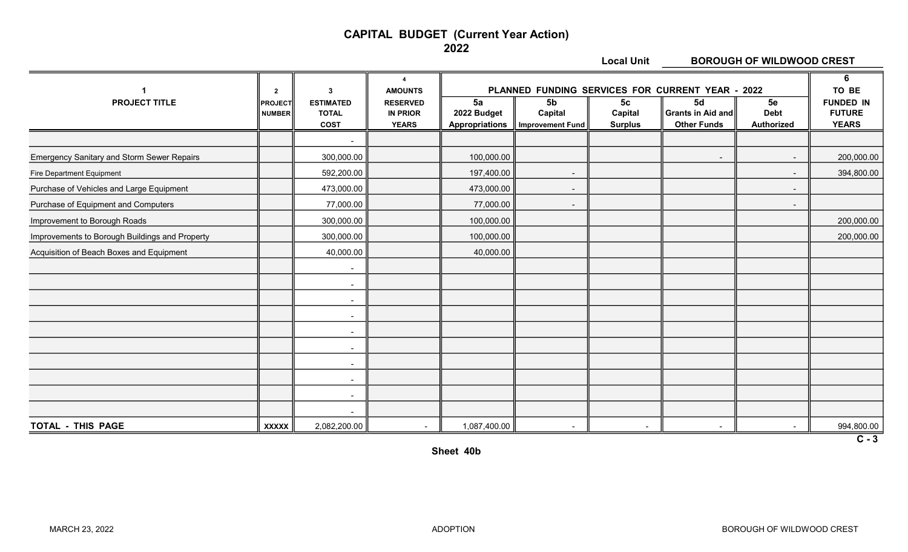# CAPITAL BUDGET (Current Year Action)
## 2022

**Local Unit** **BOROUGH OF WILDWOOD CREST**

| 1 PROJECT TITLE | 2 PROJECT NUMBER | 3 ESTIMATED TOTAL COST | 4 AMOUNTS RESERVED IN PRIOR YEARS | PLANNED FUNDING SERVICES FOR CURRENT YEAR - 2022 5a 2022 Budget Appropriations | 5b Capital Improvement Fund | 5c Capital Surplus | 5d Grants in Aid and Other Funds | 5e Debt Authorized | 6 TO BE FUNDED IN FUTURE YEARS |
|---|---|---|---|---|---|---|---|---|---|
| | | - | | | | | | | |
| Emergency Sanitary and Storm Sewer Repairs | | 300,000.00 | | 100,000.00 | | | - | - | 200,000.00 |
| Fire Department Equipment | | 592,200.00 | | 197,400.00 | - | | | - | 394,800.00 |
| Purchase of Vehicles and Large Equipment | | 473,000.00 | | 473,000.00 | - | | | - | |
| Purchase of Equipment and Computers | | 77,000.00 | | 77,000.00 | - | | | - | |
| Improvement to Borough Roads | | 300,000.00 | | 100,000.00 | | | | | 200,000.00 |
| Improvements to Borough Buildings and Property | | 300,000.00 | | 100,000.00 | | | | | 200,000.00 |
| Acquisition of Beach Boxes and Equipment | | 40,000.00 | | 40,000.00 | | | | | |
| | | - | | | | | | | |
| | | - | | | | | | | |
| | | - | | | | | | | |
| | | - | | | | | | | |
| | | - | | | | | | | |
| | | - | | | | | | | |
| | | - | | | | | | | |
| | | - | | | | | | | |
| | | - | | | | | | | |
| | | - | | | | | | | |
| **TOTAL - THIS PAGE** | XXXXX | 2,082,200.00 | - | 1,087,400.00 | - | - | - | - | 994,800.00 |

C - 3

Sheet 40b

MARCH 23, 2022 ADOPTION BOROUGH OF WILDWOOD CREST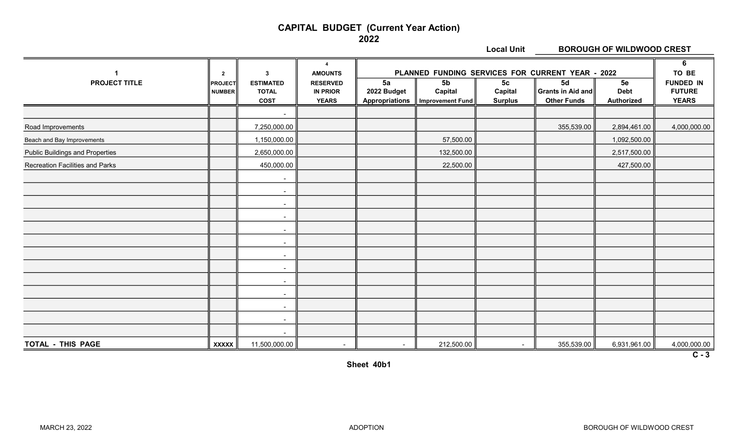# CAPITAL BUDGET (Current Year Action)
## 2022

**Local Unit** BOROUGH OF WILDWOOD CREST

| 1 PROJECT TITLE | 2 PROJECT NUMBER | 3 ESTIMATED TOTAL COST | 4 AMOUNTS RESERVED IN PRIOR YEARS | PLANNED FUNDING SERVICES FOR CURRENT YEAR - 2022 | | | | | 6 TO BE FUNDED IN FUTURE YEARS |
|---|---|---|---|---|---|---|---|---|---|
| | | | | 5a 2022 Budget Appropriations | 5b Capital Improvement Fund | 5c Capital Surplus | 5d Grants in Aid and Other Funds | 5e Debt Authorized | |
| | | - | | | | | | | |
| Road Improvements | | 7,250,000.00 | | | | | 355,539.00 | 2,894,461.00 | 4,000,000.00 |
| Beach and Bay Improvements | | 1,150,000.00 | | | 57,500.00 | | | 1,092,500.00 | |
| Public Buildings and Properties | | 2,650,000.00 | | | 132,500.00 | | | 2,517,500.00 | |
| Recreation Facilities and Parks | | 450,000.00 | | | 22,500.00 | | | 427,500.00 | |
| | | - | | | | | | | |
| | | - | | | | | | | |
| | | - | | | | | | | |
| | | - | | | | | | | |
| | | - | | | | | | | |
| | | - | | | | | | | |
| | | - | | | | | | | |
| | | - | | | | | | | |
| | | - | | | | | | | |
| | | - | | | | | | | |
| | | - | | | | | | | |
| | | - | | | | | | | |
| | | - | | | | | | | |
| **TOTAL - THIS PAGE** | XXXXX | 11,500,000.00 | - | - | 212,500.00 | - | 355,539.00 | 6,931,961.00 | 4,000,000.00 |

C - 3

Sheet 40b1

MARCH 23, 2022 ADOPTION BOROUGH OF WILDWOOD CREST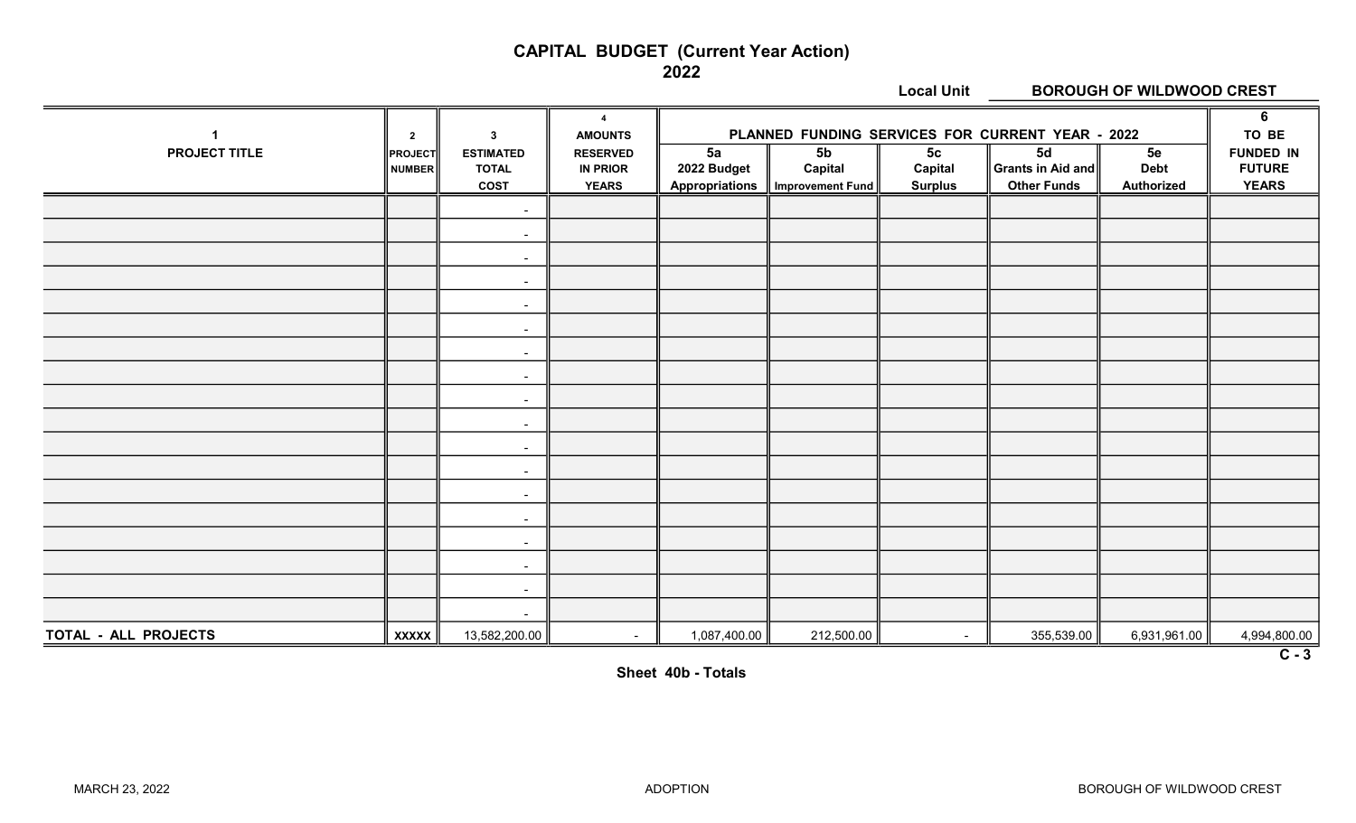# CAPITAL BUDGET (Current Year Action)

## 2022

**Local Unit** **BOROUGH OF WILDWOOD CREST**

| 1 PROJECT TITLE | 2 PROJECT NUMBER | 3 ESTIMATED TOTAL COST | 4 AMOUNTS RESERVED IN PRIOR YEARS | PLANNED FUNDING SERVICES FOR CURRENT YEAR - 2022 | | | | | 6 TO BE FUNDED IN FUTURE YEARS |
|---|---|---|---|---|---|---|---|---|---|
| | | | | 5a 2022 Budget Appropriations | 5b Capital Improvement Fund | 5c Capital Surplus | 5d Grants in Aid and Other Funds | 5e Debt Authorized | |
| | | - | | | | | | | |
| | | - | | | | | | | |
| | | - | | | | | | | |
| | | - | | | | | | | |
| | | - | | | | | | | |
| | | - | | | | | | | |
| | | - | | | | | | | |
| | | - | | | | | | | |
| | | - | | | | | | | |
| | | - | | | | | | | |
| | | - | | | | | | | |
| | | - | | | | | | | |
| | | - | | | | | | | |
| | | - | | | | | | | |
| | | - | | | | | | | |
| | | - | | | | | | | |
| | | - | | | | | | | |
| | | - | | | | | | | |
| **TOTAL - ALL PROJECTS** | **XXXXX** | 13,582,200.00 | - | 1,087,400.00 | 212,500.00 | - | 355,539.00 | 6,931,961.00 | 4,994,800.00 |

C - 3

**Sheet 40b - Totals**

MARCH 23, 2022 ADOPTION BOROUGH OF WILDWOOD CREST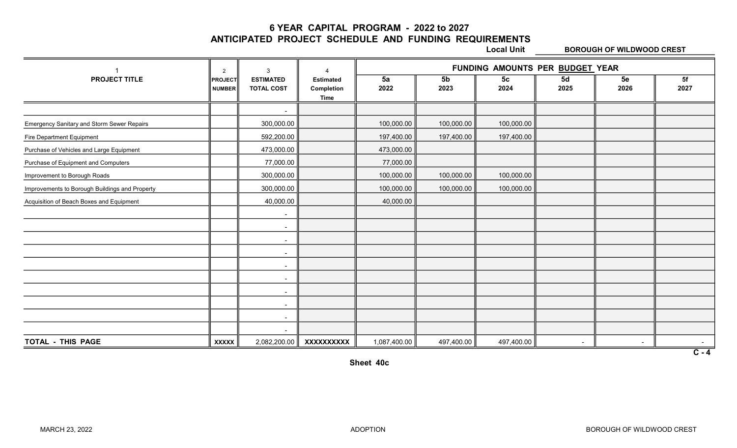# 6 YEAR CAPITAL PROGRAM - 2022 to 2027
## ANTICIPATED PROJECT SCHEDULE AND FUNDING REQUIREMENTS

**Local Unit** BOROUGH OF WILDWOOD CREST

| 1 | 2 | 3 | 4 | FUNDING AMOUNTS PER BUDGET YEAR | | | | | |
|---|---|---|---|---|---|---|---|---|---|
| **PROJECT TITLE** | **PROJECT NUMBER** | **ESTIMATED TOTAL COST** | **Estimated Completion Time** | **5a 2022** | **5b 2023** | **5c 2024** | **5d 2025** | **5e 2026** | **5f 2027** |
| | | - | | | | | | | |
| Emergency Sanitary and Storm Sewer Repairs | | 300,000.00 | | 100,000.00 | 100,000.00 | 100,000.00 | | | |
| Fire Department Equipment | | 592,200.00 | | 197,400.00 | 197,400.00 | 197,400.00 | | | |
| Purchase of Vehicles and Large Equipment | | 473,000.00 | | 473,000.00 | | | | | |
| Purchase of Equipment and Computers | | 77,000.00 | | 77,000.00 | | | | | |
| Improvement to Borough Roads | | 300,000.00 | | 100,000.00 | 100,000.00 | 100,000.00 | | | |
| Improvements to Borough Buildings and Property | | 300,000.00 | | 100,000.00 | 100,000.00 | 100,000.00 | | | |
| Acquisition of Beach Boxes and Equipment | | 40,000.00 | | 40,000.00 | | | | | |
| | | - | | | | | | | |
| | | - | | | | | | | |
| | | - | | | | | | | |
| | | - | | | | | | | |
| | | - | | | | | | | |
| | | - | | | | | | | |
| | | - | | | | | | | |
| | | - | | | | | | | |
| | | - | | | | | | | |
| | | - | | | | | | | |
| **TOTAL - THIS PAGE** | **XXXXX** | 2,082,200.00 | **XXXXXXXXXX** | 1,087,400.00 | 497,400.00 | 497,400.00 | - | - | - |

C - 4

Sheet 40c

MARCH 23, 2022 ADOPTION BOROUGH OF WILDWOOD CREST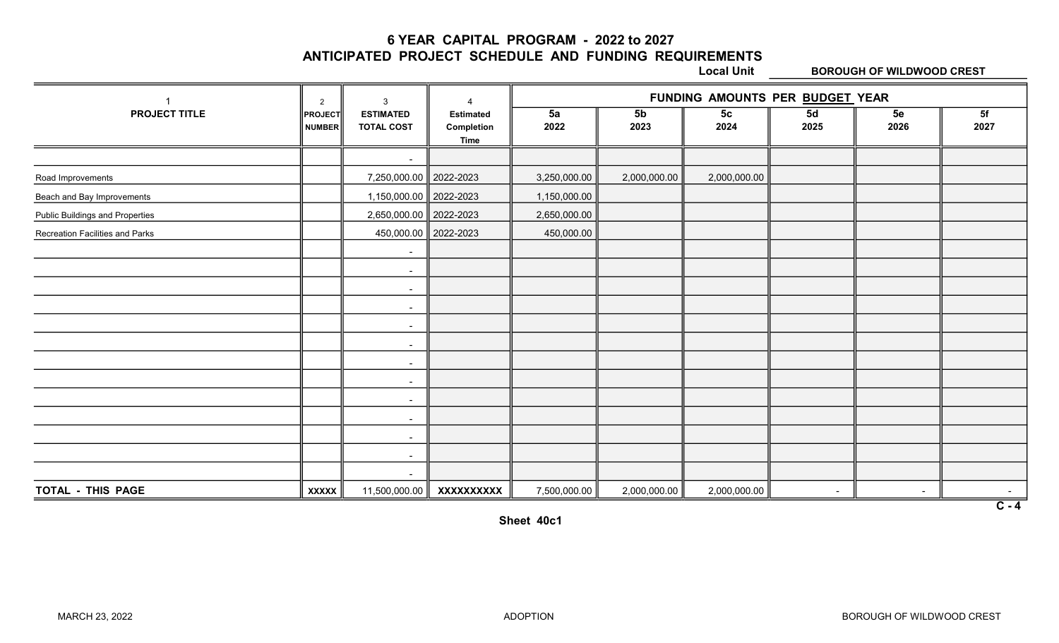# 6 YEAR CAPITAL PROGRAM - 2022 to 2027
## ANTICIPATED PROJECT SCHEDULE AND FUNDING REQUIREMENTS

**Local Unit** BOROUGH OF WILDWOOD CREST

| 1<br>PROJECT TITLE | 2<br>PROJECT NUMBER | 3<br>ESTIMATED TOTAL COST | 4<br>Estimated Completion Time | FUNDING AMOUNTS PER BUDGET YEAR<br>5a<br>2022 | 5b<br>2023 | 5c<br>2024 | 5d<br>2025 | 5e<br>2026 | 5f<br>2027 |
|---|---|---|---|---|---|---|---|---|---|
| | | - | | | | | | | |
| Road Improvements | | 7,250,000.00 | 2022-2023 | 3,250,000.00 | 2,000,000.00 | 2,000,000.00 | | | |
| Beach and Bay Improvements | | 1,150,000.00 | 2022-2023 | 1,150,000.00 | | | | | |
| Public Buildings and Properties | | 2,650,000.00 | 2022-2023 | 2,650,000.00 | | | | | |
| Recreation Facilities and Parks | | 450,000.00 | 2022-2023 | 450,000.00 | | | | | |
| | | - | | | | | | | |
| | | - | | | | | | | |
| | | - | | | | | | | |
| | | - | | | | | | | |
| | | - | | | | | | | |
| | | - | | | | | | | |
| | | - | | | | | | | |
| | | - | | | | | | | |
| | | - | | | | | | | |
| | | - | | | | | | | |
| | | - | | | | | | | |
| | | - | | | | | | | |
| | | - | | | | | | | |
| **TOTAL - THIS PAGE** | XXXXX | 11,500,000.00 | XXXXXXXXXX | 7,500,000.00 | 2,000,000.00 | 2,000,000.00 | - | - | - |

C - 4

Sheet 40c1

MARCH 23, 2022 ADOPTION BOROUGH OF WILDWOOD CREST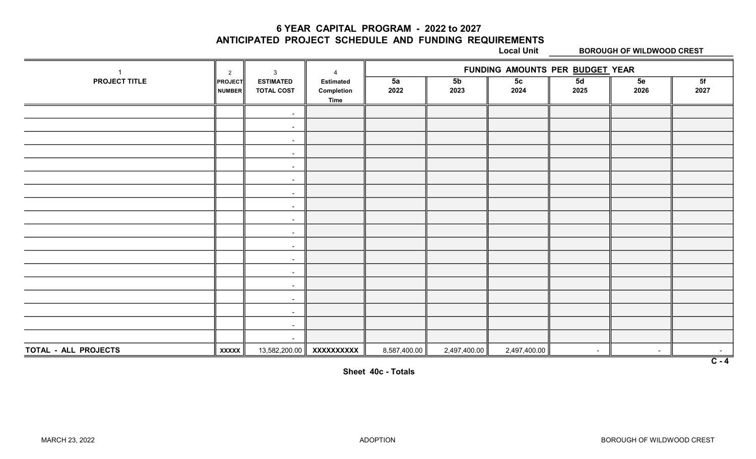# 6 YEAR CAPITAL PROGRAM - 2022 to 2027
## ANTICIPATED PROJECT SCHEDULE AND FUNDING REQUIREMENTS

**Local Unit** **BOROUGH OF WILDWOOD CREST**

| 1<br>**PROJECT TITLE** | 2<br>**PROJECT NUMBER** | 3<br>**ESTIMATED TOTAL COST** | 4<br>**Estimated Completion Time** | **FUNDING AMOUNTS PER BUDGET YEAR**<br>**5a**<br>**2022** | <br>**5b**<br>**2023** | <br>**5c**<br>**2024** | <br>**5d**<br>**2025** | <br>**5e**<br>**2026** | <br>**5f**<br>**2027** |
|---|---|---|---|---|---|---|---|---|---|
| | | - | | | | | | | |
| | | - | | | | | | | |
| | | - | | | | | | | |
| | | - | | | | | | | |
| | | - | | | | | | | |
| | | - | | | | | | | |
| | | - | | | | | | | |
| | | - | | | | | | | |
| | | - | | | | | | | |
| | | - | | | | | | | |
| | | - | | | | | | | |
| | | - | | | | | | | |
| | | - | | | | | | | |
| | | - | | | | | | | |
| | | - | | | | | | | |
| | | - | | | | | | | |
| | | - | | | | | | | |
| | | - | | | | | | | |
| **TOTAL - ALL PROJECTS** | **XXXXX** | 13,582,200.00 | **XXXXXXXXXX** | 8,587,400.00 | 2,497,400.00 | 2,497,400.00 | - | - | - |

**C - 4**

**Sheet 40c - Totals**

MARCH 23, 2022 ADOPTION BOROUGH OF WILDWOOD CREST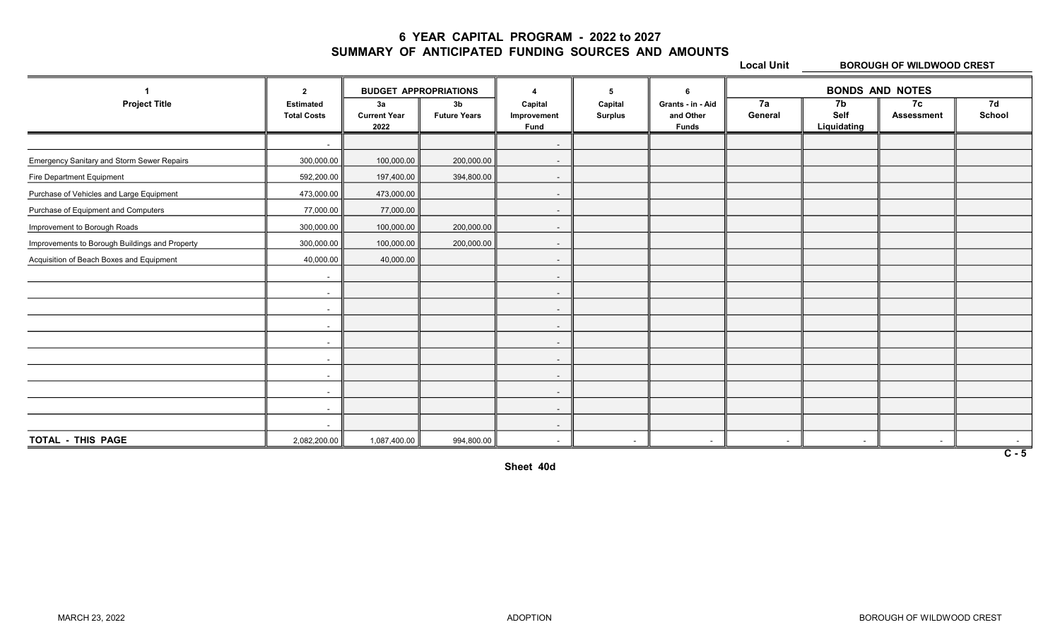# 6 YEAR CAPITAL PROGRAM - 2022 to 2027
## SUMMARY OF ANTICIPATED FUNDING SOURCES AND AMOUNTS

**Local Unit** BOROUGH OF WILDWOOD CREST

| 1 | 2 | BUDGET APPROPRIATIONS | | 4 | 5 | 6 | BONDS AND NOTES | | | |
|---|---|---|---|---|---|---|---|---|---|---|
| Project Title | Estimated Total Costs | 3a Current Year 2022 | 3b Future Years | Capital Improvement Fund | Capital Surplus | Grants - in - Aid and Other Funds | 7a General | 7b Self Liquidating | 7c Assessment | 7d School |
| | - | | | - | | | | | | |
| Emergency Sanitary and Storm Sewer Repairs | 300,000.00 | 100,000.00 | 200,000.00 | - | | | | | | |
| Fire Department Equipment | 592,200.00 | 197,400.00 | 394,800.00 | - | | | | | | |
| Purchase of Vehicles and Large Equipment | 473,000.00 | 473,000.00 | | - | | | | | | |
| Purchase of Equipment and Computers | 77,000.00 | 77,000.00 | | - | | | | | | |
| Improvement to Borough Roads | 300,000.00 | 100,000.00 | 200,000.00 | - | | | | | | |
| Improvements to Borough Buildings and Property | 300,000.00 | 100,000.00 | 200,000.00 | - | | | | | | |
| Acquisition of Beach Boxes and Equipment | 40,000.00 | 40,000.00 | | - | | | | | | |
| | - | | | - | | | | | | |
| | - | | | - | | | | | | |
| | - | | | - | | | | | | |
| | - | | | - | | | | | | |
| | - | | | - | | | | | | |
| | - | | | - | | | | | | |
| | - | | | - | | | | | | |
| | - | | | - | | | | | | |
| | - | | | - | | | | | | |
| | - | | | - | | | | | | |
| **TOTAL - THIS PAGE** | 2,082,200.00 | 1,087,400.00 | 994,800.00 | - | - | - | - | - | - | - |

C - 5

Sheet 40d

MARCH 23, 2022 ADOPTION BOROUGH OF WILDWOOD CREST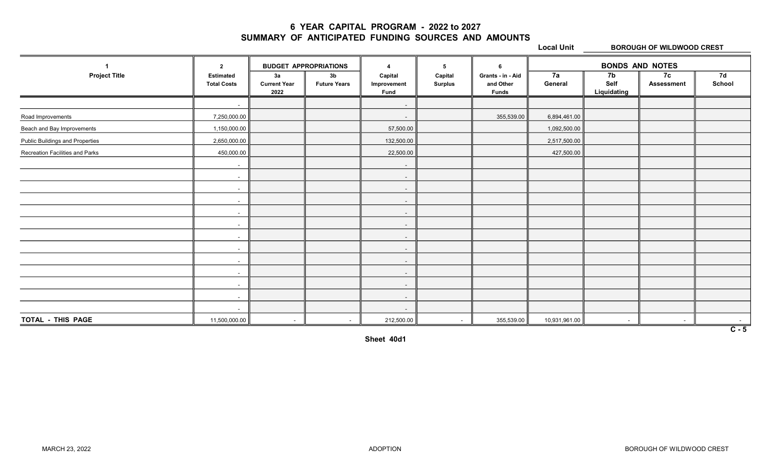# 6 YEAR CAPITAL PROGRAM - 2022 to 2027
## SUMMARY OF ANTICIPATED FUNDING SOURCES AND AMOUNTS

**Local Unit** BOROUGH OF WILDWOOD CREST

| 1 | 2 | BUDGET APPROPRIATIONS | | 4 | 5 | 6 | BONDS AND NOTES | | | |
|---|---|---|---|---|---|---|---|---|---|---|
| Project Title | Estimated Total Costs | 3a Current Year 2022 | 3b Future Years | Capital Improvement Fund | Capital Surplus | Grants - in - Aid and Other Funds | 7a General | 7b Self Liquidating | 7c Assessment | 7d School |
| | - | | | - | | | | | | |
| Road Improvements | 7,250,000.00 | | | - | | 355,539.00 | 6,894,461.00 | | | |
| Beach and Bay Improvements | 1,150,000.00 | | | 57,500.00 | | | 1,092,500.00 | | | |
| Public Buildings and Properties | 2,650,000.00 | | | 132,500.00 | | | 2,517,500.00 | | | |
| Recreation Facilities and Parks | 450,000.00 | | | 22,500.00 | | | 427,500.00 | | | |
| | - | | | - | | | | | | |
| | - | | | - | | | | | | |
| | - | | | - | | | | | | |
| | - | | | - | | | | | | |
| | - | | | - | | | | | | |
| | - | | | - | | | | | | |
| | - | | | - | | | | | | |
| | - | | | - | | | | | | |
| | - | | | - | | | | | | |
| | - | | | - | | | | | | |
| | - | | | - | | | | | | |
| | - | | | - | | | | | | |
| | - | | | - | | | | | | |
| **TOTAL - THIS PAGE** | 11,500,000.00 | - | - | 212,500.00 | - | 355,539.00 | 10,931,961.00 | - | - | - |

C - 5

Sheet 40d1

MARCH 23, 2022 ADOPTION BOROUGH OF WILDWOOD CREST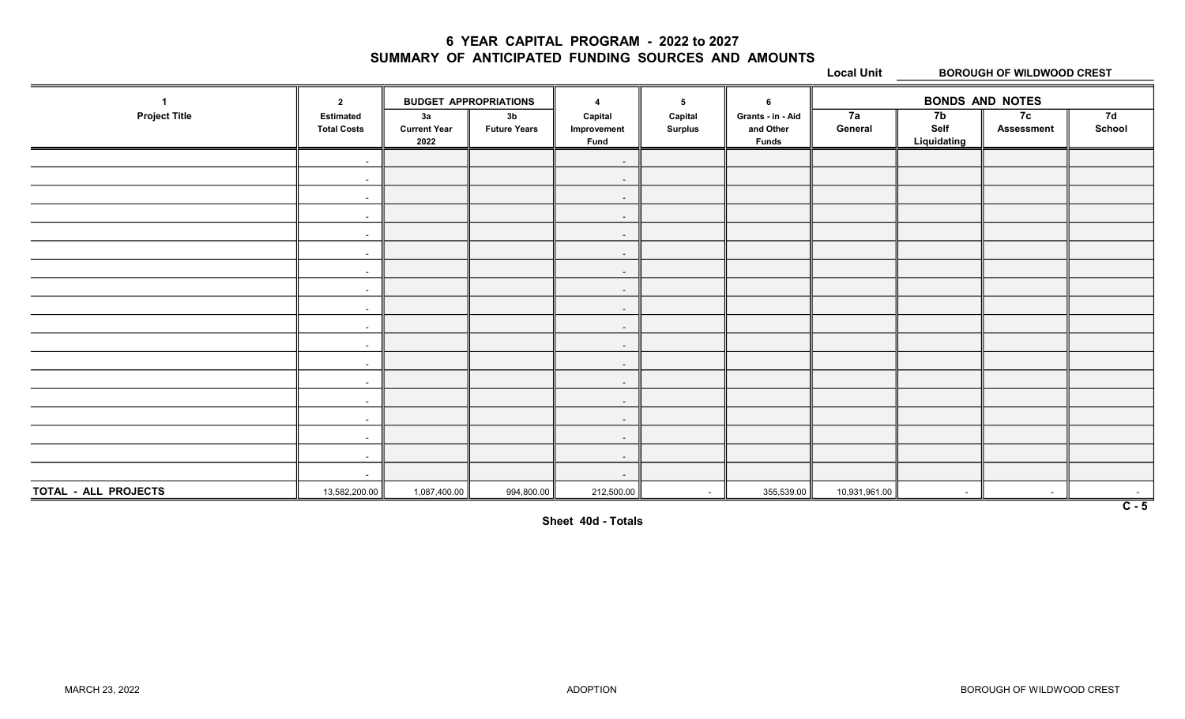# 6 YEAR CAPITAL PROGRAM - 2022 to 2027
## SUMMARY OF ANTICIPATED FUNDING SOURCES AND AMOUNTS

**Local Unit** BOROUGH OF WILDWOOD CREST

| 1 | 2 | BUDGET APPROPRIATIONS | | 4 | 5 | 6 | BONDS AND NOTES | | | |
|---|---|---|---|---|---|---|---|---|---|---|
| Project Title | Estimated Total Costs | 3a Current Year 2022 | 3b Future Years | Capital Improvement Fund | Capital Surplus | Grants - in - Aid and Other Funds | 7a General | 7b Self Liquidating | 7c Assessment | 7d School |
| | - | | | - | | | | | | |
| | - | | | - | | | | | | |
| | - | | | - | | | | | | |
| | - | | | - | | | | | | |
| | - | | | - | | | | | | |
| | - | | | - | | | | | | |
| | - | | | - | | | | | | |
| | - | | | - | | | | | | |
| | - | | | - | | | | | | |
| | - | | | - | | | | | | |
| | - | | | - | | | | | | |
| | - | | | - | | | | | | |
| | - | | | - | | | | | | |
| | - | | | - | | | | | | |
| | - | | | - | | | | | | |
| | - | | | - | | | | | | |
| | - | | | - | | | | | | |
| | - | | | - | | | | | | |
| **TOTAL - ALL PROJECTS** | 13,582,200.00 | 1,087,400.00 | 994,800.00 | 212,500.00 | - | 355,539.00 | 10,931,961.00 | - | - | - |

C - 5

**Sheet 40d - Totals**

MARCH 23, 2022 ADOPTION BOROUGH OF WILDWOOD CREST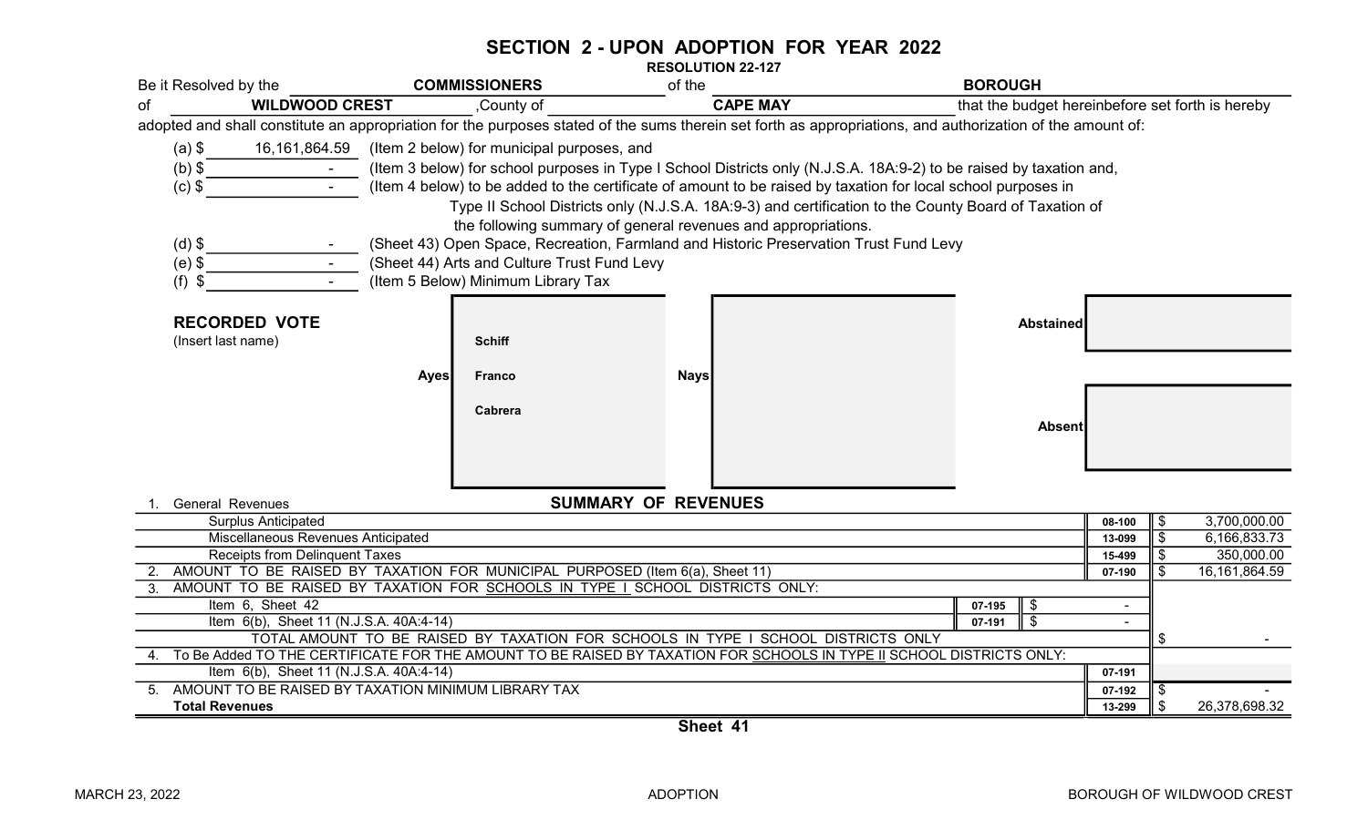# SECTION 2 - UPON ADOPTION FOR YEAR 2022

**RESOLUTION 22-127**

Be it Resolved by the **COMMISSIONERS** of the **BOROUGH** of **WILDWOOD CREST**, County of **CAPE MAY** that the budget hereinbefore set forth is hereby adopted and shall constitute an appropriation for the purposes stated of the sums therein set forth as appropriations, and authorization of the amount of:

(a) $ 16,161,864.59 (Item 2 below) for municipal purposes, and

(b) $ - (Item 3 below) for school purposes in Type I School Districts only (N.J.S.A. 18A:9-2) to be raised by taxation and,

(c) $ - (Item 4 below) to be added to the certificate of amount to be raised by taxation for local school purposes in Type II School Districts only (N.J.S.A. 18A:9-3) and certification to the County Board of Taxation of the following summary of general revenues and appropriations.

(d) $ - (Sheet 43) Open Space, Recreation, Farmland and Historic Preservation Trust Fund Levy

(e) $ - (Sheet 44) Arts and Culture Trust Fund Levy

(f) $ - (Item 5 Below) Minimum Library Tax

**RECORDED VOTE**
(Insert last name)

| Ayes | Nays | Abstained | Absent |
|---|---|---|---|
| Schiff | | | |
| Franco | | | |
| Cabrera | | | |

## SUMMARY OF REVENUES

| | | | | |
|---|---|---|---|---|
| 1. General Revenues | | | | |
| Surplus Anticipated | | | 08-100 | $ 3,700,000.00 |
| Miscellaneous Revenues Anticipated | | | 13-099 | $ 6,166,833.73 |
| Receipts from Delinquent Taxes | | | 15-499 | $ 350,000.00 |
| 2. AMOUNT TO BE RAISED BY TAXATION FOR MUNICIPAL PURPOSED (Item 6(a), Sheet 11) | | | 07-190 | $ 16,161,864.59 |
| 3. AMOUNT TO BE RAISED BY TAXATION FOR SCHOOLS IN TYPE I SCHOOL DISTRICTS ONLY: | | | | |
| Item 6, Sheet 42 | 07-195 | $ - | | |
| Item 6(b), Sheet 11 (N.J.S.A. 40A:4-14) | 07-191 | $ - | | |
| TOTAL AMOUNT TO BE RAISED BY TAXATION FOR SCHOOLS IN TYPE I SCHOOL DISTRICTS ONLY | | | | $ - |
| 4. To Be Added TO THE CERTIFICATE FOR THE AMOUNT TO BE RAISED BY TAXATION FOR SCHOOLS IN TYPE II SCHOOL DISTRICTS ONLY: | | | | |
| Item 6(b), Sheet 11 (N.J.S.A. 40A:4-14) | | | 07-191 | |
| 5. AMOUNT TO BE RAISED BY TAXATION MINIMUM LIBRARY TAX | | | 07-192 | $ - |
| **Total Revenues** | | | 13-299 | $ 26,378,698.32 |

Sheet 41

MARCH 23, 2022 ADOPTION BOROUGH OF WILDWOOD CREST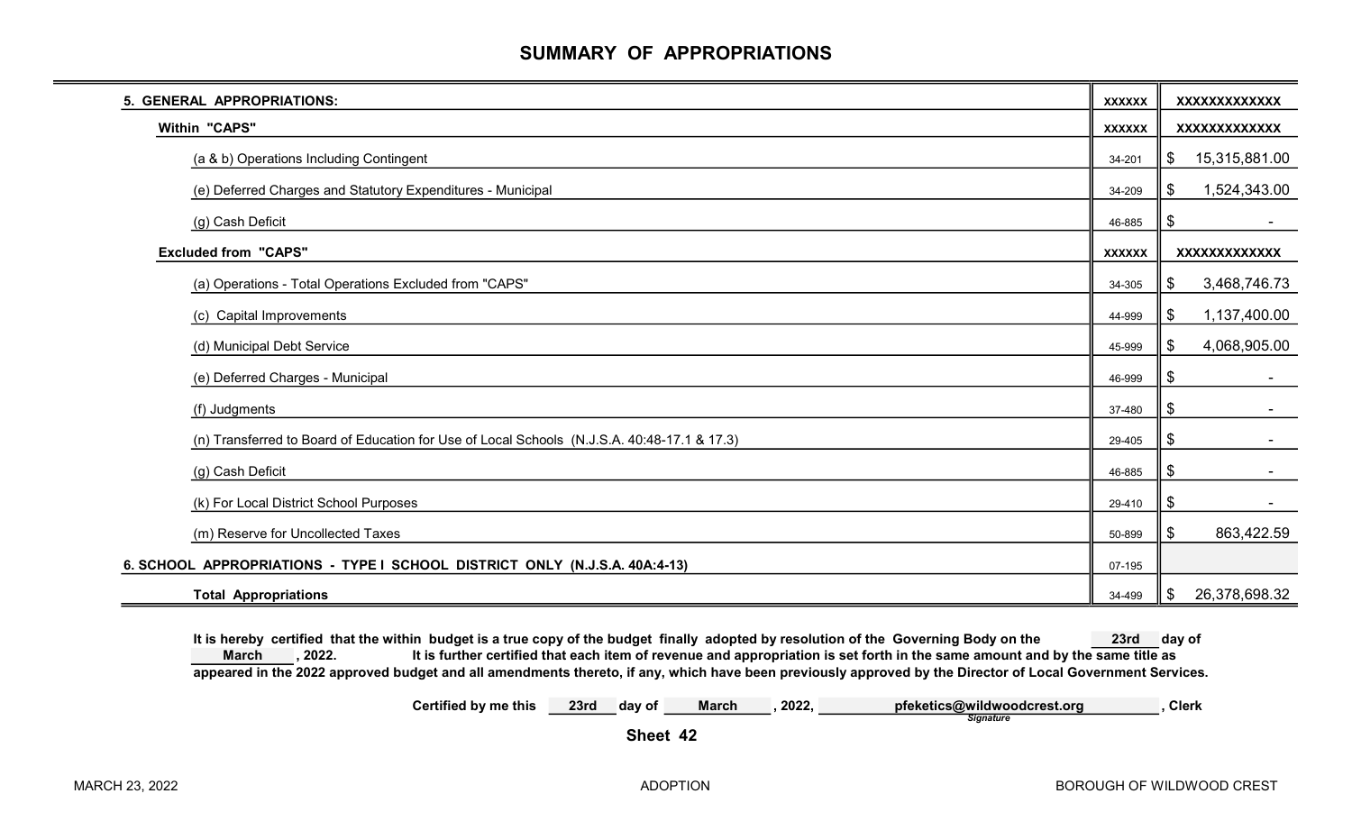# SUMMARY OF APPROPRIATIONS

| | | |
|---|---|---|
| **5. GENERAL APPROPRIATIONS:** | XXXXXX | XXXXXXXXXXXXX |
| **Within "CAPS"** | XXXXXX | XXXXXXXXXXXXX |
| (a & b) Operations Including Contingent | 34-201 | $ 15,315,881.00 |
| (e) Deferred Charges and Statutory Expenditures - Municipal | 34-209 | $ 1,524,343.00 |
| (g) Cash Deficit | 46-885 | $ - |
| **Excluded from "CAPS"** | XXXXXX | XXXXXXXXXXXXX |
| (a) Operations - Total Operations Excluded from "CAPS" | 34-305 | $ 3,468,746.73 |
| (c) Capital Improvements | 44-999 | $ 1,137,400.00 |
| (d) Municipal Debt Service | 45-999 | $ 4,068,905.00 |
| (e) Deferred Charges - Municipal | 46-999 | $ - |
| (f) Judgments | 37-480 | $ - |
| (n) Transferred to Board of Education for Use of Local Schools (N.J.S.A. 40:48-17.1 & 17.3) | 29-405 | $ - |
| (g) Cash Deficit | 46-885 | $ - |
| (k) For Local District School Purposes | 29-410 | $ - |
| (m) Reserve for Uncollected Taxes | 50-899 | $ 863,422.59 |
| **6. SCHOOL APPROPRIATIONS - TYPE I SCHOOL DISTRICT ONLY (N.J.S.A. 40A:4-13)** | 07-195 | |
| **Total Appropriations** | 34-499 | $ 26,378,698.32 |

**It is hereby certified that the within budget is a true copy of the budget finally adopted by resolution of the Governing Body on the 23rd day of March, 2022. It is further certified that each item of revenue and appropriation is set forth in the same amount and by the same title as appeared in the 2022 approved budget and all amendments thereto, if any, which have been previously approved by the Director of Local Government Services.**

**Certified by me this 23rd day of March, 2022, pfeketics@wildwoodcrest.org, Clerk**

*Signature*

**Sheet 42**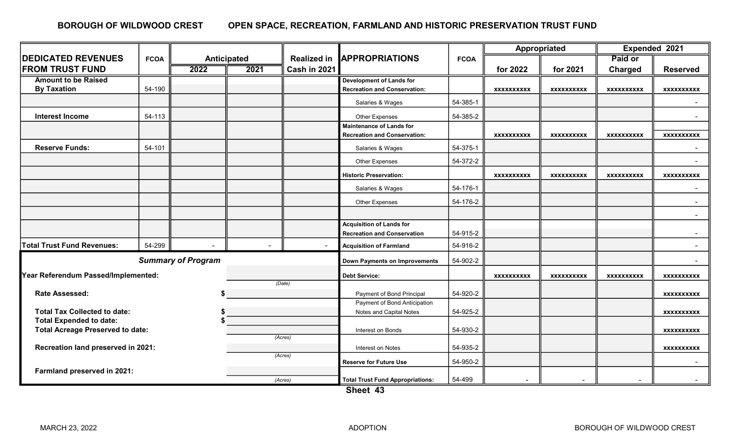## BOROUGH OF WILDWOOD CREST — OPEN SPACE, RECREATION, FARMLAND AND HISTORIC PRESERVATION TRUST FUND

| DEDICATED REVENUES FROM TRUST FUND | FCOA | Anticipated 2022 | Anticipated 2021 | Realized in Cash in 2021 | APPROPRIATIONS | FCOA | Appropriated for 2022 | Appropriated for 2021 | Expended 2021 Paid or Charged | Expended 2021 Reserved |
|---|---|---|---|---|---|---|---|---|---|---|
| Amount to be Raised By Taxation | 54-190 | | | | Development of Lands for Recreation and Conservation: | | xxxxxxxxxx | xxxxxxxxxx | xxxxxxxxxx | xxxxxxxxxx |
| | | | | | Salaries & Wages | 54-385-1 | | | | - |
| Interest Income | 54-113 | | | | Other Expenses | 54-385-2 | | | | - |
| | | | | | Maintenance of Lands for Recreation and Conservation: | | xxxxxxxxxx | xxxxxxxxxx | xxxxxxxxxx | xxxxxxxxxx |
| Reserve Funds: | 54-101 | | | | Salaries & Wages | 54-375-1 | | | | - |
| | | | | | Other Expenses | 54-372-2 | | | | - |
| | | | | | Historic Preservation: | | xxxxxxxxxx | xxxxxxxxxx | xxxxxxxxxx | xxxxxxxxxx |
| | | | | | Salaries & Wages | 54-176-1 | | | | - |
| | | | | | Other Expenses | 54-176-2 | | | | - |
| | | | | | | | | | | - |
| | | | | | Acquisition of Lands for Recreation and Conservation | 54-915-2 | | | | - |
| Total Trust Fund Revenues: | 54-299 | - | - | - | Acquisition of Farmland | 54-916-2 | | | | - |
| | | | | | Down Payments on Improvements | 54-902-2 | | | | - |
| | | | | | Debt Service: | | xxxxxxxxxx | xxxxxxxxxx | xxxxxxxxxx | xxxxxxxxxx |
| | | | | | Payment of Bond Principal | 54-920-2 | | | | xxxxxxxxxx |
| | | | | | Payment of Bond Anticipation Notes and Capital Notes | 54-925-2 | | | | xxxxxxxxxx |
| | | | | | Interest on Bonds | 54-930-2 | | | | xxxxxxxxxx |
| | | | | | Interest on Notes | 54-935-2 | | | | xxxxxxxxxx |
| | | | | | Reserve for Future Use | 54-950-2 | | | | - |
| | | | | | Total Trust Fund Appropriations: | 54-499 | - | - | - | - |

### *Summary of Program*

| | |
|---|---|
| Year Referendum Passed/Implemented: | (Date) |
| Rate Assessed: | $ |
| Total Tax Collected to date: | $ |
| Total Expended to date: | $ |
| Total Acreage Preserved to date: | (Acres) |
| Recreation land preserved in 2021: | (Acres) |
| Farmland preserved in 2021: | (Acres) |

Sheet 43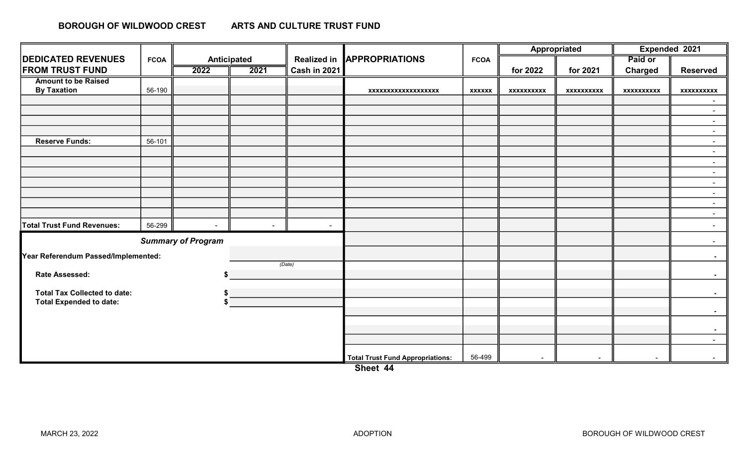## BOROUGH OF WILDWOOD CREST — ARTS AND CULTURE TRUST FUND

| DEDICATED REVENUES FROM TRUST FUND | FCOA | Anticipated | | Realized in Cash in 2021 | APPROPRIATIONS | FCOA | Appropriated | | Expended 2021 | |
|---|---|---|---|---|---|---|---|---|---|---|
| | | 2022 | 2021 | | | | for 2022 | for 2021 | Paid or Charged | Reserved |
| Amount to be Raised By Taxation | 56-190 | | | | xxxxxxxxxxxxxxxxxx | xxxxxx | xxxxxxxxxx | xxxxxxxxxx | xxxxxxxxxx | xxxxxxxxxx |
| | | | | | | | | | | - |
| | | | | | | | | | | - |
| | | | | | | | | | | - |
| | | | | | | | | | | - |
| Reserve Funds: | 56-101 | | | | | | | | | - |
| | | | | | | | | | | - |
| | | | | | | | | | | - |
| | | | | | | | | | | - |
| | | | | | | | | | | - |
| | | | | | | | | | | - |
| | | | | | | | | | | - |
| | | | | | | | | | | - |
| Total Trust Fund Revenues: | 56-299 | - | - | - | | | | | | - |
| | | | | | | | | | | - |
| | | | | | | | | | | - |
| | | | | | | | | | | - |
| | | | | | | | | | | - |
| | | | | | | | | | | - |
| | | | | | | | | | | - |
| | | | | | | | | | | - |
| | | | | | Total Trust Fund Appropriations: | 56-499 | - | - | - | - |

***Summary of Program***

**Year Referendum Passed/Implemented:** ______ *(Date)*

**Rate Assessed:** $ ______

**Total Tax Collected to date:** $ ______

**Total Expended to date:** $ ______

**Sheet 44**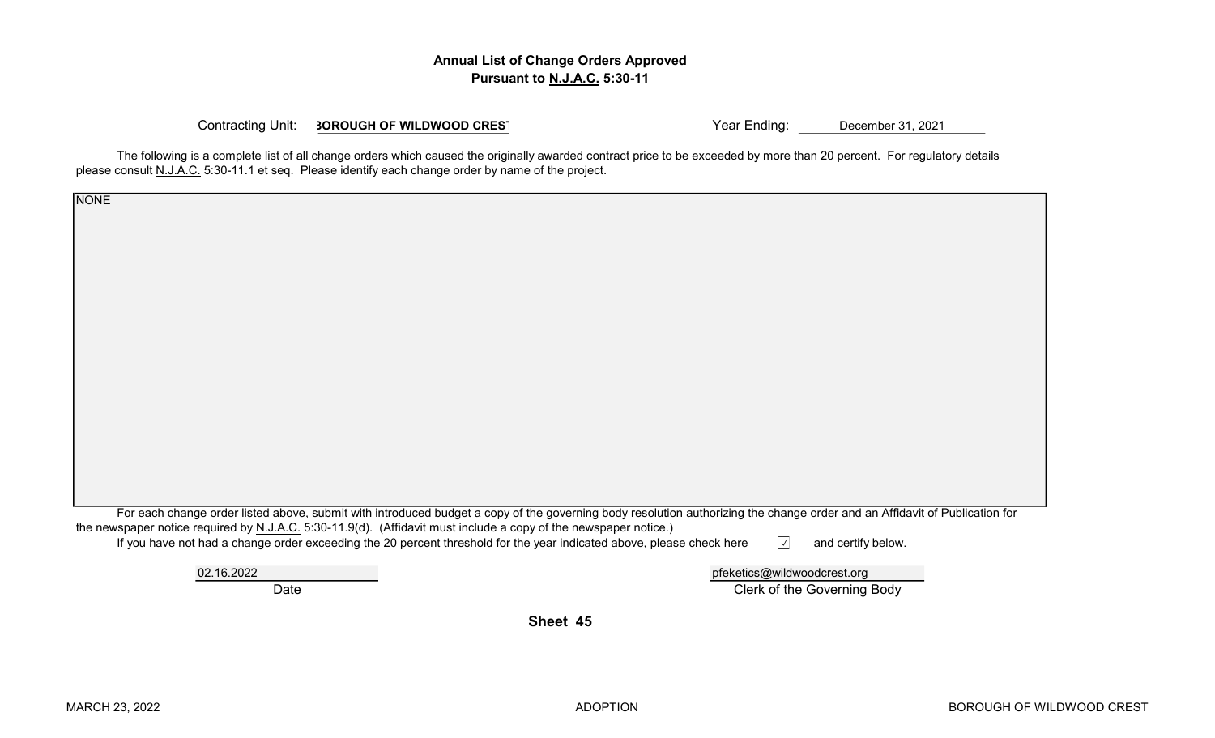**Annual List of Change Orders Approved**
**Pursuant to N.J.A.C. 5:30-11**

Contracting Unit: **BOROUGH OF WILDWOOD CREST** Year Ending: December 31, 2021

The following is a complete list of all change orders which caused the originally awarded contract price to be exceeded by more than 20 percent. For regulatory details please consult N.J.A.C. 5:30-11.1 et seq. Please identify each change order by name of the project.

NONE

For each change order listed above, submit with introduced budget a copy of the governing body resolution authorizing the change order and an Affidavit of Publication for the newspaper notice required by N.J.A.C. 5:30-11.9(d). (Affidavit must include a copy of the newspaper notice.)

If you have not had a change order exceeding the 20 percent threshold for the year indicated above, please check here ☑ and certify below.

02.16.2022
Date

pfeketics@wildwoodcrest.org
Clerk of the Governing Body

**Sheet 45**